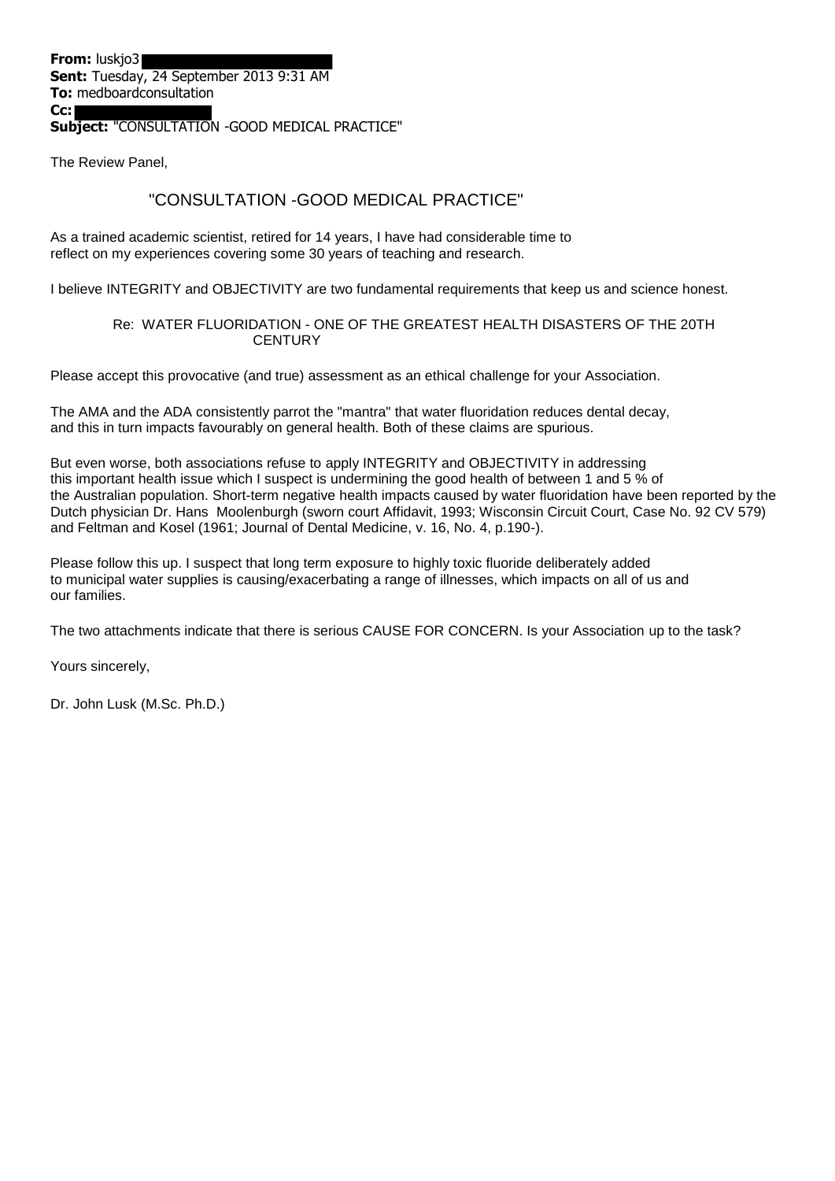**From:** luskjo3
**Sent:** Tuesday, 24 September 2013 9:31 AM
**To:** medboardconsultation
**Cc:**
**Subject:** "CONSULTATION -GOOD MEDICAL PRACTICE"

The Review Panel,

"CONSULTATION -GOOD MEDICAL PRACTICE"

As a trained academic scientist, retired for 14 years, I have had considerable time to reflect on my experiences covering some 30 years of teaching and research.

I believe INTEGRITY and OBJECTIVITY are two fundamental requirements that keep us and science honest.

Re: WATER FLUORIDATION - ONE OF THE GREATEST HEALTH DISASTERS OF THE 20TH CENTURY

Please accept this provocative (and true) assessment as an ethical challenge for your Association.

The AMA and the ADA consistently parrot the "mantra" that water fluoridation reduces dental decay, and this in turn impacts favourably on general health. Both of these claims are spurious.

But even worse, both associations refuse to apply INTEGRITY and OBJECTIVITY in addressing this important health issue which I suspect is undermining the good health of between 1 and 5 % of the Australian population. Short-term negative health impacts caused by water fluoridation have been reported by the Dutch physician Dr. Hans Moolenburgh (sworn court Affidavit, 1993; Wisconsin Circuit Court, Case No. 92 CV 579) and Feltman and Kosel (1961; Journal of Dental Medicine, v. 16, No. 4, p.190-).

Please follow this up. I suspect that long term exposure to highly toxic fluoride deliberately added to municipal water supplies is causing/exacerbating a range of illnesses, which impacts on all of us and our families.

The two attachments indicate that there is serious CAUSE FOR CONCERN. Is your Association up to the task?

Yours sincerely,

Dr. John Lusk (M.Sc. Ph.D.)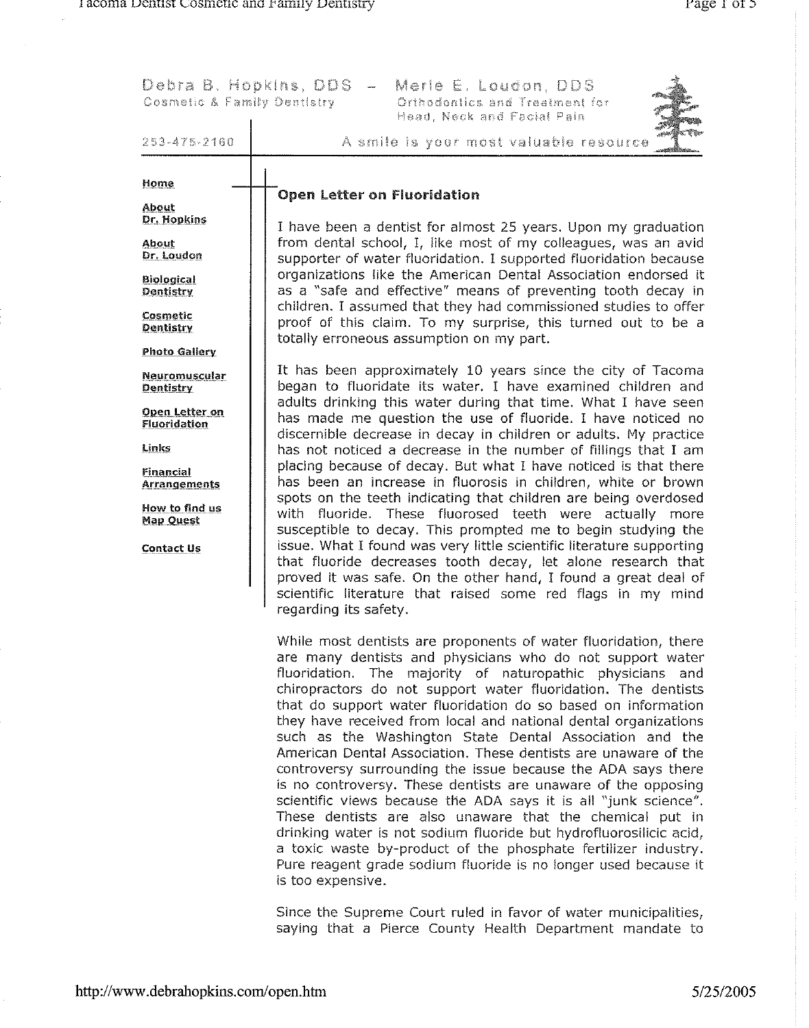Debra B. Hopkins, DDS – Merle E. Loudon, DDS
Cosmetic & Family Dentistry — Orthodontics and Treatment for Head, Neck and Facial Pain

253-475-2160 — A smile is your most valuable resource

- Home
- About Dr. Hopkins
- About Dr. Loudon
- Biological Dentistry
- Cosmetic Dentistry
- Photo Gallery
- Neuromuscular Dentistry
- Open Letter on Fluoridation
- Links
- Financial Arrangements
- How to find us Map Quest
- Contact Us

## Open Letter on Fluoridation

I have been a dentist for almost 25 years. Upon my graduation from dental school, I, like most of my colleagues, was an avid supporter of water fluoridation. I supported fluoridation because organizations like the American Dental Association endorsed it as a "safe and effective" means of preventing tooth decay in children. I assumed that they had commissioned studies to offer proof of this claim. To my surprise, this turned out to be a totally erroneous assumption on my part.

It has been approximately 10 years since the city of Tacoma began to fluoridate its water. I have examined children and adults drinking this water during that time. What I have seen has made me question the use of fluoride. I have noticed no discernible decrease in decay in children or adults. My practice has not noticed a decrease in the number of fillings that I am placing because of decay. But what I have noticed is that there has been an increase in fluorosis in children, white or brown spots on the teeth indicating that children are being overdosed with fluoride. These fluorosed teeth were actually more susceptible to decay. This prompted me to begin studying the issue. What I found was very little scientific literature supporting that fluoride decreases tooth decay, let alone research that proved it was safe. On the other hand, I found a great deal of scientific literature that raised some red flags in my mind regarding its safety.

While most dentists are proponents of water fluoridation, there are many dentists and physicians who do not support water fluoridation. The majority of naturopathic physicians and chiropractors do not support water fluoridation. The dentists that do support water fluoridation do so based on information they have received from local and national dental organizations such as the Washington State Dental Association and the American Dental Association. These dentists are unaware of the controversy surrounding the issue because the ADA says there is no controversy. These dentists are unaware of the opposing scientific views because the ADA says it is all "junk science". These dentists are also unaware that the chemical put in drinking water is not sodium fluoride but hydrofluorosilicic acid, a toxic waste by-product of the phosphate fertilizer industry. Pure reagent grade sodium fluoride is no longer used because it is too expensive.

Since the Supreme Court ruled in favor of water municipalities, saying that a Pierce County Health Department mandate to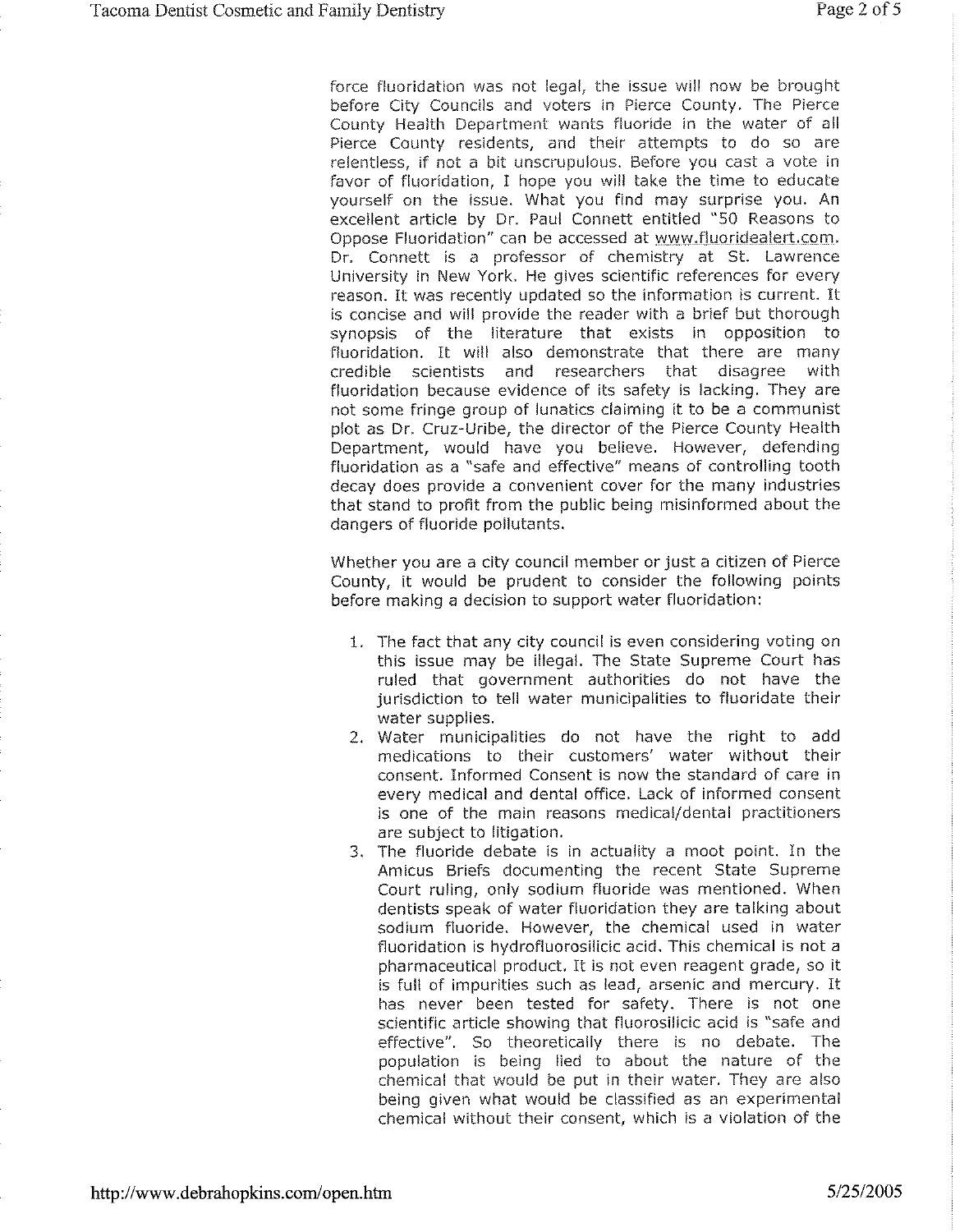force fluoridation was not legal, the issue will now be brought before City Councils and voters in Pierce County. The Pierce County Health Department wants fluoride in the water of all Pierce County residents, and their attempts to do so are relentless, if not a bit unscrupulous. Before you cast a vote in favor of fluoridation, I hope you will take the time to educate yourself on the issue. What you find may surprise you. An excellent article by Dr. Paul Connett entitled "50 Reasons to Oppose Fluoridation" can be accessed at www.fluoridealert.com. Dr. Connett is a professor of chemistry at St. Lawrence University in New York. He gives scientific references for every reason. It was recently updated so the information is current. It is concise and will provide the reader with a brief but thorough synopsis of the literature that exists in opposition to fluoridation. It will also demonstrate that there are many credible scientists and researchers that disagree with fluoridation because evidence of its safety is lacking. They are not some fringe group of lunatics claiming it to be a communist plot as Dr. Cruz-Uribe, the director of the Pierce County Health Department, would have you believe. However, defending fluoridation as a "safe and effective" means of controlling tooth decay does provide a convenient cover for the many industries that stand to profit from the public being misinformed about the dangers of fluoride pollutants.

Whether you are a city council member or just a citizen of Pierce County, it would be prudent to consider the following points before making a decision to support water fluoridation:

1. The fact that any city council is even considering voting on this issue may be illegal. The State Supreme Court has ruled that government authorities do not have the jurisdiction to tell water municipalities to fluoridate their water supplies.
2. Water municipalities do not have the right to add medications to their customers' water without their consent. Informed Consent is now the standard of care in every medical and dental office. Lack of informed consent is one of the main reasons medical/dental practitioners are subject to litigation.
3. The fluoride debate is in actuality a moot point. In the Amicus Briefs documenting the recent State Supreme Court ruling, only sodium fluoride was mentioned. When dentists speak of water fluoridation they are talking about sodium fluoride. However, the chemical used in water fluoridation is hydrofluorosilicic acid. This chemical is not a pharmaceutical product. It is not even reagent grade, so it is full of impurities such as lead, arsenic and mercury. It has never been tested for safety. There is not one scientific article showing that fluorosilicic acid is "safe and effective". So theoretically there is no debate. The population is being lied to about the nature of the chemical that would be put in their water. They are also being given what would be classified as an experimental chemical without their consent, which is a violation of the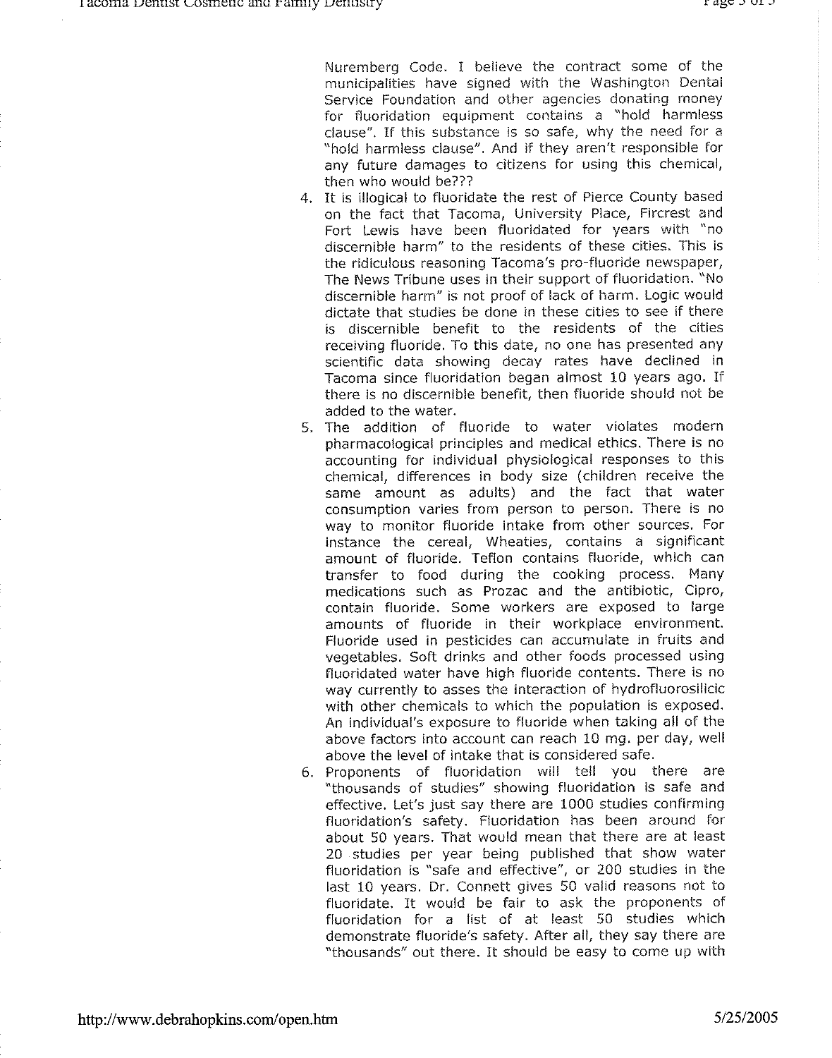Nuremberg Code. I believe the contract some of the municipalities have signed with the Washington Dental Service Foundation and other agencies donating money for fluoridation equipment contains a "hold harmless clause". If this substance is so safe, why the need for a "hold harmless clause". And if they aren't responsible for any future damages to citizens for using this chemical, then who would be???

4. It is illogical to fluoridate the rest of Pierce County based on the fact that Tacoma, University Place, Fircrest and Fort Lewis have been fluoridated for years with "no discernible harm" to the residents of these cities. This is the ridiculous reasoning Tacoma's pro-fluoride newspaper, The News Tribune uses in their support of fluoridation. "No discernible harm" is not proof of lack of harm. Logic would dictate that studies be done in these cities to see if there is discernible benefit to the residents of the cities receiving fluoride. To this date, no one has presented any scientific data showing decay rates have declined in Tacoma since fluoridation began almost 10 years ago. If there is no discernible benefit, then fluoride should not be added to the water.
5. The addition of fluoride to water violates modern pharmacological principles and medical ethics. There is no accounting for individual physiological responses to this chemical, differences in body size (children receive the same amount as adults) and the fact that water consumption varies from person to person. There is no way to monitor fluoride intake from other sources. For instance the cereal, Wheaties, contains a significant amount of fluoride. Teflon contains fluoride, which can transfer to food during the cooking process. Many medications such as Prozac and the antibiotic, Cipro, contain fluoride. Some workers are exposed to large amounts of fluoride in their workplace environment. Fluoride used in pesticides can accumulate in fruits and vegetables. Soft drinks and other foods processed using fluoridated water have high fluoride contents. There is no way currently to asses the interaction of hydrofluorosilicic with other chemicals to which the population is exposed. An individual's exposure to fluoride when taking all of the above factors into account can reach 10 mg. per day, well above the level of intake that is considered safe.
6. Proponents of fluoridation will tell you there are "thousands of studies" showing fluoridation is safe and effective. Let's just say there are 1000 studies confirming fluoridation's safety. Fluoridation has been around for about 50 years. That would mean that there are at least 20 studies per year being published that show water fluoridation is "safe and effective", or 200 studies in the last 10 years. Dr. Connett gives 50 valid reasons not to fluoridate. It would be fair to ask the proponents of fluoridation for a list of at least 50 studies which demonstrate fluoride's safety. After all, they say there are "thousands" out there. It should be easy to come up with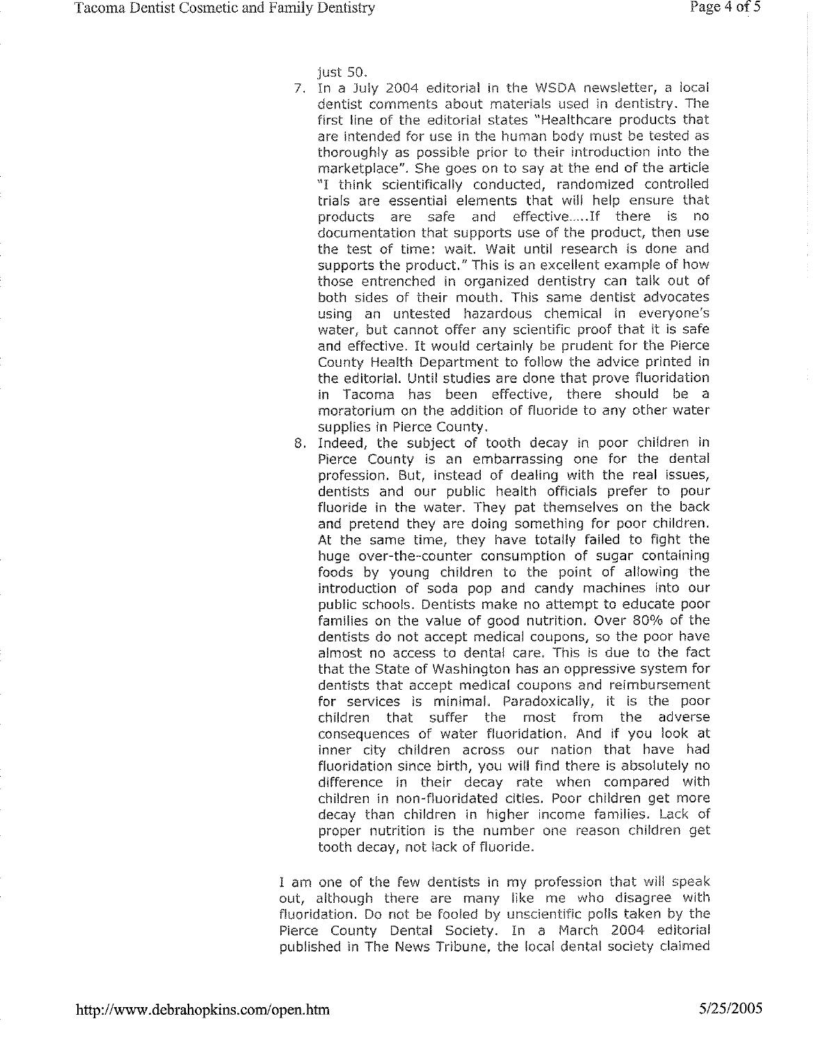just 50.

7. In a July 2004 editorial in the WSDA newsletter, a local dentist comments about materials used in dentistry. The first line of the editorial states "Healthcare products that are intended for use in the human body must be tested as thoroughly as possible prior to their introduction into the marketplace". She goes on to say at the end of the article "I think scientifically conducted, randomized controlled trials are essential elements that will help ensure that products are safe and effective.....If there is no documentation that supports use of the product, then use the test of time: wait. Wait until research is done and supports the product." This is an excellent example of how those entrenched in organized dentistry can talk out of both sides of their mouth. This same dentist advocates using an untested hazardous chemical in everyone's water, but cannot offer any scientific proof that it is safe and effective. It would certainly be prudent for the Pierce County Health Department to follow the advice printed in the editorial. Until studies are done that prove fluoridation in Tacoma has been effective, there should be a moratorium on the addition of fluoride to any other water supplies in Pierce County.
8. Indeed, the subject of tooth decay in poor children in Pierce County is an embarrassing one for the dental profession. But, instead of dealing with the real issues, dentists and our public health officials prefer to pour fluoride in the water. They pat themselves on the back and pretend they are doing something for poor children. At the same time, they have totally failed to fight the huge over-the-counter consumption of sugar containing foods by young children to the point of allowing the introduction of soda pop and candy machines into our public schools. Dentists make no attempt to educate poor families on the value of good nutrition. Over 80% of the dentists do not accept medical coupons, so the poor have almost no access to dental care. This is due to the fact that the State of Washington has an oppressive system for dentists that accept medical coupons and reimbursement for services is minimal. Paradoxically, it is the poor children that suffer the most from the adverse consequences of water fluoridation. And if you look at inner city children across our nation that have had fluoridation since birth, you will find there is absolutely no difference in their decay rate when compared with children in non-fluoridated cities. Poor children get more decay than children in higher income families. Lack of proper nutrition is the number one reason children get tooth decay, not lack of fluoride.

I am one of the few dentists in my profession that will speak out, although there are many like me who disagree with fluoridation. Do not be fooled by unscientific polls taken by the Pierce County Dental Society. In a March 2004 editorial published in The News Tribune, the local dental society claimed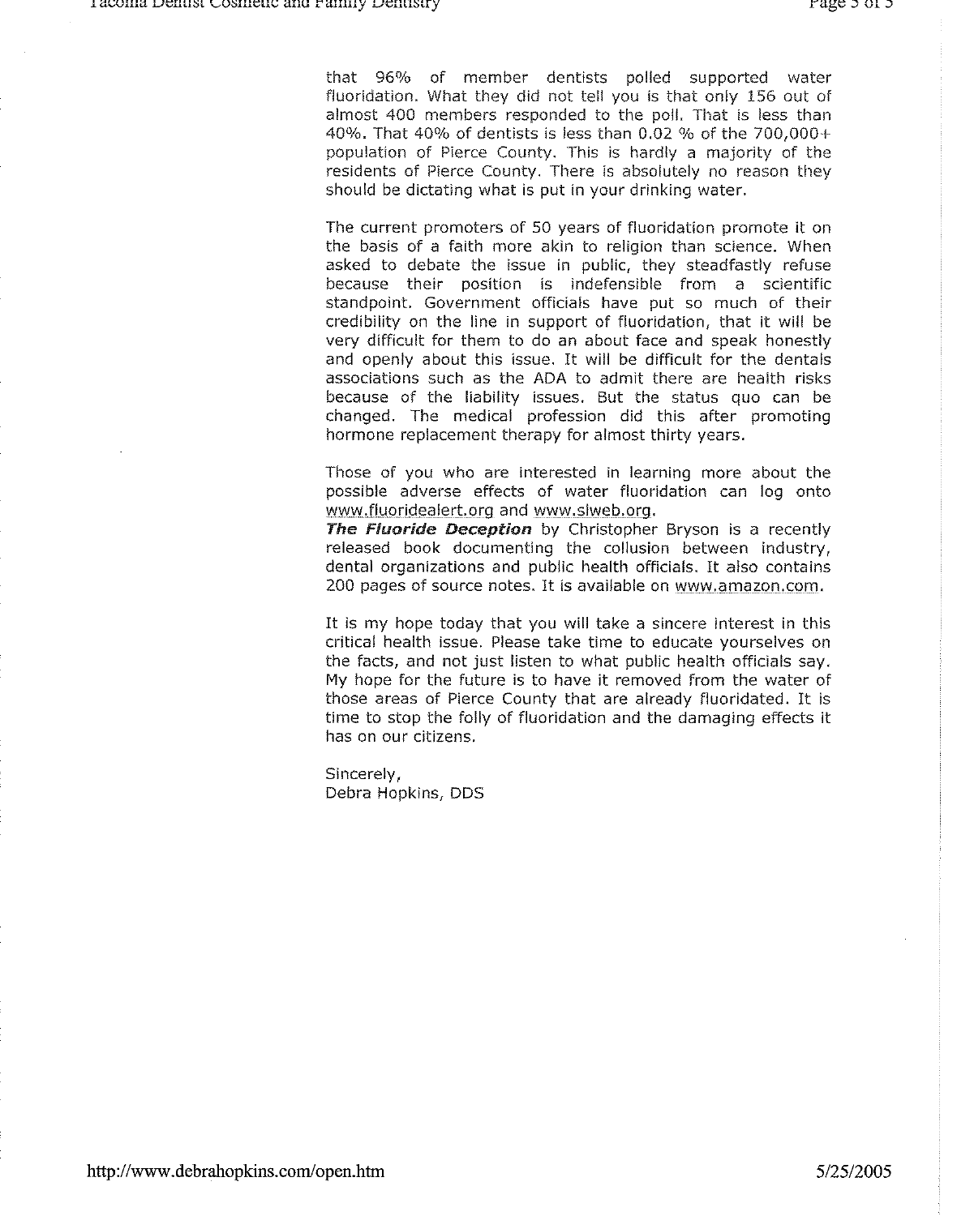that 96% of member dentists polled supported water fluoridation. What they did not tell you is that only 156 out of almost 400 members responded to the poll. That is less than 40%. That 40% of dentists is less than 0.02 % of the 700,000+ population of Pierce County. This is hardly a majority of the residents of Pierce County. There is absolutely no reason they should be dictating what is put in your drinking water.

The current promoters of 50 years of fluoridation promote it on the basis of a faith more akin to religion than science. When asked to debate the issue in public, they steadfastly refuse because their position is indefensible from a scientific standpoint. Government officials have put so much of their credibility on the line in support of fluoridation, that it will be very difficult for them to do an about face and speak honestly and openly about this issue. It will be difficult for the dentals associations such as the ADA to admit there are health risks because of the liability issues. But the status quo can be changed. The medical profession did this after promoting hormone replacement therapy for almost thirty years.

Those of you who are interested in learning more about the possible adverse effects of water fluoridation can log onto www.fluoridealert.org and www.slweb.org.
***The Fluoride Deception*** by Christopher Bryson is a recently released book documenting the collusion between industry, dental organizations and public health officials. It also contains 200 pages of source notes. It is available on www.amazon.com.

It is my hope today that you will take a sincere interest in this critical health issue. Please take time to educate yourselves on the facts, and not just listen to what public health officials say. My hope for the future is to have it removed from the water of those areas of Pierce County that are already fluoridated. It is time to stop the folly of fluoridation and the damaging effects it has on our citizens.

Sincerely,
Debra Hopkins, DDS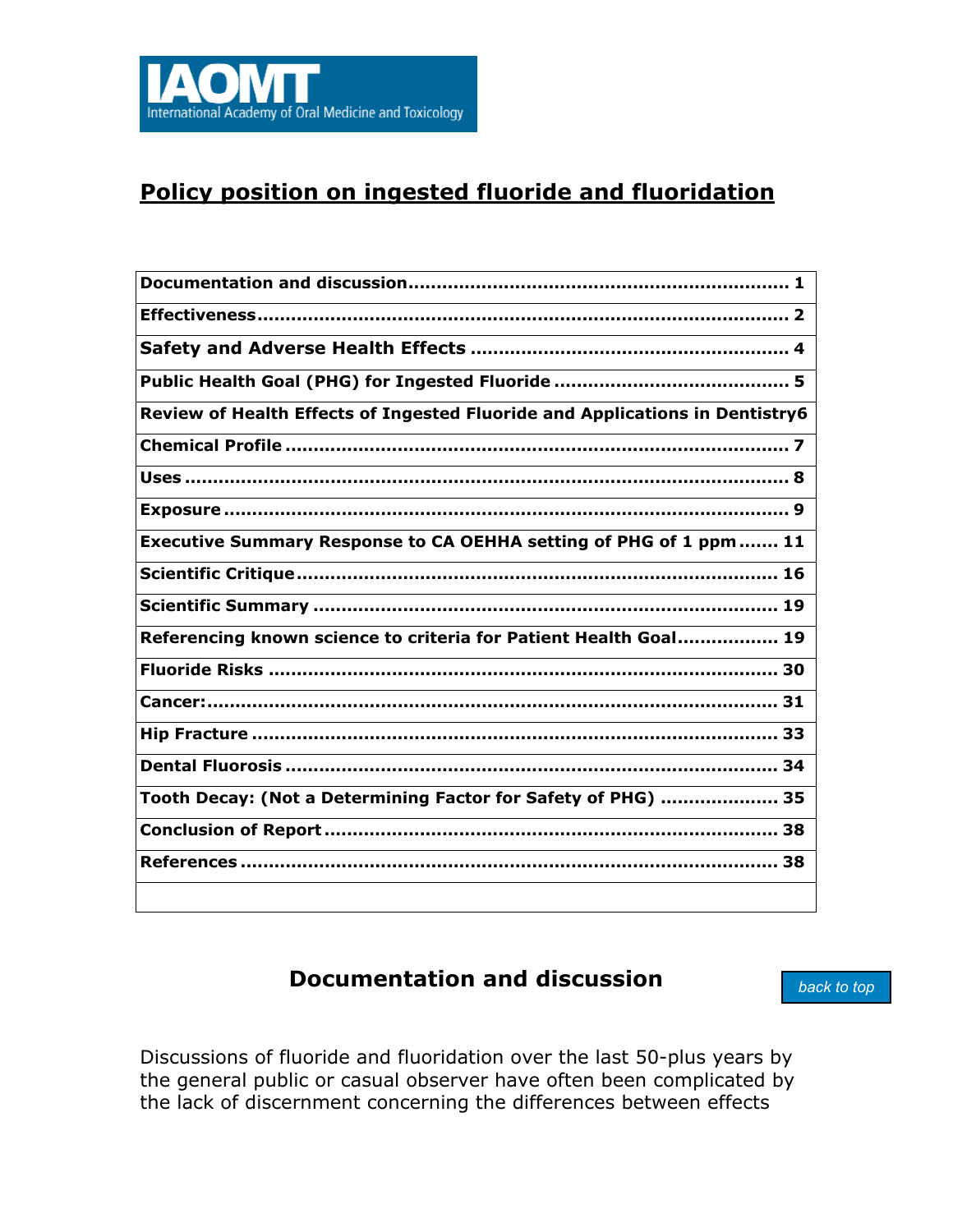IAOMT
International Academy of Oral Medicine and Toxicology

# Policy position on ingested fluoride and fluoridation

| | |
|---|---|
| Documentation and discussion | 1 |
| Effectiveness | 2 |
| Safety and Adverse Health Effects | 4 |
| Public Health Goal (PHG) for Ingested Fluoride | 5 |
| Review of Health Effects of Ingested Fluoride and Applications in Dentistry | 6 |
| Chemical Profile | 7 |
| Uses | 8 |
| Exposure | 9 |
| Executive Summary Response to CA OEHHA setting of PHG of 1 ppm | 11 |
| Scientific Critique | 16 |
| Scientific Summary | 19 |
| Referencing known science to criteria for Patient Health Goal | 19 |
| Fluoride Risks | 30 |
| Cancer: | 31 |
| Hip Fracture | 33 |
| Dental Fluorosis | 34 |
| Tooth Decay: (Not a Determining Factor for Safety of PHG) | 35 |
| Conclusion of Report | 38 |
| References | 38 |

## Documentation and discussion

back to top

Discussions of fluoride and fluoridation over the last 50-plus years by the general public or casual observer have often been complicated by the lack of discernment concerning the differences between effects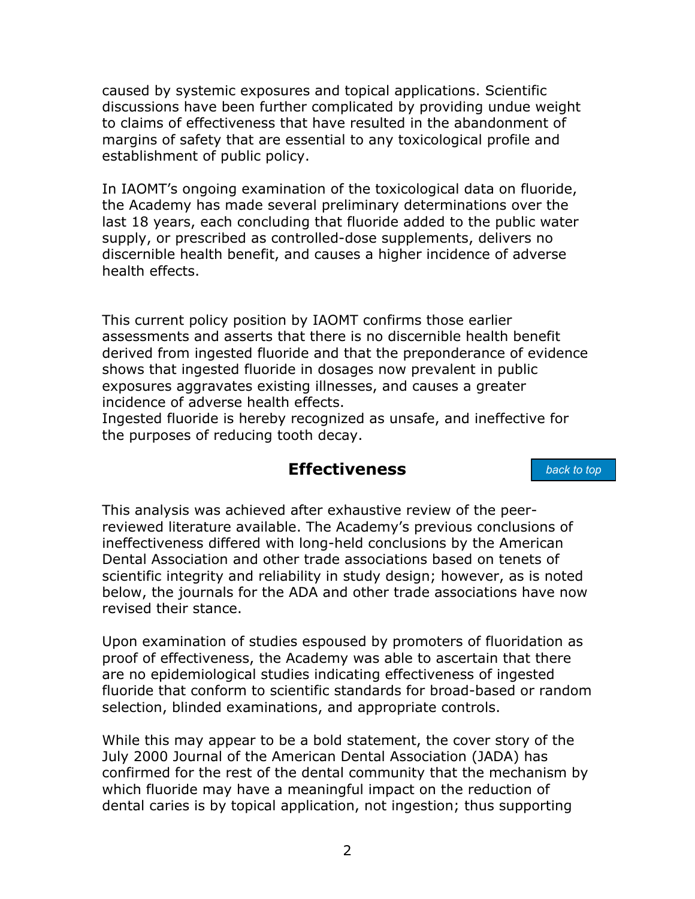caused by systemic exposures and topical applications. Scientific discussions have been further complicated by providing undue weight to claims of effectiveness that have resulted in the abandonment of margins of safety that are essential to any toxicological profile and establishment of public policy.

In IAOMT's ongoing examination of the toxicological data on fluoride, the Academy has made several preliminary determinations over the last 18 years, each concluding that fluoride added to the public water supply, or prescribed as controlled-dose supplements, delivers no discernible health benefit, and causes a higher incidence of adverse health effects.

This current policy position by IAOMT confirms those earlier assessments and asserts that there is no discernible health benefit derived from ingested fluoride and that the preponderance of evidence shows that ingested fluoride in dosages now prevalent in public exposures aggravates existing illnesses, and causes a greater incidence of adverse health effects.
Ingested fluoride is hereby recognized as unsafe, and ineffective for the purposes of reducing tooth decay.

## Effectiveness

back to top

This analysis was achieved after exhaustive review of the peer-reviewed literature available. The Academy's previous conclusions of ineffectiveness differed with long-held conclusions by the American Dental Association and other trade associations based on tenets of scientific integrity and reliability in study design; however, as is noted below, the journals for the ADA and other trade associations have now revised their stance.

Upon examination of studies espoused by promoters of fluoridation as proof of effectiveness, the Academy was able to ascertain that there are no epidemiological studies indicating effectiveness of ingested fluoride that conform to scientific standards for broad-based or random selection, blinded examinations, and appropriate controls.

While this may appear to be a bold statement, the cover story of the July 2000 Journal of the American Dental Association (JADA) has confirmed for the rest of the dental community that the mechanism by which fluoride may have a meaningful impact on the reduction of dental caries is by topical application, not ingestion; thus supporting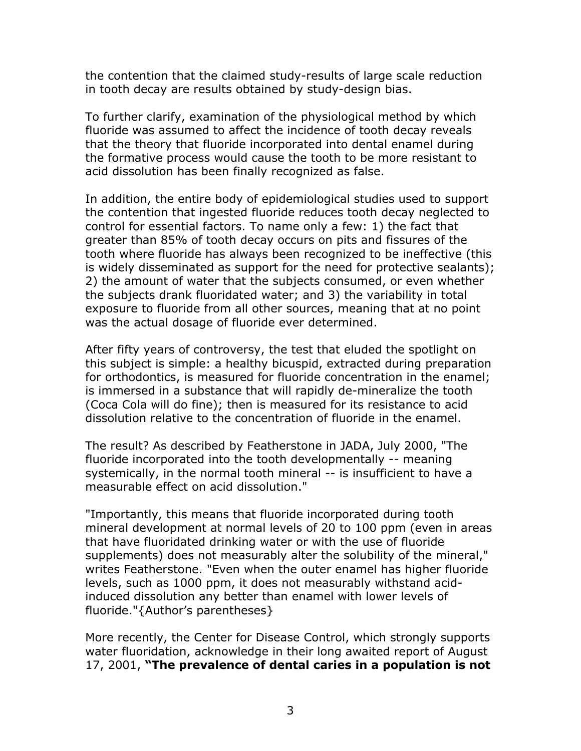the contention that the claimed study-results of large scale reduction in tooth decay are results obtained by study-design bias.

To further clarify, examination of the physiological method by which fluoride was assumed to affect the incidence of tooth decay reveals that the theory that fluoride incorporated into dental enamel during the formative process would cause the tooth to be more resistant to acid dissolution has been finally recognized as false.

In addition, the entire body of epidemiological studies used to support the contention that ingested fluoride reduces tooth decay neglected to control for essential factors. To name only a few: 1) the fact that greater than 85% of tooth decay occurs on pits and fissures of the tooth where fluoride has always been recognized to be ineffective (this is widely disseminated as support for the need for protective sealants); 2) the amount of water that the subjects consumed, or even whether the subjects drank fluoridated water; and 3) the variability in total exposure to fluoride from all other sources, meaning that at no point was the actual dosage of fluoride ever determined.

After fifty years of controversy, the test that eluded the spotlight on this subject is simple: a healthy bicuspid, extracted during preparation for orthodontics, is measured for fluoride concentration in the enamel; is immersed in a substance that will rapidly de-mineralize the tooth (Coca Cola will do fine); then is measured for its resistance to acid dissolution relative to the concentration of fluoride in the enamel.

The result? As described by Featherstone in JADA, July 2000, "The fluoride incorporated into the tooth developmentally -- meaning systemically, in the normal tooth mineral -- is insufficient to have a measurable effect on acid dissolution."

"Importantly, this means that fluoride incorporated during tooth mineral development at normal levels of 20 to 100 ppm (even in areas that have fluoridated drinking water or with the use of fluoride supplements) does not measurably alter the solubility of the mineral," writes Featherstone. "Even when the outer enamel has higher fluoride levels, such as 1000 ppm, it does not measurably withstand acid-induced dissolution any better than enamel with lower levels of fluoride."{Author's parentheses}

More recently, the Center for Disease Control, which strongly supports water fluoridation, acknowledge in their long awaited report of August 17, 2001, **"The prevalence of dental caries in a population is not**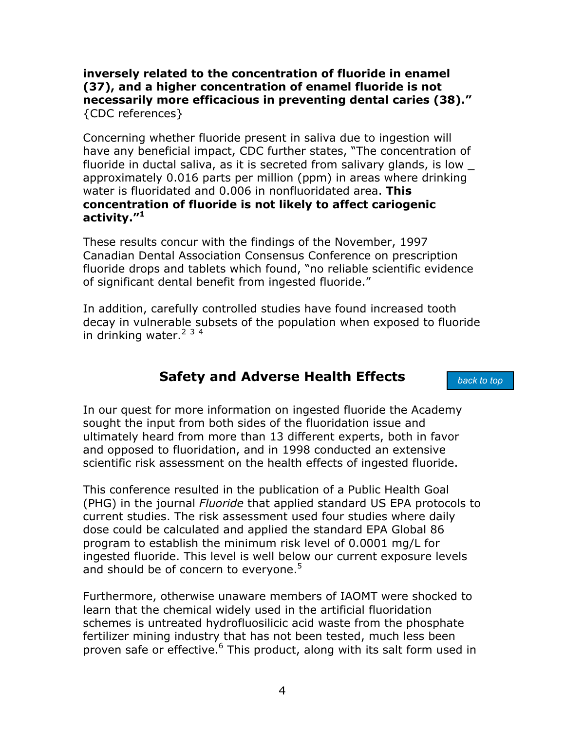**inversely related to the concentration of fluoride in enamel (37), and a higher concentration of enamel fluoride is not necessarily more efficacious in preventing dental caries (38)."** {CDC references}

Concerning whether fluoride present in saliva due to ingestion will have any beneficial impact, CDC further states, "The concentration of fluoride in ductal saliva, as it is secreted from salivary glands, is low _ approximately 0.016 parts per million (ppm) in areas where drinking water is fluoridated and 0.006 in nonfluoridated area. **This concentration of fluoride is not likely to affect cariogenic activity."[1]**

These results concur with the findings of the November, 1997 Canadian Dental Association Consensus Conference on prescription fluoride drops and tablets which found, "no reliable scientific evidence of significant dental benefit from ingested fluoride."

In addition, carefully controlled studies have found increased tooth decay in vulnerable subsets of the population when exposed to fluoride in drinking water.[2] [3] [4]

## Safety and Adverse Health Effects

*back to top*

In our quest for more information on ingested fluoride the Academy sought the input from both sides of the fluoridation issue and ultimately heard from more than 13 different experts, both in favor and opposed to fluoridation, and in 1998 conducted an extensive scientific risk assessment on the health effects of ingested fluoride.

This conference resulted in the publication of a Public Health Goal (PHG) in the journal *Fluoride* that applied standard US EPA protocols to current studies. The risk assessment used four studies where daily dose could be calculated and applied the standard EPA Global 86 program to establish the minimum risk level of 0.0001 mg/L for ingested fluoride. This level is well below our current exposure levels and should be of concern to everyone.[5]

Furthermore, otherwise unaware members of IAOMT were shocked to learn that the chemical widely used in the artificial fluoridation schemes is untreated hydrofluosilicic acid waste from the phosphate fertilizer mining industry that has not been tested, much less been proven safe or effective.[6] This product, along with its salt form used in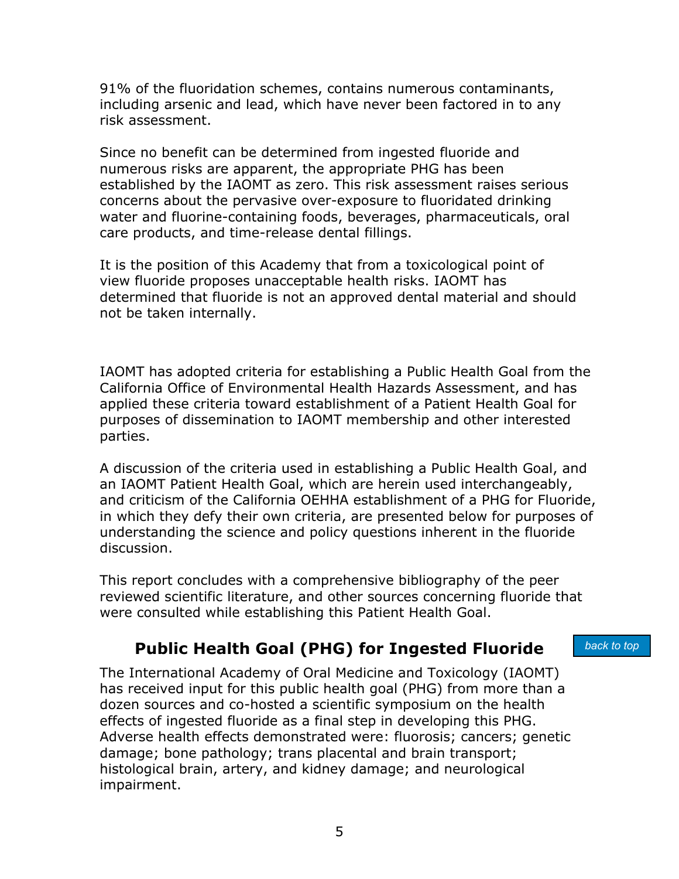91% of the fluoridation schemes, contains numerous contaminants, including arsenic and lead, which have never been factored in to any risk assessment.

Since no benefit can be determined from ingested fluoride and numerous risks are apparent, the appropriate PHG has been established by the IAOMT as zero. This risk assessment raises serious concerns about the pervasive over-exposure to fluoridated drinking water and fluorine-containing foods, beverages, pharmaceuticals, oral care products, and time-release dental fillings.

It is the position of this Academy that from a toxicological point of view fluoride proposes unacceptable health risks. IAOMT has determined that fluoride is not an approved dental material and should not be taken internally.

IAOMT has adopted criteria for establishing a Public Health Goal from the California Office of Environmental Health Hazards Assessment, and has applied these criteria toward establishment of a Patient Health Goal for purposes of dissemination to IAOMT membership and other interested parties.

A discussion of the criteria used in establishing a Public Health Goal, and an IAOMT Patient Health Goal, which are herein used interchangeably, and criticism of the California OEHHA establishment of a PHG for Fluoride, in which they defy their own criteria, are presented below for purposes of understanding the science and policy questions inherent in the fluoride discussion.

This report concludes with a comprehensive bibliography of the peer reviewed scientific literature, and other sources concerning fluoride that were consulted while establishing this Patient Health Goal.

## Public Health Goal (PHG) for Ingested Fluoride

back to top

The International Academy of Oral Medicine and Toxicology (IAOMT) has received input for this public health goal (PHG) from more than a dozen sources and co-hosted a scientific symposium on the health effects of ingested fluoride as a final step in developing this PHG. Adverse health effects demonstrated were: fluorosis; cancers; genetic damage; bone pathology; trans placental and brain transport; histological brain, artery, and kidney damage; and neurological impairment.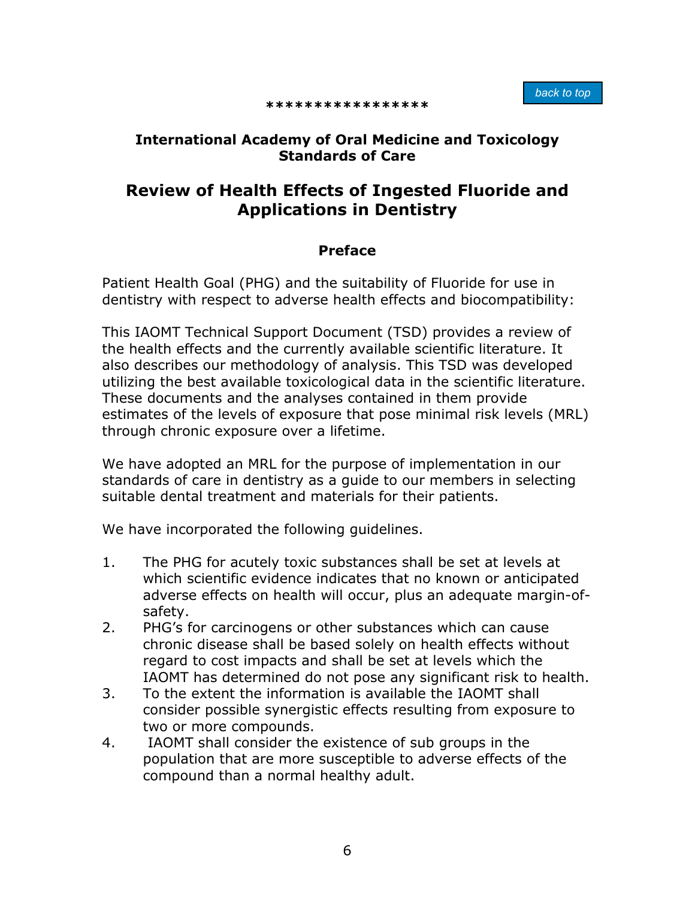*****************

**International Academy of Oral Medicine and Toxicology Standards of Care**

## Review of Health Effects of Ingested Fluoride and Applications in Dentistry

### Preface

Patient Health Goal (PHG) and the suitability of Fluoride for use in dentistry with respect to adverse health effects and biocompatibility:

This IAOMT Technical Support Document (TSD) provides a review of the health effects and the currently available scientific literature. It also describes our methodology of analysis. This TSD was developed utilizing the best available toxicological data in the scientific literature. These documents and the analyses contained in them provide estimates of the levels of exposure that pose minimal risk levels (MRL) through chronic exposure over a lifetime.

We have adopted an MRL for the purpose of implementation in our standards of care in dentistry as a guide to our members in selecting suitable dental treatment and materials for their patients.

We have incorporated the following guidelines.

1. The PHG for acutely toxic substances shall be set at levels at which scientific evidence indicates that no known or anticipated adverse effects on health will occur, plus an adequate margin-of-safety.
2. PHG's for carcinogens or other substances which can cause chronic disease shall be based solely on health effects without regard to cost impacts and shall be set at levels which the IAOMT has determined do not pose any significant risk to health.
3. To the extent the information is available the IAOMT shall consider possible synergistic effects resulting from exposure to two or more compounds.
4. IAOMT shall consider the existence of sub groups in the population that are more susceptible to adverse effects of the compound than a normal healthy adult.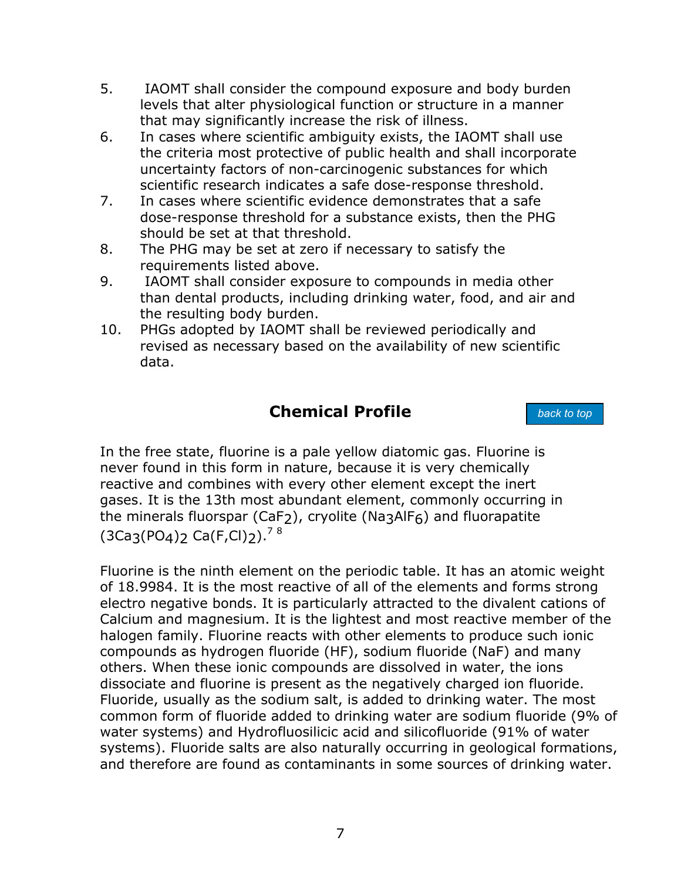5. IAOMT shall consider the compound exposure and body burden levels that alter physiological function or structure in a manner that may significantly increase the risk of illness.
6. In cases where scientific ambiguity exists, the IAOMT shall use the criteria most protective of public health and shall incorporate uncertainty factors of non-carcinogenic substances for which scientific research indicates a safe dose-response threshold.
7. In cases where scientific evidence demonstrates that a safe dose-response threshold for a substance exists, then the PHG should be set at that threshold.
8. The PHG may be set at zero if necessary to satisfy the requirements listed above.
9. IAOMT shall consider exposure to compounds in media other than dental products, including drinking water, food, and air and the resulting body burden.
10. PHGs adopted by IAOMT shall be reviewed periodically and revised as necessary based on the availability of new scientific data.

## Chemical Profile

back to top

In the free state, fluorine is a pale yellow diatomic gas. Fluorine is never found in this form in nature, because it is very chemically reactive and combines with every other element except the inert gases. It is the 13th most abundant element, commonly occurring in the minerals fluorspar ($CaF_2$), cryolite ($Na_3AlF_6$) and fluorapatite ($3Ca_3(PO_4)_2\ Ca(F,Cl)_2$).[7 8]

Fluorine is the ninth element on the periodic table. It has an atomic weight of 18.9984. It is the most reactive of all of the elements and forms strong electro negative bonds. It is particularly attracted to the divalent cations of Calcium and magnesium. It is the lightest and most reactive member of the halogen family. Fluorine reacts with other elements to produce such ionic compounds as hydrogen fluoride (HF), sodium fluoride (NaF) and many others. When these ionic compounds are dissolved in water, the ions dissociate and fluorine is present as the negatively charged ion fluoride. Fluoride, usually as the sodium salt, is added to drinking water. The most common form of fluoride added to drinking water are sodium fluoride (9% of water systems) and Hydrofluosilicic acid and silicofluoride (91% of water systems). Fluoride salts are also naturally occurring in geological formations, and therefore are found as contaminants in some sources of drinking water.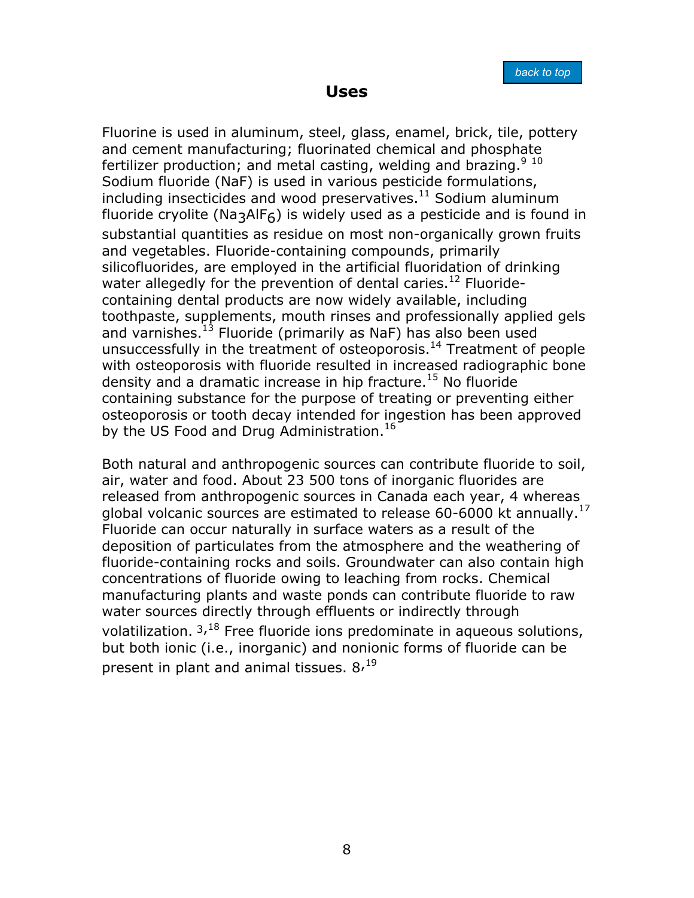## Uses

Fluorine is used in aluminum, steel, glass, enamel, brick, tile, pottery and cement manufacturing; fluorinated chemical and phosphate fertilizer production; and metal casting, welding and brazing.[9] [10] Sodium fluoride (NaF) is used in various pesticide formulations, including insecticides and wood preservatives.[11] Sodium aluminum fluoride cryolite ($Na_3AlF_6$) is widely used as a pesticide and is found in substantial quantities as residue on most non-organically grown fruits and vegetables. Fluoride-containing compounds, primarily silicofluorides, are employed in the artificial fluoridation of drinking water allegedly for the prevention of dental caries.[12] Fluoride-containing dental products are now widely available, including toothpaste, supplements, mouth rinses and professionally applied gels and varnishes.[13] Fluoride (primarily as NaF) has also been used unsuccessfully in the treatment of osteoporosis.[14] Treatment of people with osteoporosis with fluoride resulted in increased radiographic bone density and a dramatic increase in hip fracture.[15] No fluoride containing substance for the purpose of treating or preventing either osteoporosis or tooth decay intended for ingestion has been approved by the US Food and Drug Administration.[16]

Both natural and anthropogenic sources can contribute fluoride to soil, air, water and food. About 23 500 tons of inorganic fluorides are released from anthropogenic sources in Canada each year, 4 whereas global volcanic sources are estimated to release 60-6000 kt annually.[17] Fluoride can occur naturally in surface waters as a result of the deposition of particulates from the atmosphere and the weathering of fluoride-containing rocks and soils. Groundwater can also contain high concentrations of fluoride owing to leaching from rocks. Chemical manufacturing plants and waste ponds can contribute fluoride to raw water sources directly through effluents or indirectly through volatilization. [3,18] Free fluoride ions predominate in aqueous solutions, but both ionic (i.e., inorganic) and nonionic forms of fluoride can be present in plant and animal tissues. [8,19]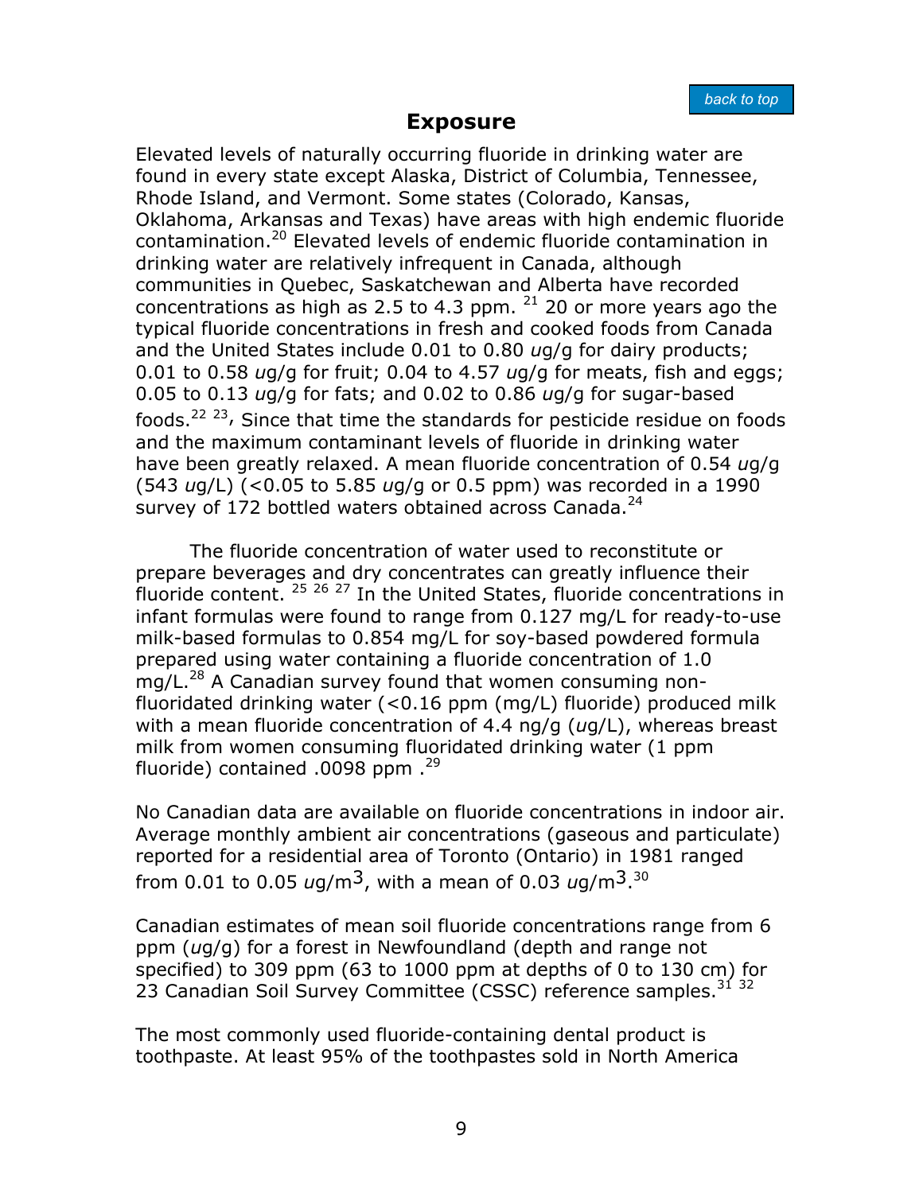## Exposure

Elevated levels of naturally occurring fluoride in drinking water are found in every state except Alaska, District of Columbia, Tennessee, Rhode Island, and Vermont. Some states (Colorado, Kansas, Oklahoma, Arkansas and Texas) have areas with high endemic fluoride contamination.[20] Elevated levels of endemic fluoride contamination in drinking water are relatively infrequent in Canada, although communities in Quebec, Saskatchewan and Alberta have recorded concentrations as high as 2.5 to 4.3 ppm. [21] 20 or more years ago the typical fluoride concentrations in fresh and cooked foods from Canada and the United States include 0.01 to 0.80 *u*g/g for dairy products; 0.01 to 0.58 *u*g/g for fruit; 0.04 to 4.57 *u*g/g for meats, fish and eggs; 0.05 to 0.13 *u*g/g for fats; and 0.02 to 0.86 *u*g/g for sugar-based foods.[22 23], Since that time the standards for pesticide residue on foods and the maximum contaminant levels of fluoride in drinking water have been greatly relaxed. A mean fluoride concentration of 0.54 *u*g/g (543 *u*g/L) (<0.05 to 5.85 *u*g/g or 0.5 ppm) was recorded in a 1990 survey of 172 bottled waters obtained across Canada.[24]

The fluoride concentration of water used to reconstitute or prepare beverages and dry concentrates can greatly influence their fluoride content. [25 26 27] In the United States, fluoride concentrations in infant formulas were found to range from 0.127 mg/L for ready-to-use milk-based formulas to 0.854 mg/L for soy-based powdered formula prepared using water containing a fluoride concentration of 1.0 mg/L.[28] A Canadian survey found that women consuming non-fluoridated drinking water (<0.16 ppm (mg/L) fluoride) produced milk with a mean fluoride concentration of 4.4 ng/g (*u*g/L), whereas breast milk from women consuming fluoridated drinking water (1 ppm fluoride) contained .0098 ppm .[29]

No Canadian data are available on fluoride concentrations in indoor air. Average monthly ambient air concentrations (gaseous and particulate) reported for a residential area of Toronto (Ontario) in 1981 ranged from 0.01 to 0.05 *u*g/m$^3$, with a mean of 0.03 *u*g/m$^3$.[30]

Canadian estimates of mean soil fluoride concentrations range from 6 ppm (*u*g/g) for a forest in Newfoundland (depth and range not specified) to 309 ppm (63 to 1000 ppm at depths of 0 to 130 cm) for 23 Canadian Soil Survey Committee (CSSC) reference samples.[31 32]

The most commonly used fluoride-containing dental product is toothpaste. At least 95% of the toothpastes sold in North America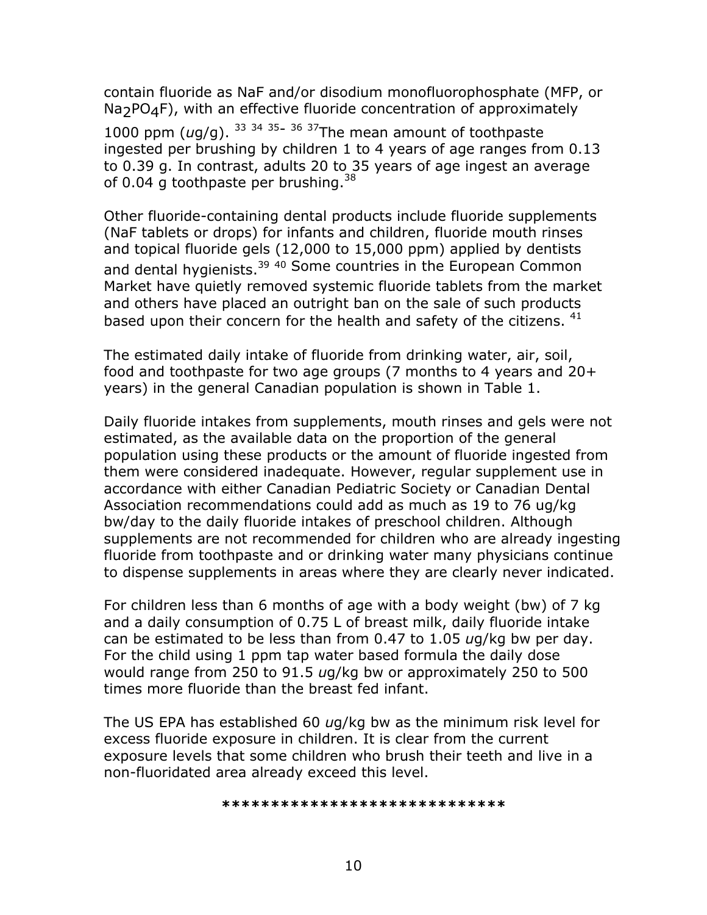contain fluoride as NaF and/or disodium monofluorophosphate (MFP, or $Na_2PO_4F$), with an effective fluoride concentration of approximately 1000 ppm (*u*g/g). [33 34 35- 36 37] The mean amount of toothpaste ingested per brushing by children 1 to 4 years of age ranges from 0.13 to 0.39 g. In contrast, adults 20 to 35 years of age ingest an average of 0.04 g toothpaste per brushing.[38]

Other fluoride-containing dental products include fluoride supplements (NaF tablets or drops) for infants and children, fluoride mouth rinses and topical fluoride gels (12,000 to 15,000 ppm) applied by dentists and dental hygienists.[39 40] Some countries in the European Common Market have quietly removed systemic fluoride tablets from the market and others have placed an outright ban on the sale of such products based upon their concern for the health and safety of the citizens. [41]

The estimated daily intake of fluoride from drinking water, air, soil, food and toothpaste for two age groups (7 months to 4 years and 20+ years) in the general Canadian population is shown in Table 1.

Daily fluoride intakes from supplements, mouth rinses and gels were not estimated, as the available data on the proportion of the general population using these products or the amount of fluoride ingested from them were considered inadequate. However, regular supplement use in accordance with either Canadian Pediatric Society or Canadian Dental Association recommendations could add as much as 19 to 76 ug/kg bw/day to the daily fluoride intakes of preschool children. Although supplements are not recommended for children who are already ingesting fluoride from toothpaste and or drinking water many physicians continue to dispense supplements in areas where they are clearly never indicated.

For children less than 6 months of age with a body weight (bw) of 7 kg and a daily consumption of 0.75 L of breast milk, daily fluoride intake can be estimated to be less than from 0.47 to 1.05 *u*g/kg bw per day. For the child using 1 ppm tap water based formula the daily dose would range from 250 to 91.5 *u*g/kg bw or approximately 250 to 500 times more fluoride than the breast fed infant.

The US EPA has established 60 *u*g/kg bw as the minimum risk level for excess fluoride exposure in children. It is clear from the current exposure levels that some children who brush their teeth and live in a non-fluoridated area already exceed this level.

*****************************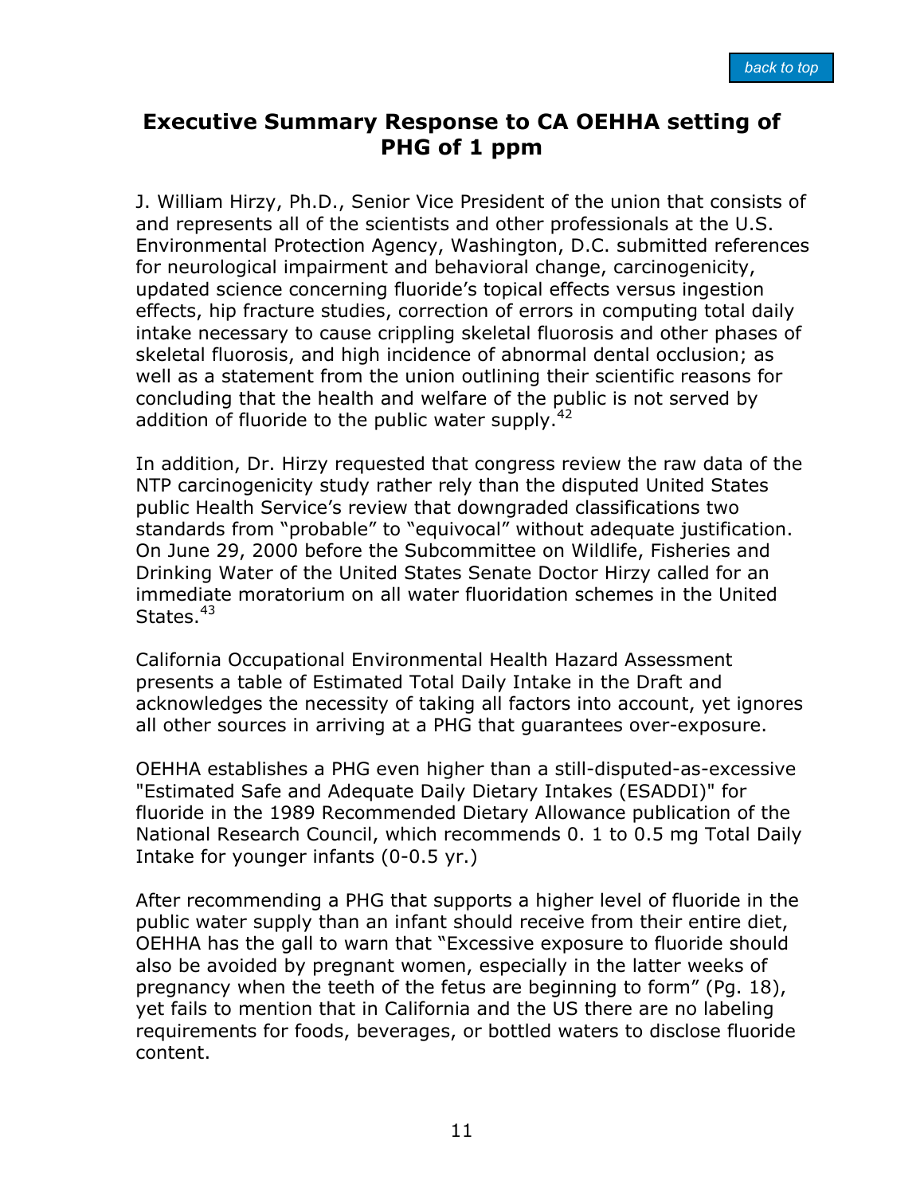## Executive Summary Response to CA OEHHA setting of PHG of 1 ppm

J. William Hirzy, Ph.D., Senior Vice President of the union that consists of and represents all of the scientists and other professionals at the U.S. Environmental Protection Agency, Washington, D.C. submitted references for neurological impairment and behavioral change, carcinogenicity, updated science concerning fluoride's topical effects versus ingestion effects, hip fracture studies, correction of errors in computing total daily intake necessary to cause crippling skeletal fluorosis and other phases of skeletal fluorosis, and high incidence of abnormal dental occlusion; as well as a statement from the union outlining their scientific reasons for concluding that the health and welfare of the public is not served by addition of fluoride to the public water supply.[42]

In addition, Dr. Hirzy requested that congress review the raw data of the NTP carcinogenicity study rather rely than the disputed United States public Health Service's review that downgraded classifications two standards from "probable" to "equivocal" without adequate justification. On June 29, 2000 before the Subcommittee on Wildlife, Fisheries and Drinking Water of the United States Senate Doctor Hirzy called for an immediate moratorium on all water fluoridation schemes in the United States.[43]

California Occupational Environmental Health Hazard Assessment presents a table of Estimated Total Daily Intake in the Draft and acknowledges the necessity of taking all factors into account, yet ignores all other sources in arriving at a PHG that guarantees over-exposure.

OEHHA establishes a PHG even higher than a still-disputed-as-excessive "Estimated Safe and Adequate Daily Dietary Intakes (ESADDI)" for fluoride in the 1989 Recommended Dietary Allowance publication of the National Research Council, which recommends 0. 1 to 0.5 mg Total Daily Intake for younger infants (0-0.5 yr.)

After recommending a PHG that supports a higher level of fluoride in the public water supply than an infant should receive from their entire diet, OEHHA has the gall to warn that "Excessive exposure to fluoride should also be avoided by pregnant women, especially in the latter weeks of pregnancy when the teeth of the fetus are beginning to form" (Pg. 18), yet fails to mention that in California and the US there are no labeling requirements for foods, beverages, or bottled waters to disclose fluoride content.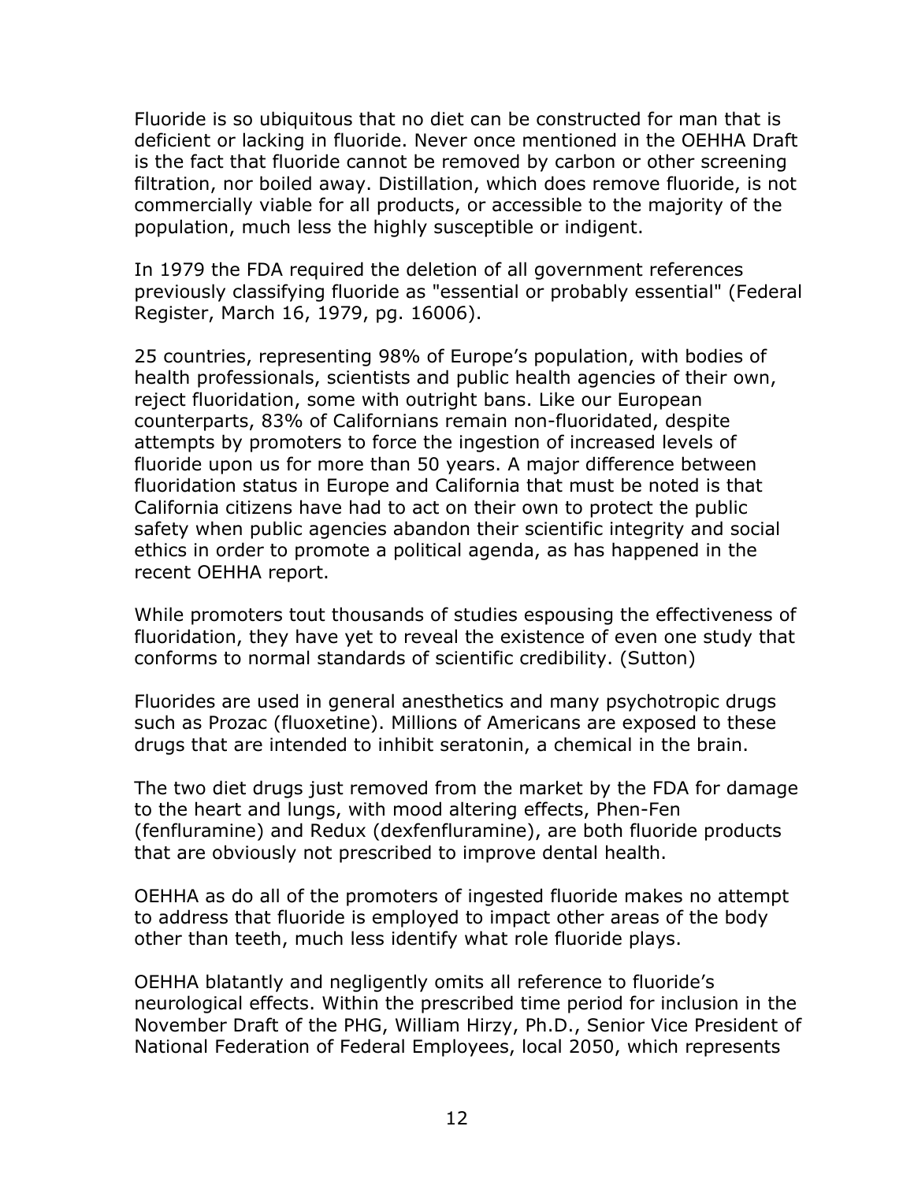Fluoride is so ubiquitous that no diet can be constructed for man that is deficient or lacking in fluoride. Never once mentioned in the OEHHA Draft is the fact that fluoride cannot be removed by carbon or other screening filtration, nor boiled away. Distillation, which does remove fluoride, is not commercially viable for all products, or accessible to the majority of the population, much less the highly susceptible or indigent.

In 1979 the FDA required the deletion of all government references previously classifying fluoride as "essential or probably essential" (Federal Register, March 16, 1979, pg. 16006).

25 countries, representing 98% of Europe's population, with bodies of health professionals, scientists and public health agencies of their own, reject fluoridation, some with outright bans. Like our European counterparts, 83% of Californians remain non-fluoridated, despite attempts by promoters to force the ingestion of increased levels of fluoride upon us for more than 50 years. A major difference between fluoridation status in Europe and California that must be noted is that California citizens have had to act on their own to protect the public safety when public agencies abandon their scientific integrity and social ethics in order to promote a political agenda, as has happened in the recent OEHHA report.

While promoters tout thousands of studies espousing the effectiveness of fluoridation, they have yet to reveal the existence of even one study that conforms to normal standards of scientific credibility. (Sutton)

Fluorides are used in general anesthetics and many psychotropic drugs such as Prozac (fluoxetine). Millions of Americans are exposed to these drugs that are intended to inhibit seratonin, a chemical in the brain.

The two diet drugs just removed from the market by the FDA for damage to the heart and lungs, with mood altering effects, Phen-Fen (fenfluramine) and Redux (dexfenfluramine), are both fluoride products that are obviously not prescribed to improve dental health.

OEHHA as do all of the promoters of ingested fluoride makes no attempt to address that fluoride is employed to impact other areas of the body other than teeth, much less identify what role fluoride plays.

OEHHA blatantly and negligently omits all reference to fluoride's neurological effects. Within the prescribed time period for inclusion in the November Draft of the PHG, William Hirzy, Ph.D., Senior Vice President of National Federation of Federal Employees, local 2050, which represents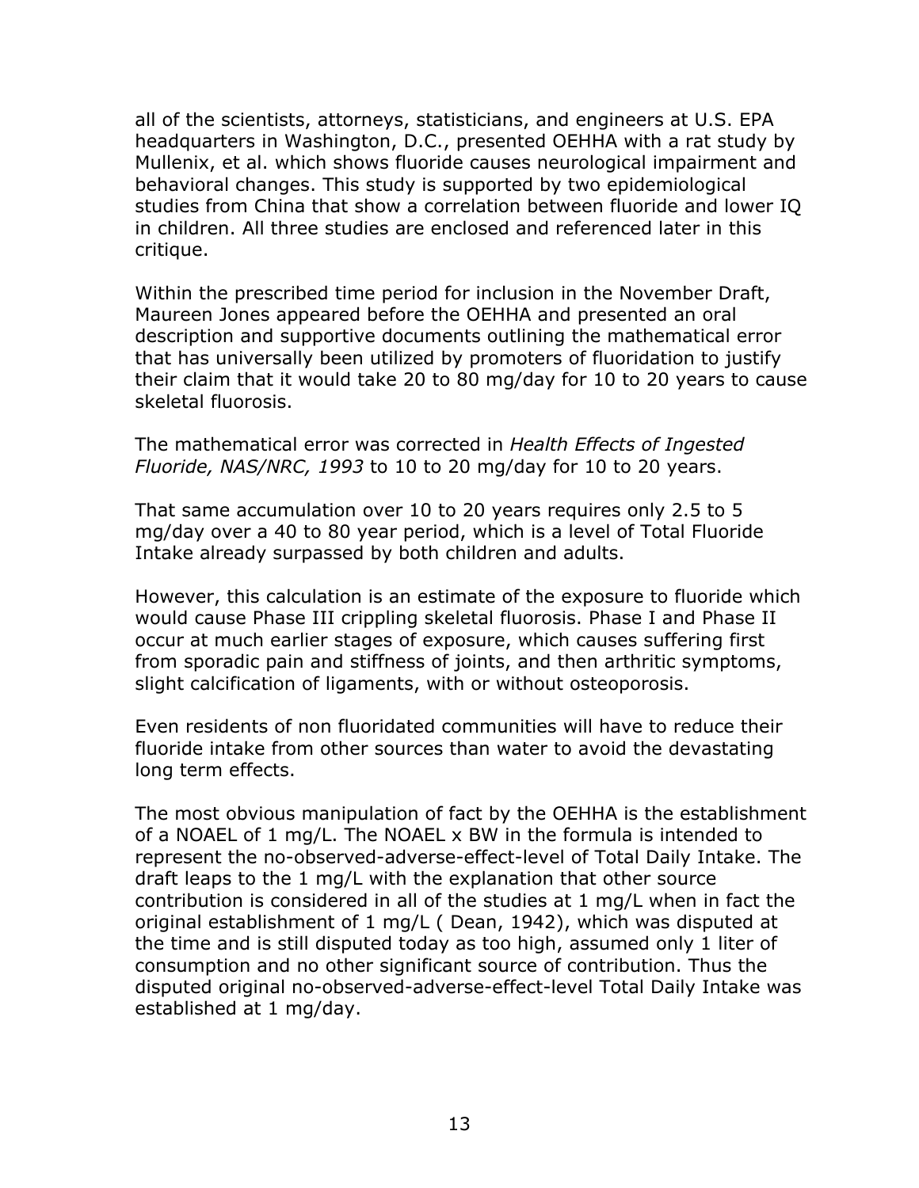all of the scientists, attorneys, statisticians, and engineers at U.S. EPA headquarters in Washington, D.C., presented OEHHA with a rat study by Mullenix, et al. which shows fluoride causes neurological impairment and behavioral changes. This study is supported by two epidemiological studies from China that show a correlation between fluoride and lower IQ in children. All three studies are enclosed and referenced later in this critique.

Within the prescribed time period for inclusion in the November Draft, Maureen Jones appeared before the OEHHA and presented an oral description and supportive documents outlining the mathematical error that has universally been utilized by promoters of fluoridation to justify their claim that it would take 20 to 80 mg/day for 10 to 20 years to cause skeletal fluorosis.

The mathematical error was corrected in *Health Effects of Ingested Fluoride, NAS/NRC, 1993* to 10 to 20 mg/day for 10 to 20 years.

That same accumulation over 10 to 20 years requires only 2.5 to 5 mg/day over a 40 to 80 year period, which is a level of Total Fluoride Intake already surpassed by both children and adults.

However, this calculation is an estimate of the exposure to fluoride which would cause Phase III crippling skeletal fluorosis. Phase I and Phase II occur at much earlier stages of exposure, which causes suffering first from sporadic pain and stiffness of joints, and then arthritic symptoms, slight calcification of ligaments, with or without osteoporosis.

Even residents of non fluoridated communities will have to reduce their fluoride intake from other sources than water to avoid the devastating long term effects.

The most obvious manipulation of fact by the OEHHA is the establishment of a NOAEL of 1 mg/L. The NOAEL x BW in the formula is intended to represent the no-observed-adverse-effect-level of Total Daily Intake. The draft leaps to the 1 mg/L with the explanation that other source contribution is considered in all of the studies at 1 mg/L when in fact the original establishment of 1 mg/L ( Dean, 1942), which was disputed at the time and is still disputed today as too high, assumed only 1 liter of consumption and no other significant source of contribution. Thus the disputed original no-observed-adverse-effect-level Total Daily Intake was established at 1 mg/day.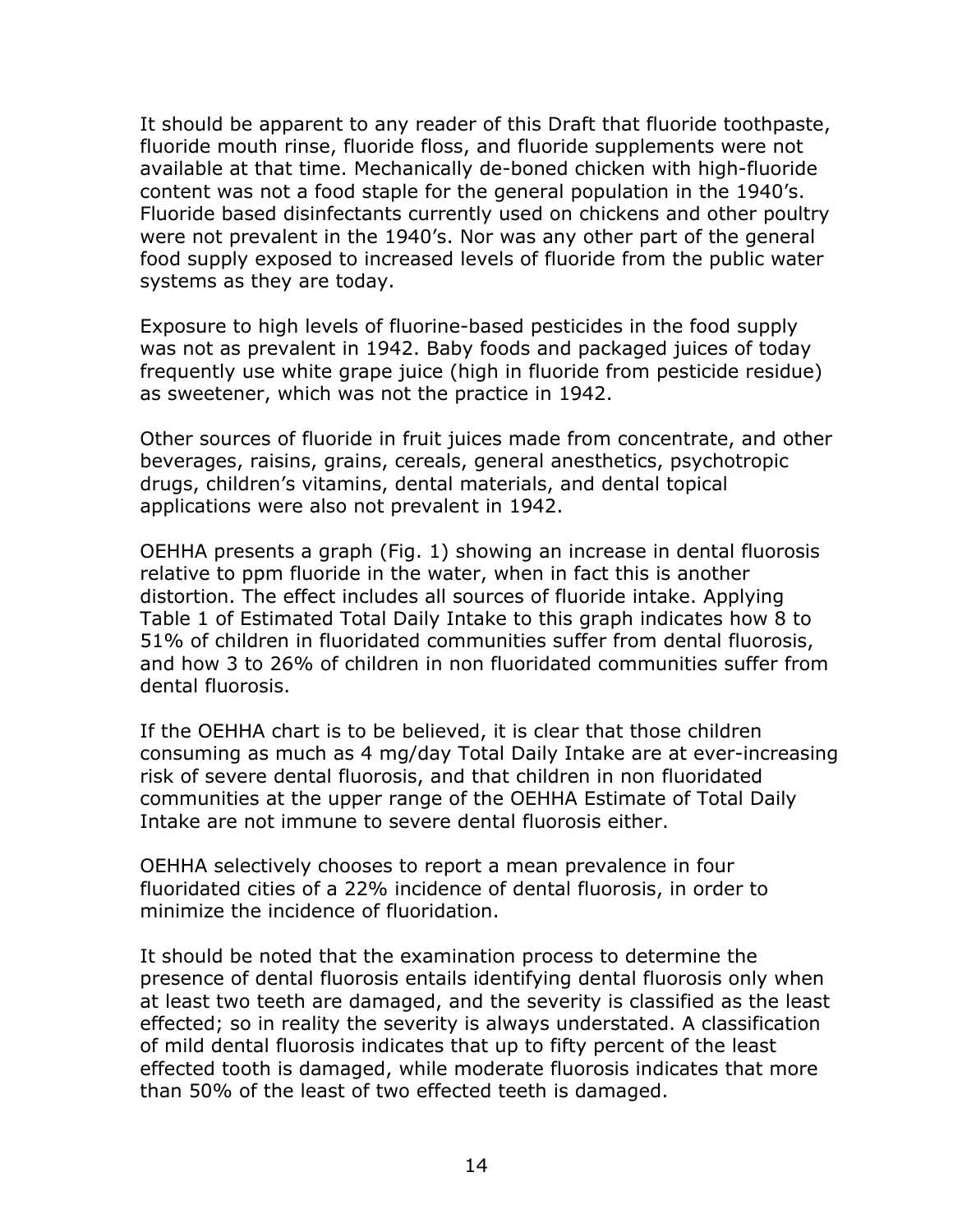It should be apparent to any reader of this Draft that fluoride toothpaste, fluoride mouth rinse, fluoride floss, and fluoride supplements were not available at that time. Mechanically de-boned chicken with high-fluoride content was not a food staple for the general population in the 1940's. Fluoride based disinfectants currently used on chickens and other poultry were not prevalent in the 1940's. Nor was any other part of the general food supply exposed to increased levels of fluoride from the public water systems as they are today.

Exposure to high levels of fluorine-based pesticides in the food supply was not as prevalent in 1942. Baby foods and packaged juices of today frequently use white grape juice (high in fluoride from pesticide residue) as sweetener, which was not the practice in 1942.

Other sources of fluoride in fruit juices made from concentrate, and other beverages, raisins, grains, cereals, general anesthetics, psychotropic drugs, children's vitamins, dental materials, and dental topical applications were also not prevalent in 1942.

OEHHA presents a graph (Fig. 1) showing an increase in dental fluorosis relative to ppm fluoride in the water, when in fact this is another distortion. The effect includes all sources of fluoride intake. Applying Table 1 of Estimated Total Daily Intake to this graph indicates how 8 to 51% of children in fluoridated communities suffer from dental fluorosis, and how 3 to 26% of children in non fluoridated communities suffer from dental fluorosis.

If the OEHHA chart is to be believed, it is clear that those children consuming as much as 4 mg/day Total Daily Intake are at ever-increasing risk of severe dental fluorosis, and that children in non fluoridated communities at the upper range of the OEHHA Estimate of Total Daily Intake are not immune to severe dental fluorosis either.

OEHHA selectively chooses to report a mean prevalence in four fluoridated cities of a 22% incidence of dental fluorosis, in order to minimize the incidence of fluoridation.

It should be noted that the examination process to determine the presence of dental fluorosis entails identifying dental fluorosis only when at least two teeth are damaged, and the severity is classified as the least effected; so in reality the severity is always understated. A classification of mild dental fluorosis indicates that up to fifty percent of the least effected tooth is damaged, while moderate fluorosis indicates that more than 50% of the least of two effected teeth is damaged.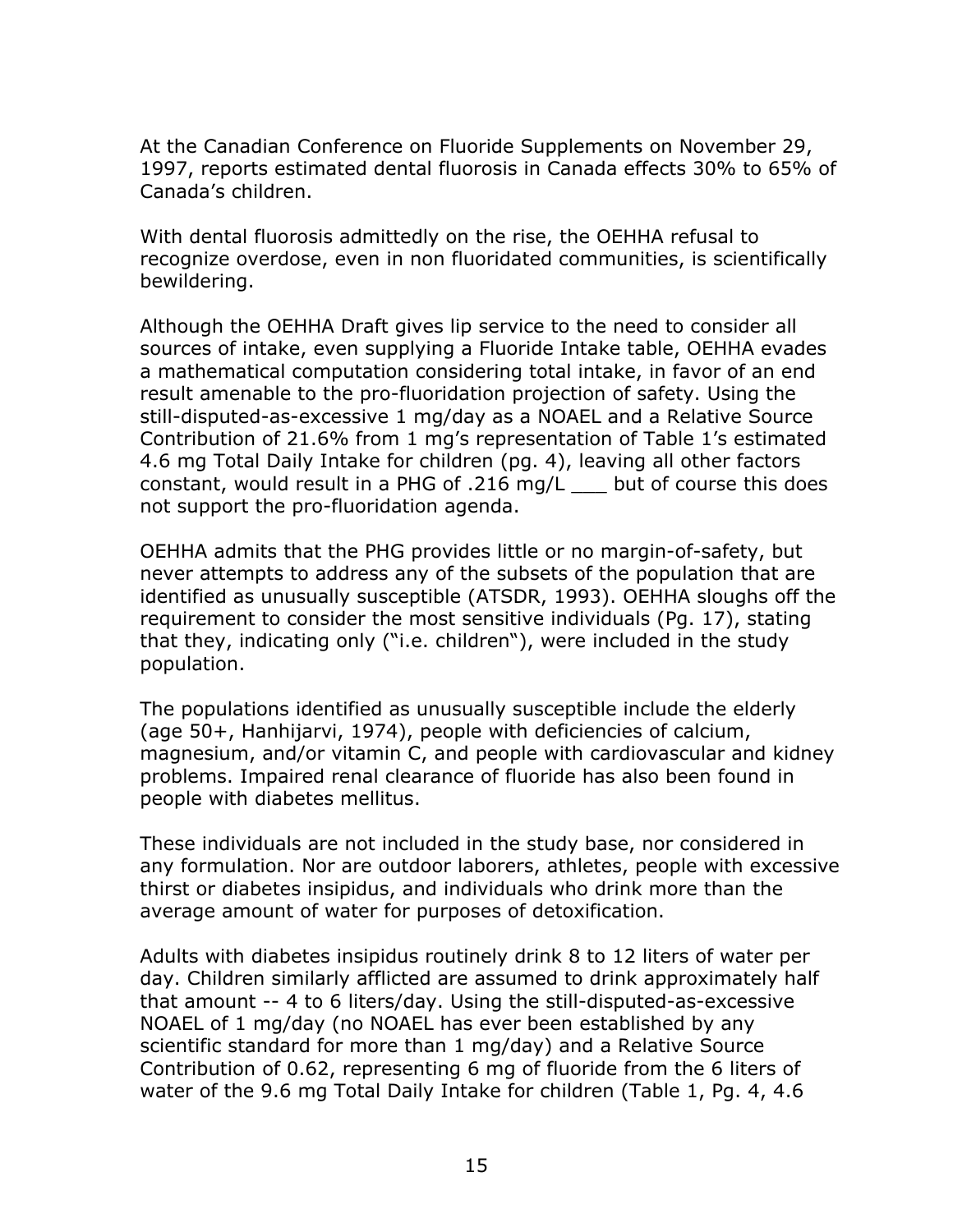At the Canadian Conference on Fluoride Supplements on November 29, 1997, reports estimated dental fluorosis in Canada effects 30% to 65% of Canada's children.

With dental fluorosis admittedly on the rise, the OEHHA refusal to recognize overdose, even in non fluoridated communities, is scientifically bewildering.

Although the OEHHA Draft gives lip service to the need to consider all sources of intake, even supplying a Fluoride Intake table, OEHHA evades a mathematical computation considering total intake, in favor of an end result amenable to the pro-fluoridation projection of safety. Using the still-disputed-as-excessive 1 mg/day as a NOAEL and a Relative Source Contribution of 21.6% from 1 mg's representation of Table 1's estimated 4.6 mg Total Daily Intake for children (pg. 4), leaving all other factors constant, would result in a PHG of .216 mg/L ___ but of course this does not support the pro-fluoridation agenda.

OEHHA admits that the PHG provides little or no margin-of-safety, but never attempts to address any of the subsets of the population that are identified as unusually susceptible (ATSDR, 1993). OEHHA sloughs off the requirement to consider the most sensitive individuals (Pg. 17), stating that they, indicating only ("i.e. children"), were included in the study population.

The populations identified as unusually susceptible include the elderly (age 50+, Hanhijarvi, 1974), people with deficiencies of calcium, magnesium, and/or vitamin C, and people with cardiovascular and kidney problems. Impaired renal clearance of fluoride has also been found in people with diabetes mellitus.

These individuals are not included in the study base, nor considered in any formulation. Nor are outdoor laborers, athletes, people with excessive thirst or diabetes insipidus, and individuals who drink more than the average amount of water for purposes of detoxification.

Adults with diabetes insipidus routinely drink 8 to 12 liters of water per day. Children similarly afflicted are assumed to drink approximately half that amount -- 4 to 6 liters/day. Using the still-disputed-as-excessive NOAEL of 1 mg/day (no NOAEL has ever been established by any scientific standard for more than 1 mg/day) and a Relative Source Contribution of 0.62, representing 6 mg of fluoride from the 6 liters of water of the 9.6 mg Total Daily Intake for children (Table 1, Pg. 4, 4.6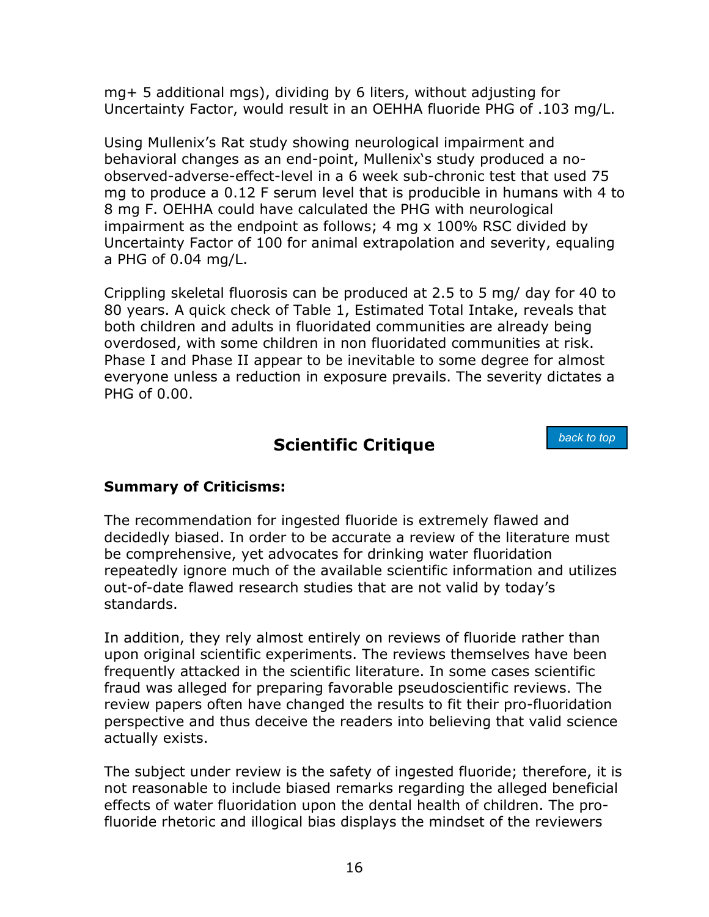mg+ 5 additional mgs), dividing by 6 liters, without adjusting for Uncertainty Factor, would result in an OEHHA fluoride PHG of .103 mg/L.

Using Mullenix's Rat study showing neurological impairment and behavioral changes as an end-point, Mullenix's study produced a no-observed-adverse-effect-level in a 6 week sub-chronic test that used 75 mg to produce a 0.12 F serum level that is producible in humans with 4 to 8 mg F. OEHHA could have calculated the PHG with neurological impairment as the endpoint as follows; 4 mg x 100% RSC divided by Uncertainty Factor of 100 for animal extrapolation and severity, equaling a PHG of 0.04 mg/L.

Crippling skeletal fluorosis can be produced at 2.5 to 5 mg/ day for 40 to 80 years. A quick check of Table 1, Estimated Total Intake, reveals that both children and adults in fluoridated communities are already being overdosed, with some children in non fluoridated communities at risk. Phase I and Phase II appear to be inevitable to some degree for almost everyone unless a reduction in exposure prevails. The severity dictates a PHG of 0.00.

## Scientific Critique

back to top

**Summary of Criticisms:**

The recommendation for ingested fluoride is extremely flawed and decidedly biased. In order to be accurate a review of the literature must be comprehensive, yet advocates for drinking water fluoridation repeatedly ignore much of the available scientific information and utilizes out-of-date flawed research studies that are not valid by today's standards.

In addition, they rely almost entirely on reviews of fluoride rather than upon original scientific experiments. The reviews themselves have been frequently attacked in the scientific literature. In some cases scientific fraud was alleged for preparing favorable pseudoscientific reviews. The review papers often have changed the results to fit their pro-fluoridation perspective and thus deceive the readers into believing that valid science actually exists.

The subject under review is the safety of ingested fluoride; therefore, it is not reasonable to include biased remarks regarding the alleged beneficial effects of water fluoridation upon the dental health of children. The pro-fluoride rhetoric and illogical bias displays the mindset of the reviewers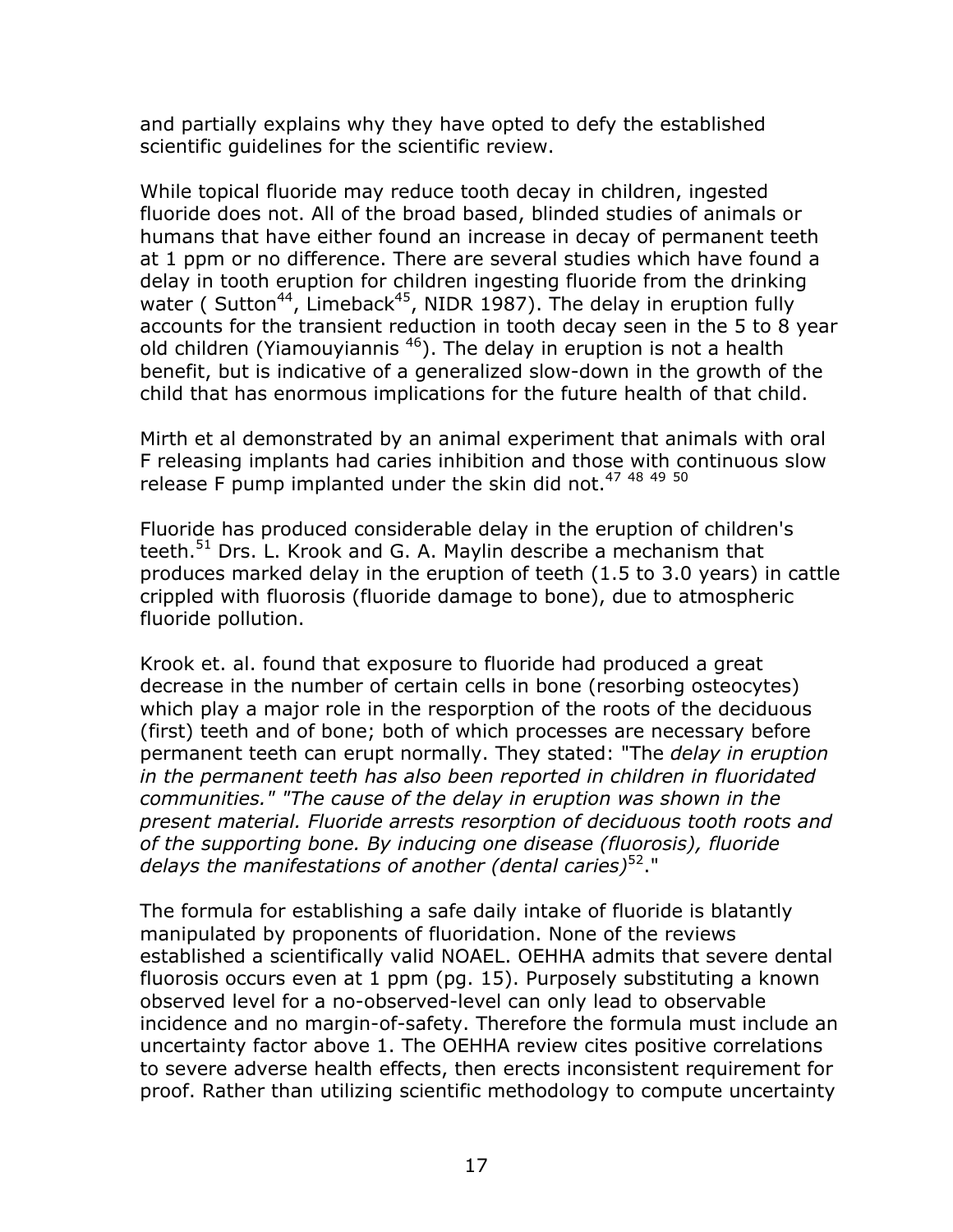and partially explains why they have opted to defy the established scientific guidelines for the scientific review.

While topical fluoride may reduce tooth decay in children, ingested fluoride does not. All of the broad based, blinded studies of animals or humans that have either found an increase in decay of permanent teeth at 1 ppm or no difference. There are several studies which have found a delay in tooth eruption for children ingesting fluoride from the drinking water ( Sutton[44], Limeback[45], NIDR 1987). The delay in eruption fully accounts for the transient reduction in tooth decay seen in the 5 to 8 year old children (Yiamouyiannis [46]). The delay in eruption is not a health benefit, but is indicative of a generalized slow-down in the growth of the child that has enormous implications for the future health of that child.

Mirth et al demonstrated by an animal experiment that animals with oral F releasing implants had caries inhibition and those with continuous slow release F pump implanted under the skin did not.[47 48 49 50]

Fluoride has produced considerable delay in the eruption of children's teeth.[51] Drs. L. Krook and G. A. Maylin describe a mechanism that produces marked delay in the eruption of teeth (1.5 to 3.0 years) in cattle crippled with fluorosis (fluoride damage to bone), due to atmospheric fluoride pollution.

Krook et. al. found that exposure to fluoride had produced a great decrease in the number of certain cells in bone (resorbing osteocytes) which play a major role in the resporption of the roots of the deciduous (first) teeth and of bone; both of which processes are necessary before permanent teeth can erupt normally. They stated: "The *delay in eruption in the permanent teeth has also been reported in children in fluoridated communities." "The cause of the delay in eruption was shown in the present material. Fluoride arrests resorption of deciduous tooth roots and of the supporting bone. By inducing one disease (fluorosis), fluoride delays the manifestations of another (dental caries)*[52]."

The formula for establishing a safe daily intake of fluoride is blatantly manipulated by proponents of fluoridation. None of the reviews established a scientifically valid NOAEL. OEHHA admits that severe dental fluorosis occurs even at 1 ppm (pg. 15). Purposely substituting a known observed level for a no-observed-level can only lead to observable incidence and no margin-of-safety. Therefore the formula must include an uncertainty factor above 1. The OEHHA review cites positive correlations to severe adverse health effects, then erects inconsistent requirement for proof. Rather than utilizing scientific methodology to compute uncertainty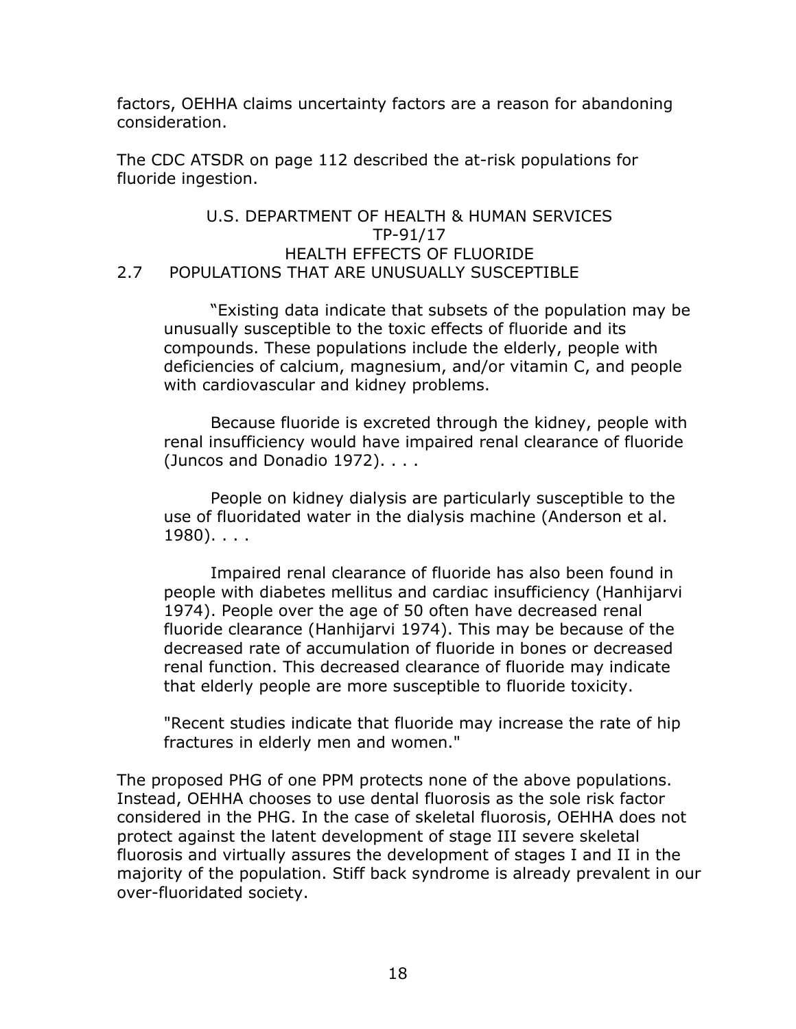factors, OEHHA claims uncertainty factors are a reason for abandoning consideration.

The CDC ATSDR on page 112 described the at-risk populations for fluoride ingestion.

U.S. DEPARTMENT OF HEALTH & HUMAN SERVICES
TP-91/17
HEALTH EFFECTS OF FLUORIDE

2.7 POPULATIONS THAT ARE UNUSUALLY SUSCEPTIBLE

> "Existing data indicate that subsets of the population may be unusually susceptible to the toxic effects of fluoride and its compounds. These populations include the elderly, people with deficiencies of calcium, magnesium, and/or vitamin C, and people with cardiovascular and kidney problems.
>
> Because fluoride is excreted through the kidney, people with renal insufficiency would have impaired renal clearance of fluoride (Juncos and Donadio 1972). . . .
>
> People on kidney dialysis are particularly susceptible to the use of fluoridated water in the dialysis machine (Anderson et al. 1980). . . .
>
> Impaired renal clearance of fluoride has also been found in people with diabetes mellitus and cardiac insufficiency (Hanhijarvi 1974). People over the age of 50 often have decreased renal fluoride clearance (Hanhijarvi 1974). This may be because of the decreased rate of accumulation of fluoride in bones or decreased renal function. This decreased clearance of fluoride may indicate that elderly people are more susceptible to fluoride toxicity.
>
> "Recent studies indicate that fluoride may increase the rate of hip fractures in elderly men and women."

The proposed PHG of one PPM protects none of the above populations. Instead, OEHHA chooses to use dental fluorosis as the sole risk factor considered in the PHG. In the case of skeletal fluorosis, OEHHA does not protect against the latent development of stage III severe skeletal fluorosis and virtually assures the development of stages I and II in the majority of the population. Stiff back syndrome is already prevalent in our over-fluoridated society.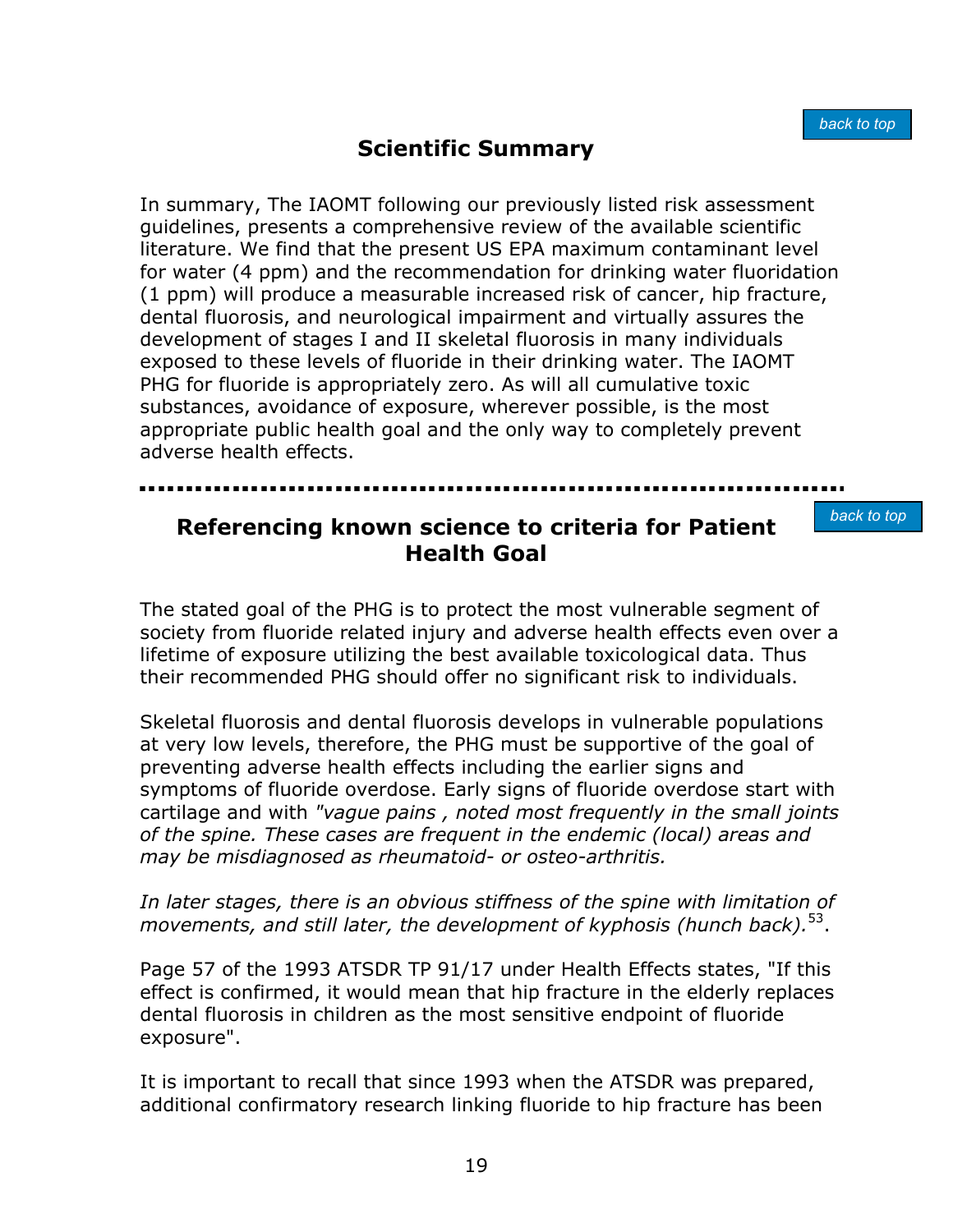## Scientific Summary

In summary, The IAOMT following our previously listed risk assessment guidelines, presents a comprehensive review of the available scientific literature. We find that the present US EPA maximum contaminant level for water (4 ppm) and the recommendation for drinking water fluoridation (1 ppm) will produce a measurable increased risk of cancer, hip fracture, dental fluorosis, and neurological impairment and virtually assures the development of stages I and II skeletal fluorosis in many individuals exposed to these levels of fluoride in their drinking water. The IAOMT PHG for fluoride is appropriately zero. As will all cumulative toxic substances, avoidance of exposure, wherever possible, is the most appropriate public health goal and the only way to completely prevent adverse health effects.

---

## Referencing known science to criteria for Patient Health Goal

The stated goal of the PHG is to protect the most vulnerable segment of society from fluoride related injury and adverse health effects even over a lifetime of exposure utilizing the best available toxicological data. Thus their recommended PHG should offer no significant risk to individuals.

Skeletal fluorosis and dental fluorosis develops in vulnerable populations at very low levels, therefore, the PHG must be supportive of the goal of preventing adverse health effects including the earlier signs and symptoms of fluoride overdose. Early signs of fluoride overdose start with cartilage and with *"vague pains , noted most frequently in the small joints of the spine. These cases are frequent in the endemic (local) areas and may be misdiagnosed as rheumatoid- or osteo-arthritis.*

*In later stages, there is an obvious stiffness of the spine with limitation of movements, and still later, the development of kyphosis (hunch back).*[53].

Page 57 of the 1993 ATSDR TP 91/17 under Health Effects states, "If this effect is confirmed, it would mean that hip fracture in the elderly replaces dental fluorosis in children as the most sensitive endpoint of fluoride exposure".

It is important to recall that since 1993 when the ATSDR was prepared, additional confirmatory research linking fluoride to hip fracture has been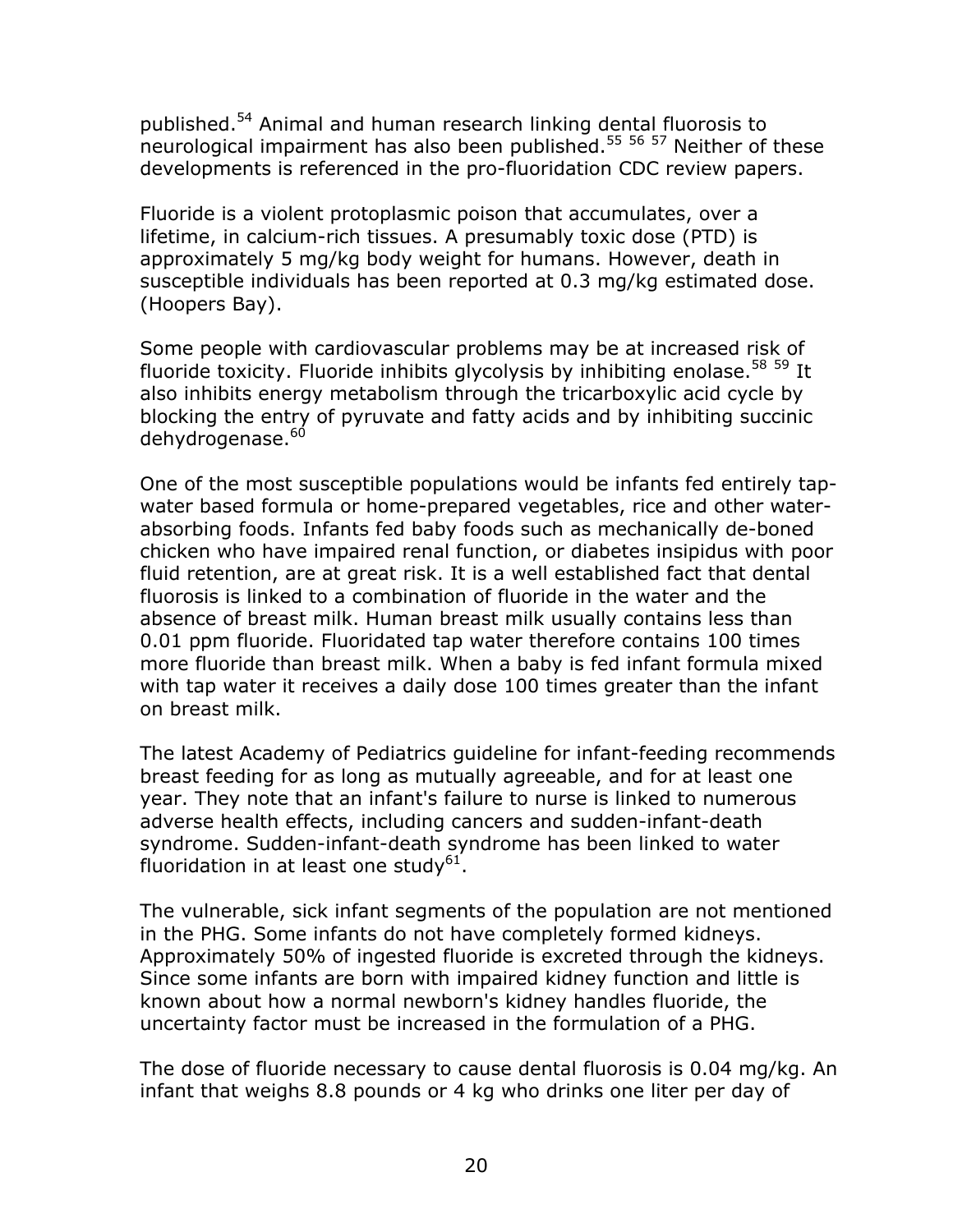published.[54] Animal and human research linking dental fluorosis to neurological impairment has also been published.[55] [56] [57] Neither of these developments is referenced in the pro-fluoridation CDC review papers.

Fluoride is a violent protoplasmic poison that accumulates, over a lifetime, in calcium-rich tissues. A presumably toxic dose (PTD) is approximately 5 mg/kg body weight for humans. However, death in susceptible individuals has been reported at 0.3 mg/kg estimated dose. (Hoopers Bay).

Some people with cardiovascular problems may be at increased risk of fluoride toxicity. Fluoride inhibits glycolysis by inhibiting enolase.[58] [59] It also inhibits energy metabolism through the tricarboxylic acid cycle by blocking the entry of pyruvate and fatty acids and by inhibiting succinic dehydrogenase.[60]

One of the most susceptible populations would be infants fed entirely tap-water based formula or home-prepared vegetables, rice and other water-absorbing foods. Infants fed baby foods such as mechanically de-boned chicken who have impaired renal function, or diabetes insipidus with poor fluid retention, are at great risk. It is a well established fact that dental fluorosis is linked to a combination of fluoride in the water and the absence of breast milk. Human breast milk usually contains less than 0.01 ppm fluoride. Fluoridated tap water therefore contains 100 times more fluoride than breast milk. When a baby is fed infant formula mixed with tap water it receives a daily dose 100 times greater than the infant on breast milk.

The latest Academy of Pediatrics guideline for infant-feeding recommends breast feeding for as long as mutually agreeable, and for at least one year. They note that an infant's failure to nurse is linked to numerous adverse health effects, including cancers and sudden-infant-death syndrome. Sudden-infant-death syndrome has been linked to water fluoridation in at least one study[61].

The vulnerable, sick infant segments of the population are not mentioned in the PHG. Some infants do not have completely formed kidneys. Approximately 50% of ingested fluoride is excreted through the kidneys. Since some infants are born with impaired kidney function and little is known about how a normal newborn's kidney handles fluoride, the uncertainty factor must be increased in the formulation of a PHG.

The dose of fluoride necessary to cause dental fluorosis is 0.04 mg/kg. An infant that weighs 8.8 pounds or 4 kg who drinks one liter per day of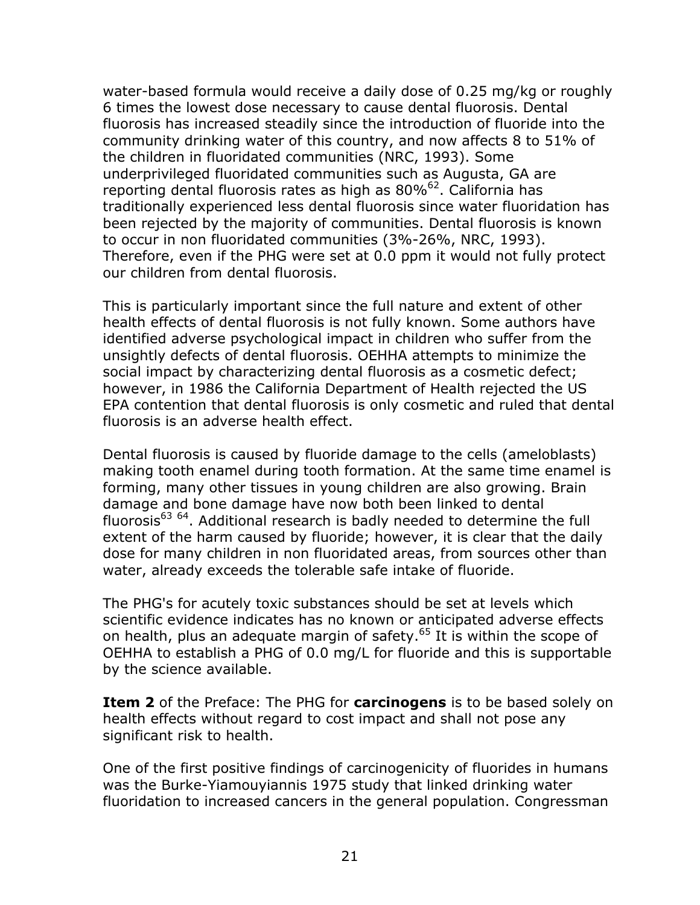water-based formula would receive a daily dose of 0.25 mg/kg or roughly 6 times the lowest dose necessary to cause dental fluorosis. Dental fluorosis has increased steadily since the introduction of fluoride into the community drinking water of this country, and now affects 8 to 51% of the children in fluoridated communities (NRC, 1993). Some underprivileged fluoridated communities such as Augusta, GA are reporting dental fluorosis rates as high as 80%[62]. California has traditionally experienced less dental fluorosis since water fluoridation has been rejected by the majority of communities. Dental fluorosis is known to occur in non fluoridated communities (3%-26%, NRC, 1993). Therefore, even if the PHG were set at 0.0 ppm it would not fully protect our children from dental fluorosis.

This is particularly important since the full nature and extent of other health effects of dental fluorosis is not fully known. Some authors have identified adverse psychological impact in children who suffer from the unsightly defects of dental fluorosis. OEHHA attempts to minimize the social impact by characterizing dental fluorosis as a cosmetic defect; however, in 1986 the California Department of Health rejected the US EPA contention that dental fluorosis is only cosmetic and ruled that dental fluorosis is an adverse health effect.

Dental fluorosis is caused by fluoride damage to the cells (ameloblasts) making tooth enamel during tooth formation. At the same time enamel is forming, many other tissues in young children are also growing. Brain damage and bone damage have now both been linked to dental fluorosis[63] [64]. Additional research is badly needed to determine the full extent of the harm caused by fluoride; however, it is clear that the daily dose for many children in non fluoridated areas, from sources other than water, already exceeds the tolerable safe intake of fluoride.

The PHG's for acutely toxic substances should be set at levels which scientific evidence indicates has no known or anticipated adverse effects on health, plus an adequate margin of safety.[65] It is within the scope of OEHHA to establish a PHG of 0.0 mg/L for fluoride and this is supportable by the science available.

**Item 2** of the Preface: The PHG for **carcinogens** is to be based solely on health effects without regard to cost impact and shall not pose any significant risk to health.

One of the first positive findings of carcinogenicity of fluorides in humans was the Burke-Yiamouyiannis 1975 study that linked drinking water fluoridation to increased cancers in the general population. Congressman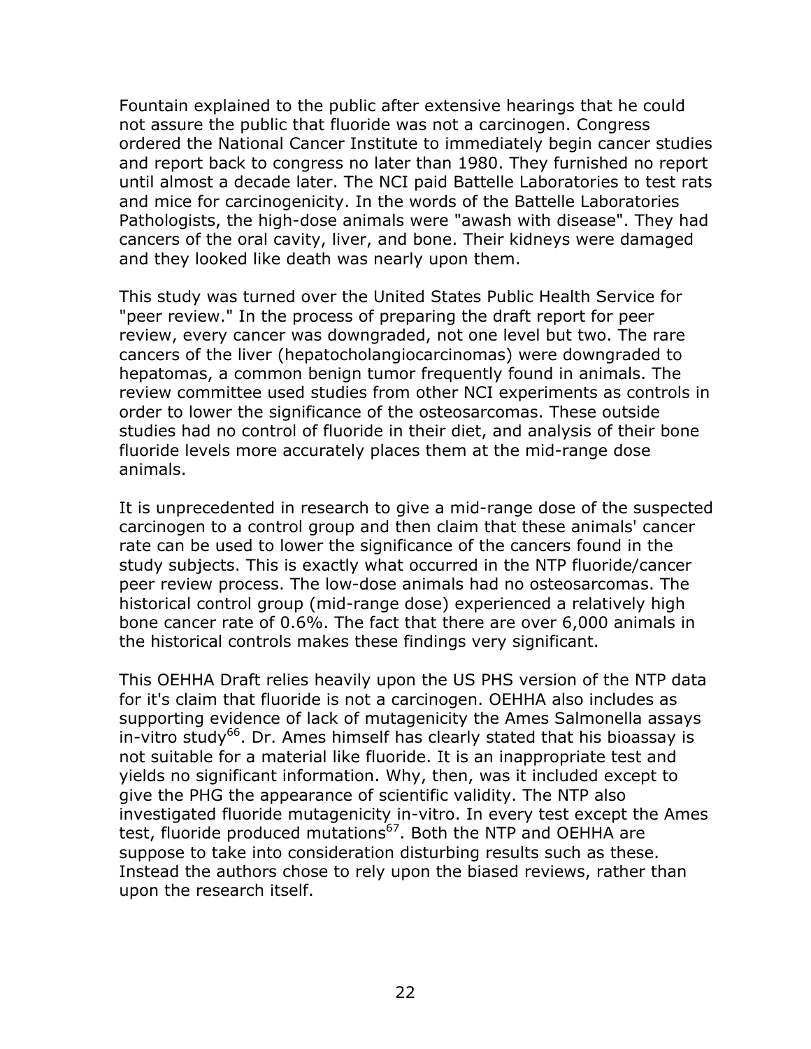Fountain explained to the public after extensive hearings that he could not assure the public that fluoride was not a carcinogen. Congress ordered the National Cancer Institute to immediately begin cancer studies and report back to congress no later than 1980. They furnished no report until almost a decade later. The NCI paid Battelle Laboratories to test rats and mice for carcinogenicity. In the words of the Battelle Laboratories Pathologists, the high-dose animals were "awash with disease". They had cancers of the oral cavity, liver, and bone. Their kidneys were damaged and they looked like death was nearly upon them.

This study was turned over the United States Public Health Service for "peer review." In the process of preparing the draft report for peer review, every cancer was downgraded, not one level but two. The rare cancers of the liver (hepatocholangiocarcinomas) were downgraded to hepatomas, a common benign tumor frequently found in animals. The review committee used studies from other NCI experiments as controls in order to lower the significance of the osteosarcomas. These outside studies had no control of fluoride in their diet, and analysis of their bone fluoride levels more accurately places them at the mid-range dose animals.

It is unprecedented in research to give a mid-range dose of the suspected carcinogen to a control group and then claim that these animals' cancer rate can be used to lower the significance of the cancers found in the study subjects. This is exactly what occurred in the NTP fluoride/cancer peer review process. The low-dose animals had no osteosarcomas. The historical control group (mid-range dose) experienced a relatively high bone cancer rate of 0.6%. The fact that there are over 6,000 animals in the historical controls makes these findings very significant.

This OEHHA Draft relies heavily upon the US PHS version of the NTP data for it's claim that fluoride is not a carcinogen. OEHHA also includes as supporting evidence of lack of mutagenicity the Ames Salmonella assays in-vitro study[66]. Dr. Ames himself has clearly stated that his bioassay is not suitable for a material like fluoride. It is an inappropriate test and yields no significant information. Why, then, was it included except to give the PHG the appearance of scientific validity. The NTP also investigated fluoride mutagenicity in-vitro. In every test except the Ames test, fluoride produced mutations[67]. Both the NTP and OEHHA are suppose to take into consideration disturbing results such as these. Instead the authors chose to rely upon the biased reviews, rather than upon the research itself.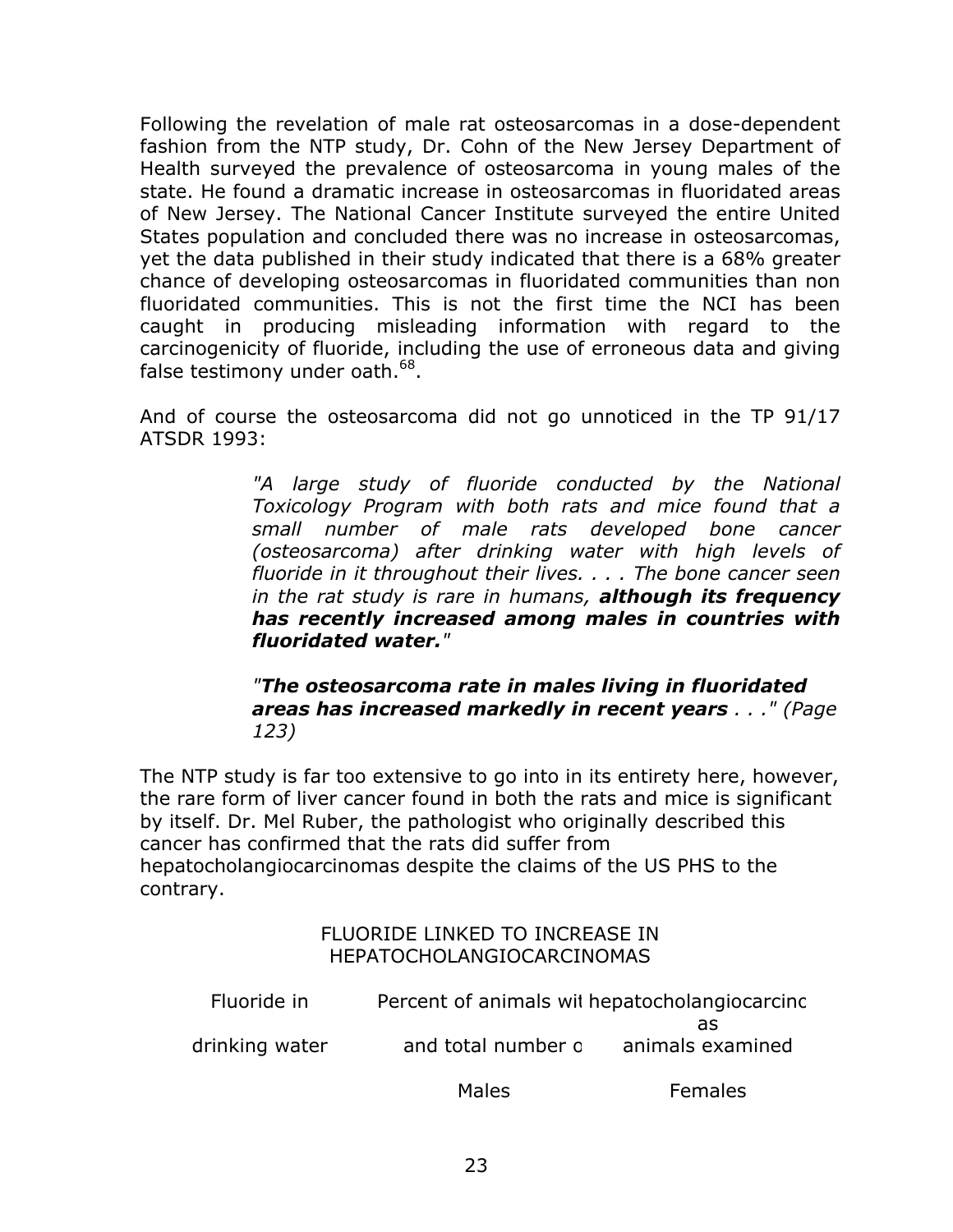Following the revelation of male rat osteosarcomas in a dose-dependent fashion from the NTP study, Dr. Cohn of the New Jersey Department of Health surveyed the prevalence of osteosarcoma in young males of the state. He found a dramatic increase in osteosarcomas in fluoridated areas of New Jersey. The National Cancer Institute surveyed the entire United States population and concluded there was no increase in osteosarcomas, yet the data published in their study indicated that there is a 68% greater chance of developing osteosarcomas in fluoridated communities than non fluoridated communities. This is not the first time the NCI has been caught in producing misleading information with regard to the carcinogenicity of fluoride, including the use of erroneous data and giving false testimony under oath.[68].

And of course the osteosarcoma did not go unnoticed in the TP 91/17 ATSDR 1993:

> *"A large study of fluoride conducted by the National Toxicology Program with both rats and mice found that a small number of male rats developed bone cancer (osteosarcoma) after drinking water with high levels of fluoride in it throughout their lives. . . . The bone cancer seen in the rat study is rare in humans,* ***although its frequency has recently increased among males in countries with fluoridated water.****"*
>
> *"****The osteosarcoma rate in males living in fluoridated areas has increased markedly in recent years*** *. . ." (Page 123)*

The NTP study is far too extensive to go into in its entirety here, however, the rare form of liver cancer found in both the rats and mice is significant by itself. Dr. Mel Ruber, the pathologist who originally described this cancer has confirmed that the rats did suffer from hepatocholangiocarcinomas despite the claims of the US PHS to the contrary.

FLUORIDE LINKED TO INCREASE IN HEPATOCHOLANGIOCARCINOMAS

| Fluoride in drinking water | Percent of animals wit hepatocholangiocarcinc as and total number o animals examined | |
|---|---|---|
| | Males | Females |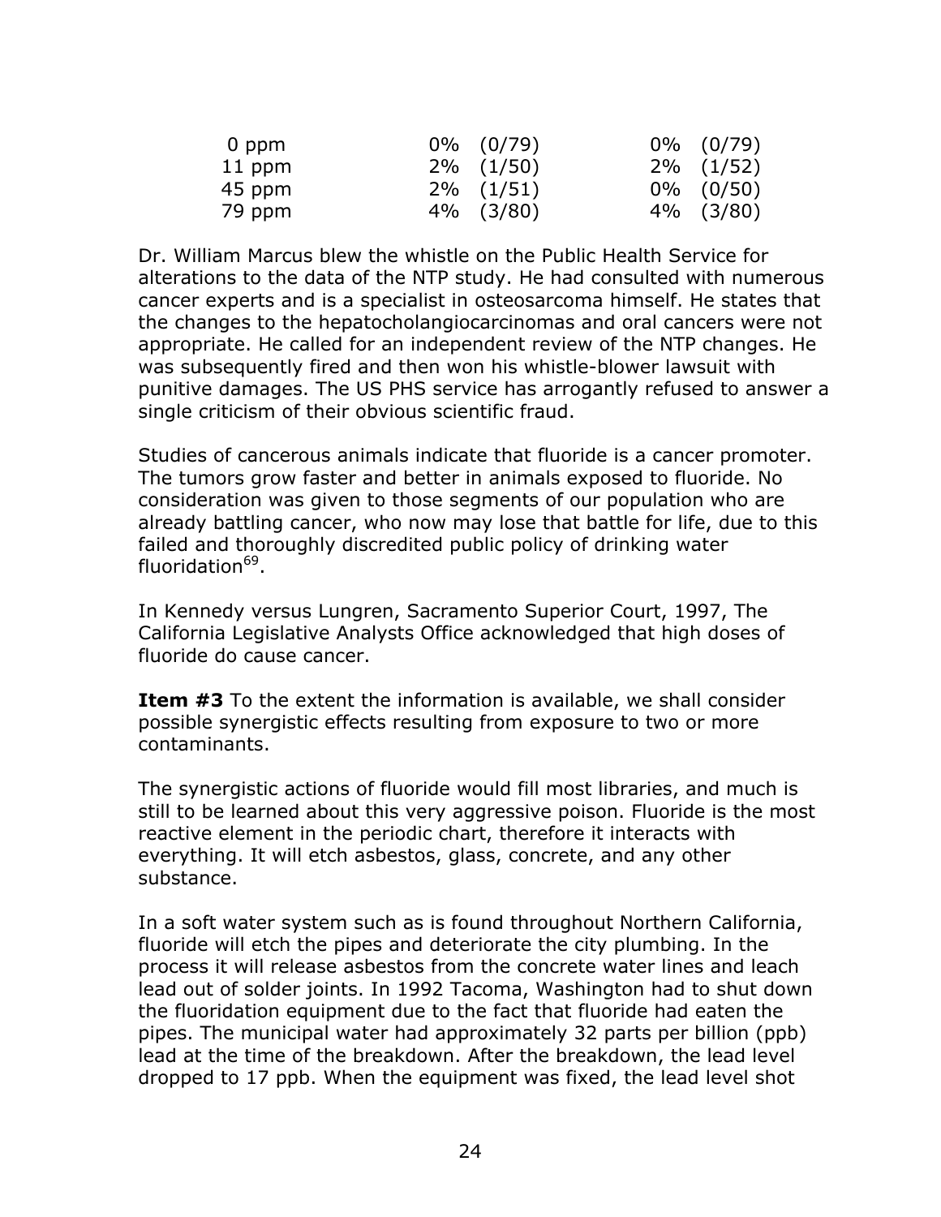| | | |
|---|---|---|
| 0 ppm | 0% (0/79) | 0% (0/79) |
| 11 ppm | 2% (1/50) | 2% (1/52) |
| 45 ppm | 2% (1/51) | 0% (0/50) |
| 79 ppm | 4% (3/80) | 4% (3/80) |

Dr. William Marcus blew the whistle on the Public Health Service for alterations to the data of the NTP study. He had consulted with numerous cancer experts and is a specialist in osteosarcoma himself. He states that the changes to the hepatocholangiocarcinomas and oral cancers were not appropriate. He called for an independent review of the NTP changes. He was subsequently fired and then won his whistle-blower lawsuit with punitive damages. The US PHS service has arrogantly refused to answer a single criticism of their obvious scientific fraud.

Studies of cancerous animals indicate that fluoride is a cancer promoter. The tumors grow faster and better in animals exposed to fluoride. No consideration was given to those segments of our population who are already battling cancer, who now may lose that battle for life, due to this failed and thoroughly discredited public policy of drinking water fluoridation[69].

In Kennedy versus Lungren, Sacramento Superior Court, 1997, The California Legislative Analysts Office acknowledged that high doses of fluoride do cause cancer.

**Item #3** To the extent the information is available, we shall consider possible synergistic effects resulting from exposure to two or more contaminants.

The synergistic actions of fluoride would fill most libraries, and much is still to be learned about this very aggressive poison. Fluoride is the most reactive element in the periodic chart, therefore it interacts with everything. It will etch asbestos, glass, concrete, and any other substance.

In a soft water system such as is found throughout Northern California, fluoride will etch the pipes and deteriorate the city plumbing. In the process it will release asbestos from the concrete water lines and leach lead out of solder joints. In 1992 Tacoma, Washington had to shut down the fluoridation equipment due to the fact that fluoride had eaten the pipes. The municipal water had approximately 32 parts per billion (ppb) lead at the time of the breakdown. After the breakdown, the lead level dropped to 17 ppb. When the equipment was fixed, the lead level shot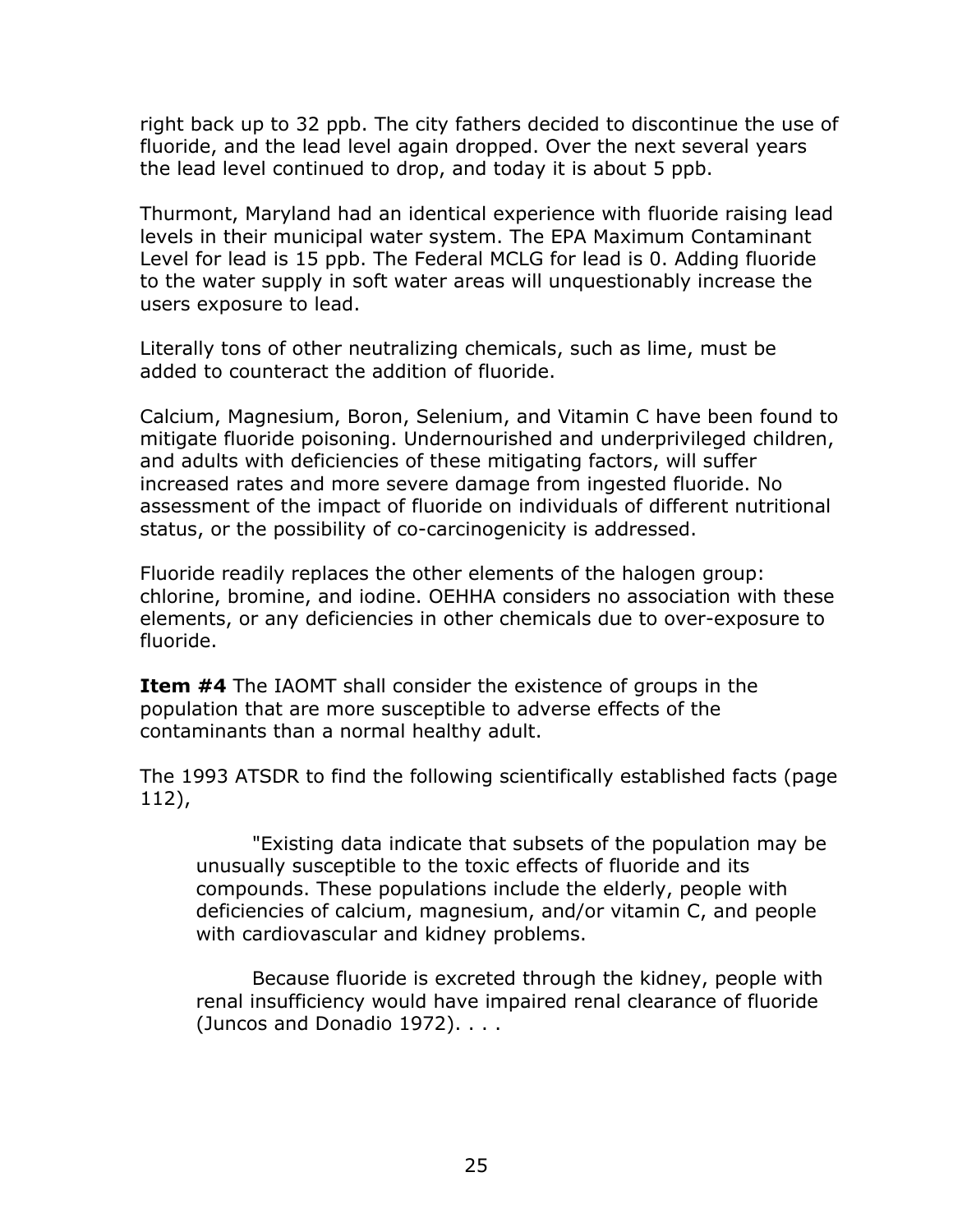right back up to 32 ppb. The city fathers decided to discontinue the use of fluoride, and the lead level again dropped. Over the next several years the lead level continued to drop, and today it is about 5 ppb.

Thurmont, Maryland had an identical experience with fluoride raising lead levels in their municipal water system. The EPA Maximum Contaminant Level for lead is 15 ppb. The Federal MCLG for lead is 0. Adding fluoride to the water supply in soft water areas will unquestionably increase the users exposure to lead.

Literally tons of other neutralizing chemicals, such as lime, must be added to counteract the addition of fluoride.

Calcium, Magnesium, Boron, Selenium, and Vitamin C have been found to mitigate fluoride poisoning. Undernourished and underprivileged children, and adults with deficiencies of these mitigating factors, will suffer increased rates and more severe damage from ingested fluoride. No assessment of the impact of fluoride on individuals of different nutritional status, or the possibility of co-carcinogenicity is addressed.

Fluoride readily replaces the other elements of the halogen group: chlorine, bromine, and iodine. OEHHA considers no association with these elements, or any deficiencies in other chemicals due to over-exposure to fluoride.

**Item #4** The IAOMT shall consider the existence of groups in the population that are more susceptible to adverse effects of the contaminants than a normal healthy adult.

The 1993 ATSDR to find the following scientifically established facts (page 112),

> "Existing data indicate that subsets of the population may be unusually susceptible to the toxic effects of fluoride and its compounds. These populations include the elderly, people with deficiencies of calcium, magnesium, and/or vitamin C, and people with cardiovascular and kidney problems.
>
> Because fluoride is excreted through the kidney, people with renal insufficiency would have impaired renal clearance of fluoride (Juncos and Donadio 1972). . . .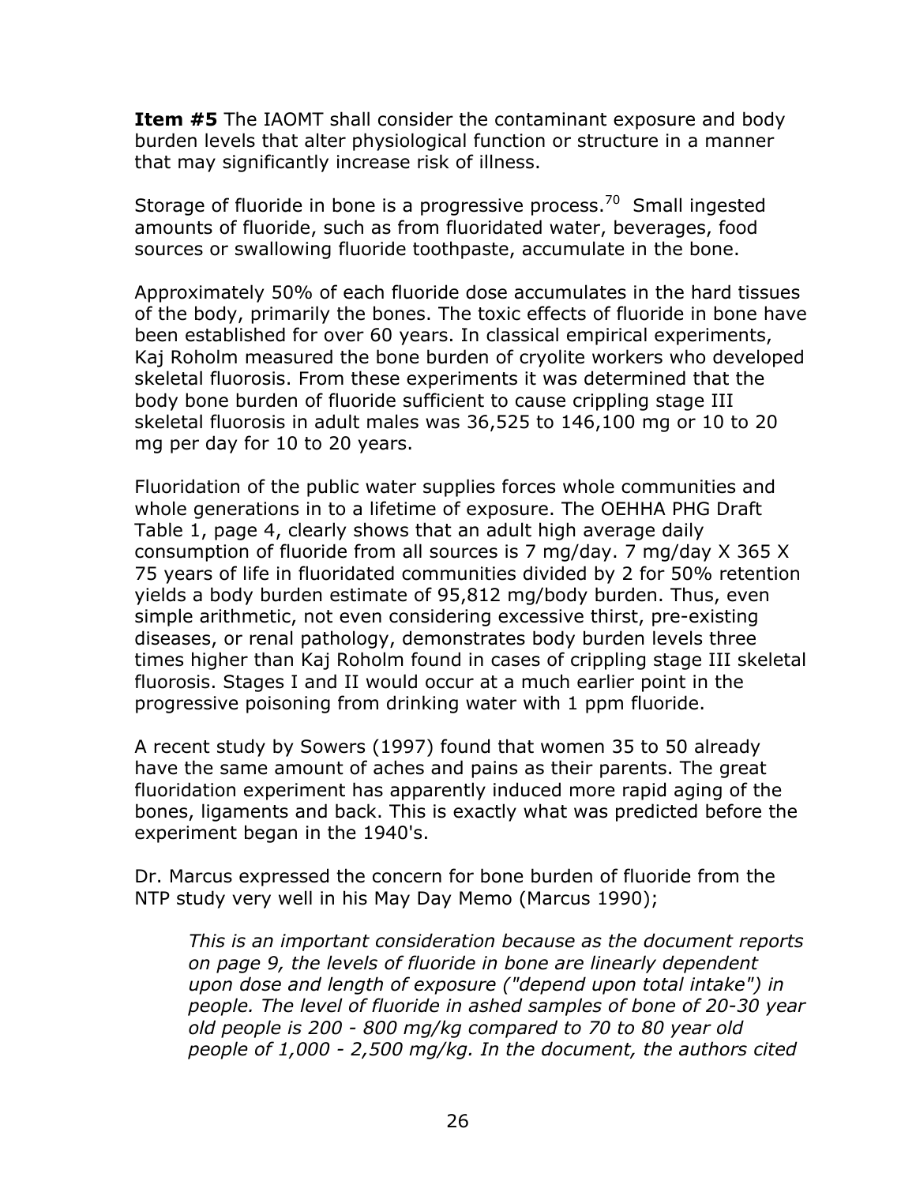**Item #5** The IAOMT shall consider the contaminant exposure and body burden levels that alter physiological function or structure in a manner that may significantly increase risk of illness.

Storage of fluoride in bone is a progressive process.[70] Small ingested amounts of fluoride, such as from fluoridated water, beverages, food sources or swallowing fluoride toothpaste, accumulate in the bone.

Approximately 50% of each fluoride dose accumulates in the hard tissues of the body, primarily the bones. The toxic effects of fluoride in bone have been established for over 60 years. In classical empirical experiments, Kaj Roholm measured the bone burden of cryolite workers who developed skeletal fluorosis. From these experiments it was determined that the body bone burden of fluoride sufficient to cause crippling stage III skeletal fluorosis in adult males was 36,525 to 146,100 mg or 10 to 20 mg per day for 10 to 20 years.

Fluoridation of the public water supplies forces whole communities and whole generations in to a lifetime of exposure. The OEHHA PHG Draft Table 1, page 4, clearly shows that an adult high average daily consumption of fluoride from all sources is 7 mg/day. 7 mg/day X 365 X 75 years of life in fluoridated communities divided by 2 for 50% retention yields a body burden estimate of 95,812 mg/body burden. Thus, even simple arithmetic, not even considering excessive thirst, pre-existing diseases, or renal pathology, demonstrates body burden levels three times higher than Kaj Roholm found in cases of crippling stage III skeletal fluorosis. Stages I and II would occur at a much earlier point in the progressive poisoning from drinking water with 1 ppm fluoride.

A recent study by Sowers (1997) found that women 35 to 50 already have the same amount of aches and pains as their parents. The great fluoridation experiment has apparently induced more rapid aging of the bones, ligaments and back. This is exactly what was predicted before the experiment began in the 1940's.

Dr. Marcus expressed the concern for bone burden of fluoride from the NTP study very well in his May Day Memo (Marcus 1990);

> *This is an important consideration because as the document reports on page 9, the levels of fluoride in bone are linearly dependent upon dose and length of exposure ("depend upon total intake") in people. The level of fluoride in ashed samples of bone of 20-30 year old people is 200 - 800 mg/kg compared to 70 to 80 year old people of 1,000 - 2,500 mg/kg. In the document, the authors cited*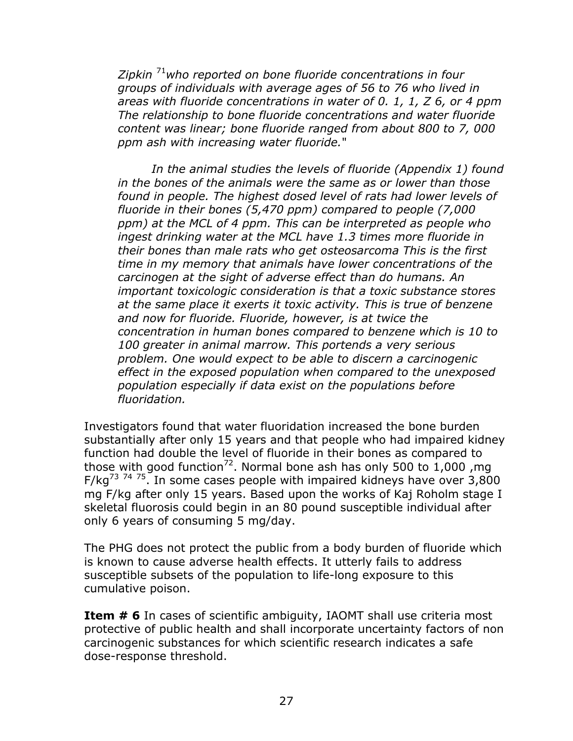*Zipkin [71]who reported on bone fluoride concentrations in four groups of individuals with average ages of 56 to 76 who lived in areas with fluoride concentrations in water of 0. 1, 1, Z 6, or 4 ppm The relationship to bone fluoride concentrations and water fluoride content was linear; bone fluoride ranged from about 800 to 7, 000 ppm ash with increasing water fluoride.*"

*In the animal studies the levels of fluoride (Appendix 1) found in the bones of the animals were the same as or lower than those found in people. The highest dosed level of rats had lower levels of fluoride in their bones (5,470 ppm) compared to people (7,000 ppm) at the MCL of 4 ppm. This can be interpreted as people who ingest drinking water at the MCL have 1.3 times more fluoride in their bones than male rats who get osteosarcoma This is the first time in my memory that animals have lower concentrations of the carcinogen at the sight of adverse effect than do humans. An important toxicologic consideration is that a toxic substance stores at the same place it exerts it toxic activity. This is true of benzene and now for fluoride. Fluoride, however, is at twice the concentration in human bones compared to benzene which is 10 to 100 greater in animal marrow. This portends a very serious problem. One would expect to be able to discern a carcinogenic effect in the exposed population when compared to the unexposed population especially if data exist on the populations before fluoridation.*

Investigators found that water fluoridation increased the bone burden substantially after only 15 years and that people who had impaired kidney function had double the level of fluoride in their bones as compared to those with good function[72]. Normal bone ash has only 500 to 1,000 ,mg F/kg[73 74 75]. In some cases people with impaired kidneys have over 3,800 mg F/kg after only 15 years. Based upon the works of Kaj Roholm stage I skeletal fluorosis could begin in an 80 pound susceptible individual after only 6 years of consuming 5 mg/day.

The PHG does not protect the public from a body burden of fluoride which is known to cause adverse health effects. It utterly fails to address susceptible subsets of the population to life-long exposure to this cumulative poison.

**Item # 6** In cases of scientific ambiguity, IAOMT shall use criteria most protective of public health and shall incorporate uncertainty factors of non carcinogenic substances for which scientific research indicates a safe dose-response threshold.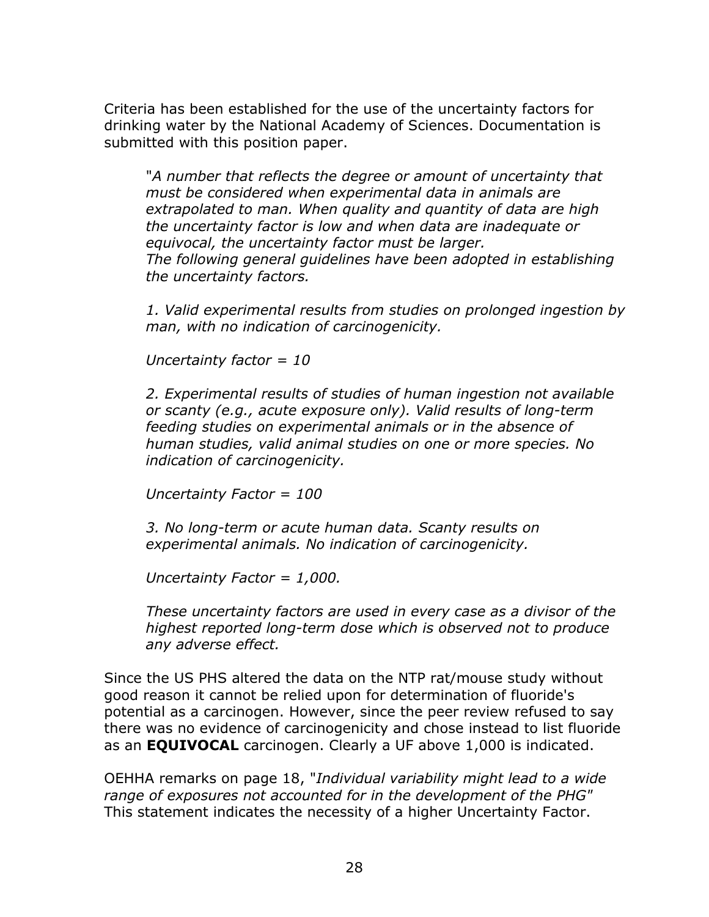Criteria has been established for the use of the uncertainty factors for drinking water by the National Academy of Sciences. Documentation is submitted with this position paper.

> "*A number that reflects the degree or amount of uncertainty that must be considered when experimental data in animals are extrapolated to man. When quality and quantity of data are high the uncertainty factor is low and when data are inadequate or equivocal, the uncertainty factor must be larger.*
> *The following general guidelines have been adopted in establishing the uncertainty factors.*
>
> *1. Valid experimental results from studies on prolonged ingestion by man, with no indication of carcinogenicity.*
>
> *Uncertainty factor = 10*
>
> *2. Experimental results of studies of human ingestion not available or scanty (e.g., acute exposure only). Valid results of long-term feeding studies on experimental animals or in the absence of human studies, valid animal studies on one or more species. No indication of carcinogenicity.*
>
> *Uncertainty Factor = 100*
>
> *3. No long-term or acute human data. Scanty results on experimental animals. No indication of carcinogenicity.*
>
> *Uncertainty Factor = 1,000.*
>
> *These uncertainty factors are used in every case as a divisor of the highest reported long-term dose which is observed not to produce any adverse effect.*

Since the US PHS altered the data on the NTP rat/mouse study without good reason it cannot be relied upon for determination of fluoride's potential as a carcinogen. However, since the peer review refused to say there was no evidence of carcinogenicity and chose instead to list fluoride as an **EQUIVOCAL** carcinogen. Clearly a UF above 1,000 is indicated.

OEHHA remarks on page 18, "*Individual variability might lead to a wide range of exposures not accounted for in the development of the PHG*" This statement indicates the necessity of a higher Uncertainty Factor.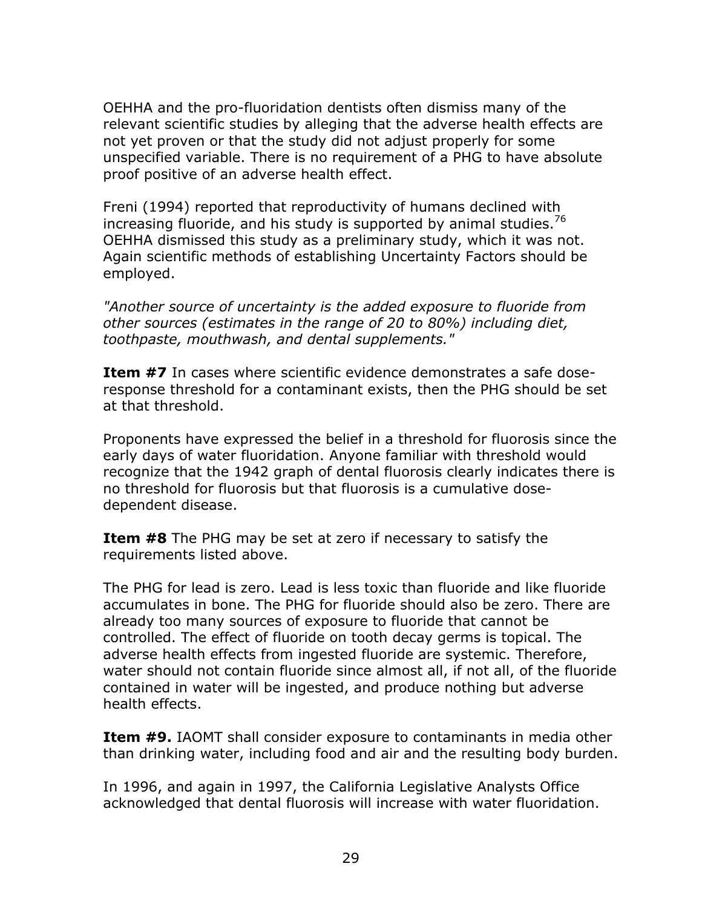OEHHA and the pro-fluoridation dentists often dismiss many of the relevant scientific studies by alleging that the adverse health effects are not yet proven or that the study did not adjust properly for some unspecified variable. There is no requirement of a PHG to have absolute proof positive of an adverse health effect.

Freni (1994) reported that reproductivity of humans declined with increasing fluoride, and his study is supported by animal studies.[76] OEHHA dismissed this study as a preliminary study, which it was not. Again scientific methods of establishing Uncertainty Factors should be employed.

*"Another source of uncertainty is the added exposure to fluoride from other sources (estimates in the range of 20 to 80%) including diet, toothpaste, mouthwash, and dental supplements."*

**Item #7** In cases where scientific evidence demonstrates a safe dose-response threshold for a contaminant exists, then the PHG should be set at that threshold.

Proponents have expressed the belief in a threshold for fluorosis since the early days of water fluoridation. Anyone familiar with threshold would recognize that the 1942 graph of dental fluorosis clearly indicates there is no threshold for fluorosis but that fluorosis is a cumulative dose-dependent disease.

**Item #8** The PHG may be set at zero if necessary to satisfy the requirements listed above.

The PHG for lead is zero. Lead is less toxic than fluoride and like fluoride accumulates in bone. The PHG for fluoride should also be zero. There are already too many sources of exposure to fluoride that cannot be controlled. The effect of fluoride on tooth decay germs is topical. The adverse health effects from ingested fluoride are systemic. Therefore, water should not contain fluoride since almost all, if not all, of the fluoride contained in water will be ingested, and produce nothing but adverse health effects.

**Item #9.** IAOMT shall consider exposure to contaminants in media other than drinking water, including food and air and the resulting body burden.

In 1996, and again in 1997, the California Legislative Analysts Office acknowledged that dental fluorosis will increase with water fluoridation.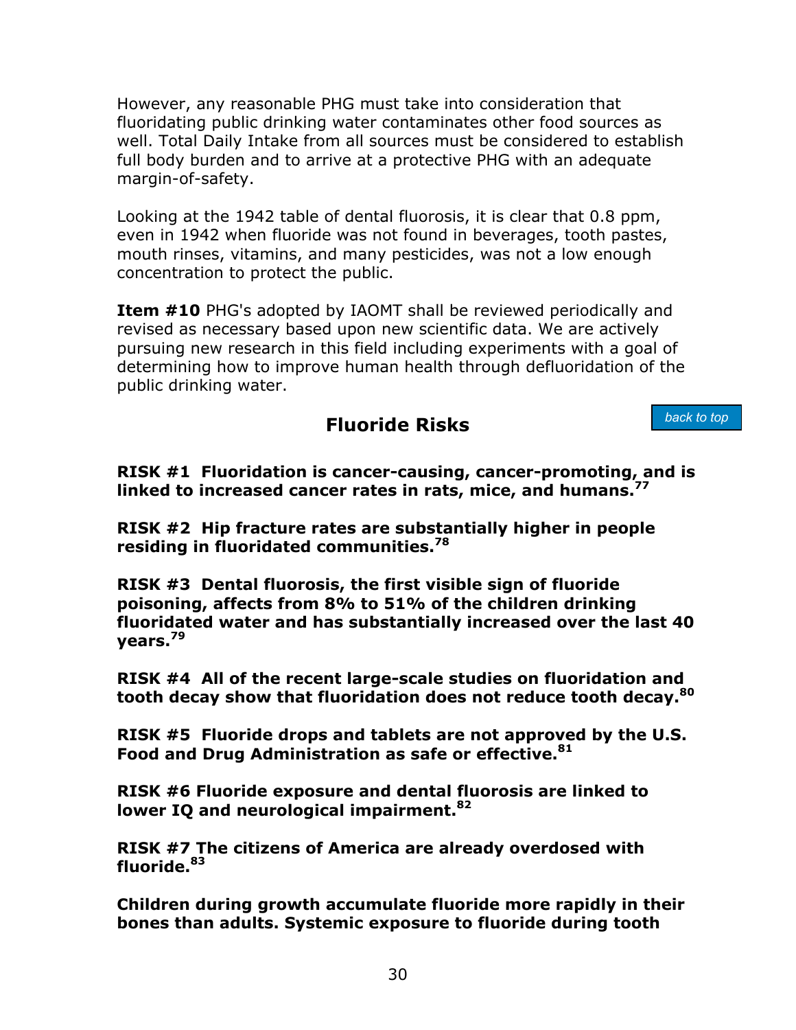However, any reasonable PHG must take into consideration that fluoridating public drinking water contaminates other food sources as well. Total Daily Intake from all sources must be considered to establish full body burden and to arrive at a protective PHG with an adequate margin-of-safety.

Looking at the 1942 table of dental fluorosis, it is clear that 0.8 ppm, even in 1942 when fluoride was not found in beverages, tooth pastes, mouth rinses, vitamins, and many pesticides, was not a low enough concentration to protect the public.

**Item #10** PHG's adopted by IAOMT shall be reviewed periodically and revised as necessary based upon new scientific data. We are actively pursuing new research in this field including experiments with a goal of determining how to improve human health through defluoridation of the public drinking water.

## Fluoride Risks

back to top

**RISK #1 Fluoridation is cancer-causing, cancer-promoting, and is linked to increased cancer rates in rats, mice, and humans.[77]**

**RISK #2 Hip fracture rates are substantially higher in people residing in fluoridated communities.[78]**

**RISK #3 Dental fluorosis, the first visible sign of fluoride poisoning, affects from 8% to 51% of the children drinking fluoridated water and has substantially increased over the last 40 years.[79]**

**RISK #4 All of the recent large-scale studies on fluoridation and tooth decay show that fluoridation does not reduce tooth decay.[80]**

**RISK #5 Fluoride drops and tablets are not approved by the U.S. Food and Drug Administration as safe or effective.[81]**

**RISK #6 Fluoride exposure and dental fluorosis are linked to lower IQ and neurological impairment.[82]**

**RISK #7 The citizens of America are already overdosed with fluoride.[83]**

**Children during growth accumulate fluoride more rapidly in their bones than adults. Systemic exposure to fluoride during tooth**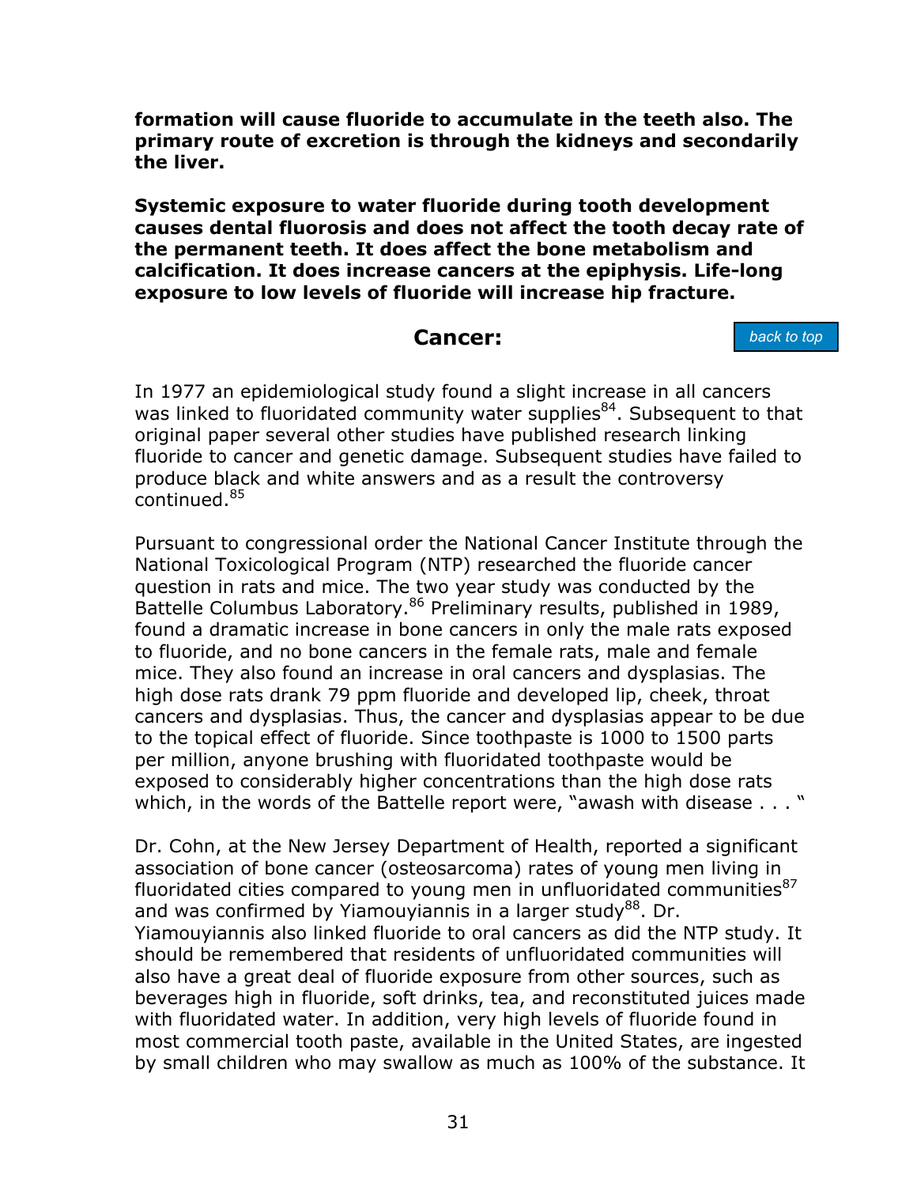**formation will cause fluoride to accumulate in the teeth also. The primary route of excretion is through the kidneys and secondarily the liver.**

**Systemic exposure to water fluoride during tooth development causes dental fluorosis and does not affect the tooth decay rate of the permanent teeth. It does affect the bone metabolism and calcification. It does increase cancers at the epiphysis. Life-long exposure to low levels of fluoride will increase hip fracture.**

## Cancer:

*back to top*

In 1977 an epidemiological study found a slight increase in all cancers was linked to fluoridated community water supplies[84]. Subsequent to that original paper several other studies have published research linking fluoride to cancer and genetic damage. Subsequent studies have failed to produce black and white answers and as a result the controversy continued.[85]

Pursuant to congressional order the National Cancer Institute through the National Toxicological Program (NTP) researched the fluoride cancer question in rats and mice. The two year study was conducted by the Battelle Columbus Laboratory.[86] Preliminary results, published in 1989, found a dramatic increase in bone cancers in only the male rats exposed to fluoride, and no bone cancers in the female rats, male and female mice. They also found an increase in oral cancers and dysplasias. The high dose rats drank 79 ppm fluoride and developed lip, cheek, throat cancers and dysplasias. Thus, the cancer and dysplasias appear to be due to the topical effect of fluoride. Since toothpaste is 1000 to 1500 parts per million, anyone brushing with fluoridated toothpaste would be exposed to considerably higher concentrations than the high dose rats which, in the words of the Battelle report were, "awash with disease . . . "

Dr. Cohn, at the New Jersey Department of Health, reported a significant association of bone cancer (osteosarcoma) rates of young men living in fluoridated cities compared to young men in unfluoridated communities[87] and was confirmed by Yiamouyiannis in a larger study[88]. Dr. Yiamouyiannis also linked fluoride to oral cancers as did the NTP study. It should be remembered that residents of unfluoridated communities will also have a great deal of fluoride exposure from other sources, such as beverages high in fluoride, soft drinks, tea, and reconstituted juices made with fluoridated water. In addition, very high levels of fluoride found in most commercial tooth paste, available in the United States, are ingested by small children who may swallow as much as 100% of the substance. It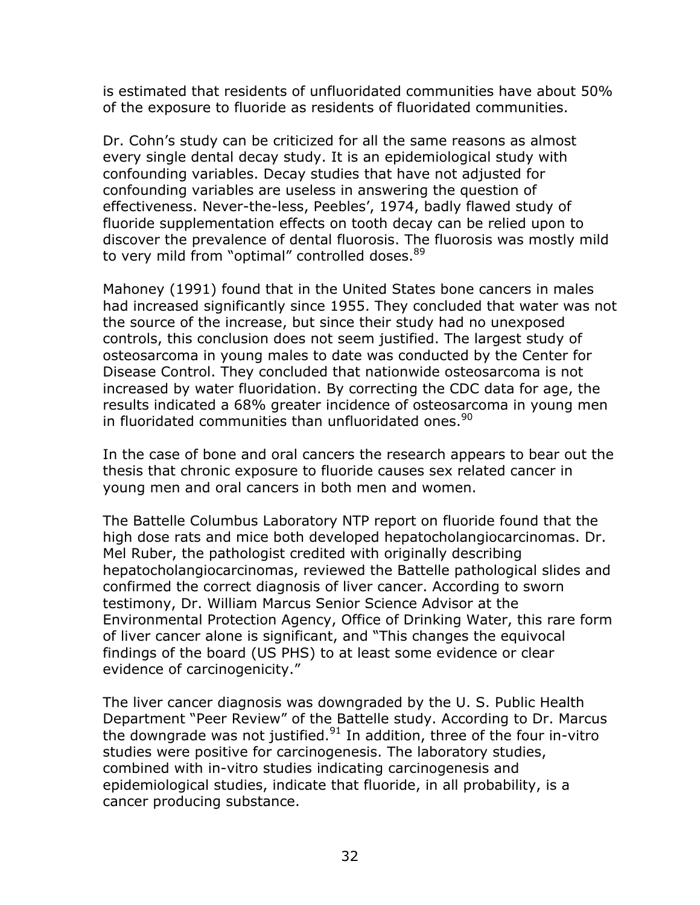is estimated that residents of unfluoridated communities have about 50% of the exposure to fluoride as residents of fluoridated communities.

Dr. Cohn's study can be criticized for all the same reasons as almost every single dental decay study. It is an epidemiological study with confounding variables. Decay studies that have not adjusted for confounding variables are useless in answering the question of effectiveness. Never-the-less, Peebles', 1974, badly flawed study of fluoride supplementation effects on tooth decay can be relied upon to discover the prevalence of dental fluorosis. The fluorosis was mostly mild to very mild from "optimal" controlled doses.[89]

Mahoney (1991) found that in the United States bone cancers in males had increased significantly since 1955. They concluded that water was not the source of the increase, but since their study had no unexposed controls, this conclusion does not seem justified. The largest study of osteosarcoma in young males to date was conducted by the Center for Disease Control. They concluded that nationwide osteosarcoma is not increased by water fluoridation. By correcting the CDC data for age, the results indicated a 68% greater incidence of osteosarcoma in young men in fluoridated communities than unfluoridated ones.[90]

In the case of bone and oral cancers the research appears to bear out the thesis that chronic exposure to fluoride causes sex related cancer in young men and oral cancers in both men and women.

The Battelle Columbus Laboratory NTP report on fluoride found that the high dose rats and mice both developed hepatocholangiocarcinomas. Dr. Mel Ruber, the pathologist credited with originally describing hepatocholangiocarcinomas, reviewed the Battelle pathological slides and confirmed the correct diagnosis of liver cancer. According to sworn testimony, Dr. William Marcus Senior Science Advisor at the Environmental Protection Agency, Office of Drinking Water, this rare form of liver cancer alone is significant, and "This changes the equivocal findings of the board (US PHS) to at least some evidence or clear evidence of carcinogenicity."

The liver cancer diagnosis was downgraded by the U. S. Public Health Department "Peer Review" of the Battelle study. According to Dr. Marcus the downgrade was not justified.[91] In addition, three of the four in-vitro studies were positive for carcinogenesis. The laboratory studies, combined with in-vitro studies indicating carcinogenesis and epidemiological studies, indicate that fluoride, in all probability, is a cancer producing substance.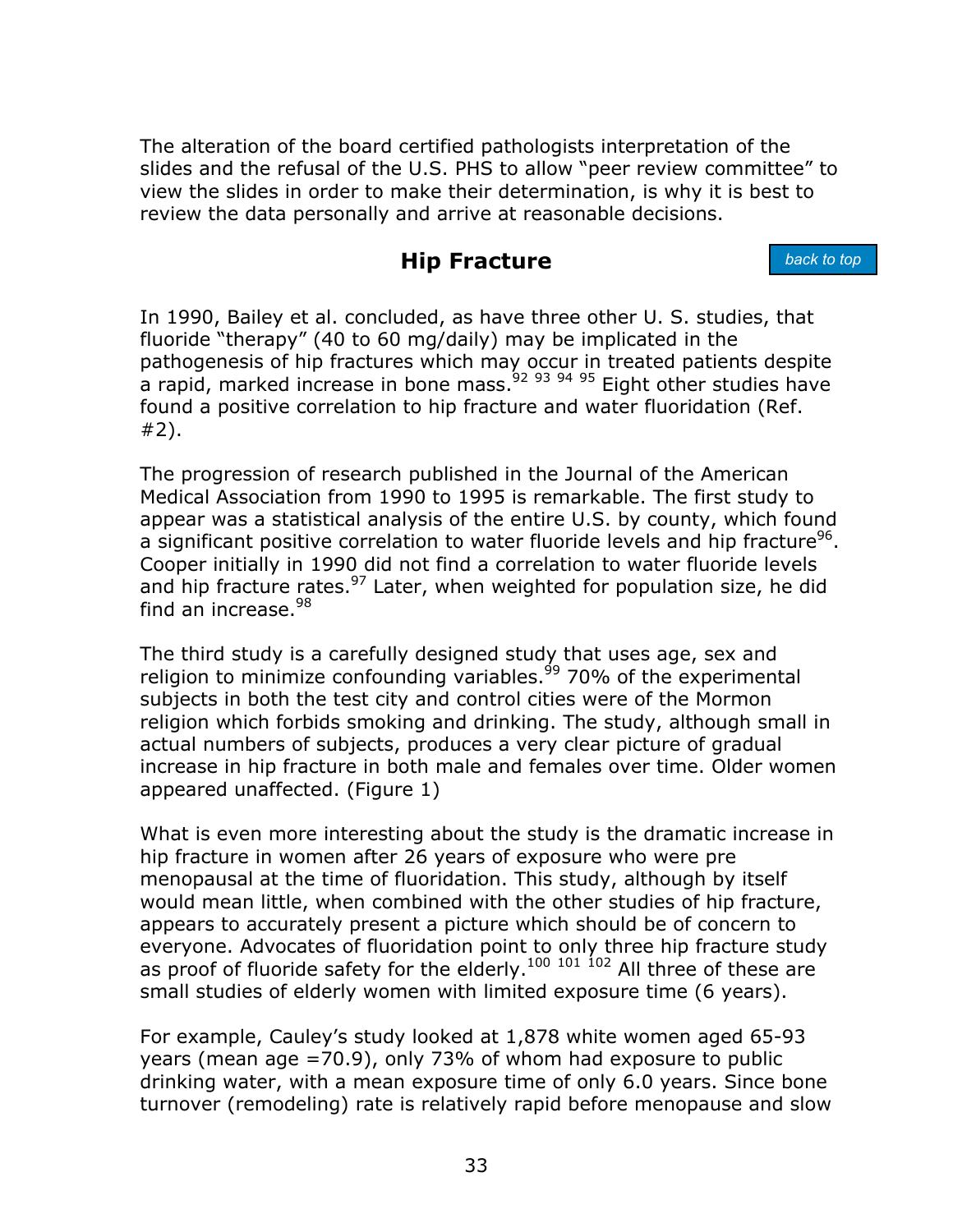The alteration of the board certified pathologists interpretation of the slides and the refusal of the U.S. PHS to allow "peer review committee" to view the slides in order to make their determination, is why it is best to review the data personally and arrive at reasonable decisions.

## Hip Fracture

In 1990, Bailey et al. concluded, as have three other U. S. studies, that fluoride "therapy" (40 to 60 mg/daily) may be implicated in the pathogenesis of hip fractures which may occur in treated patients despite a rapid, marked increase in bone mass.[92] [93] [94] [95] Eight other studies have found a positive correlation to hip fracture and water fluoridation (Ref. #2).

The progression of research published in the Journal of the American Medical Association from 1990 to 1995 is remarkable. The first study to appear was a statistical analysis of the entire U.S. by county, which found a significant positive correlation to water fluoride levels and hip fracture[96]. Cooper initially in 1990 did not find a correlation to water fluoride levels and hip fracture rates.[97] Later, when weighted for population size, he did find an increase.[98]

The third study is a carefully designed study that uses age, sex and religion to minimize confounding variables.[99] 70% of the experimental subjects in both the test city and control cities were of the Mormon religion which forbids smoking and drinking. The study, although small in actual numbers of subjects, produces a very clear picture of gradual increase in hip fracture in both male and females over time. Older women appeared unaffected. (Figure 1)

What is even more interesting about the study is the dramatic increase in hip fracture in women after 26 years of exposure who were pre menopausal at the time of fluoridation. This study, although by itself would mean little, when combined with the other studies of hip fracture, appears to accurately present a picture which should be of concern to everyone. Advocates of fluoridation point to only three hip fracture study as proof of fluoride safety for the elderly.[100] [101] [102] All three of these are small studies of elderly women with limited exposure time (6 years).

For example, Cauley's study looked at 1,878 white women aged 65-93 years (mean age =70.9), only 73% of whom had exposure to public drinking water, with a mean exposure time of only 6.0 years. Since bone turnover (remodeling) rate is relatively rapid before menopause and slow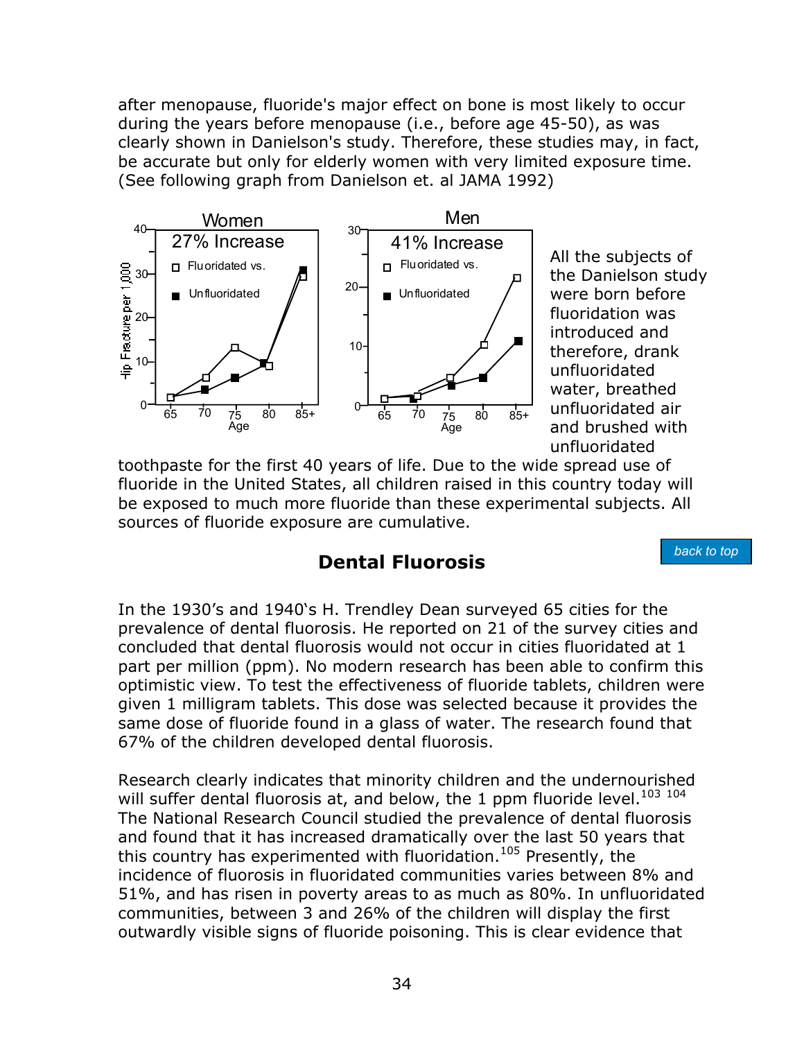after menopause, fluoride's major effect on bone is most likely to occur during the years before menopause (i.e., before age 45-50), as was clearly shown in Danielson's study. Therefore, these studies may, in fact, be accurate but only for elderly women with very limited exposure time. (See following graph from Danielson et. al JAMA 1992)

All the subjects of the Danielson study were born before fluoridation was introduced and therefore, drank unfluoridated water, breathed unfluoridated air and brushed with unfluoridated toothpaste for the first 40 years of life. Due to the wide spread use of fluoride in the United States, all children raised in this country today will be exposed to much more fluoride than these experimental subjects. All sources of fluoride exposure are cumulative.

## Dental Fluorosis

In the 1930's and 1940's H. Trendley Dean surveyed 65 cities for the prevalence of dental fluorosis. He reported on 21 of the survey cities and concluded that dental fluorosis would not occur in cities fluoridated at 1 part per million (ppm). No modern research has been able to confirm this optimistic view. To test the effectiveness of fluoride tablets, children were given 1 milligram tablets. This dose was selected because it provides the same dose of fluoride found in a glass of water. The research found that 67% of the children developed dental fluorosis.

Research clearly indicates that minority children and the undernourished will suffer dental fluorosis at, and below, the 1 ppm fluoride level.[103 104] The National Research Council studied the prevalence of dental fluorosis and found that it has increased dramatically over the last 50 years that this country has experimented with fluoridation.[105] Presently, the incidence of fluorosis in fluoridated communities varies between 8% and 51%, and has risen in poverty areas to as much as 80%. In unfluoridated communities, between 3 and 26% of the children will display the first outwardly visible signs of fluoride poisoning. This is clear evidence that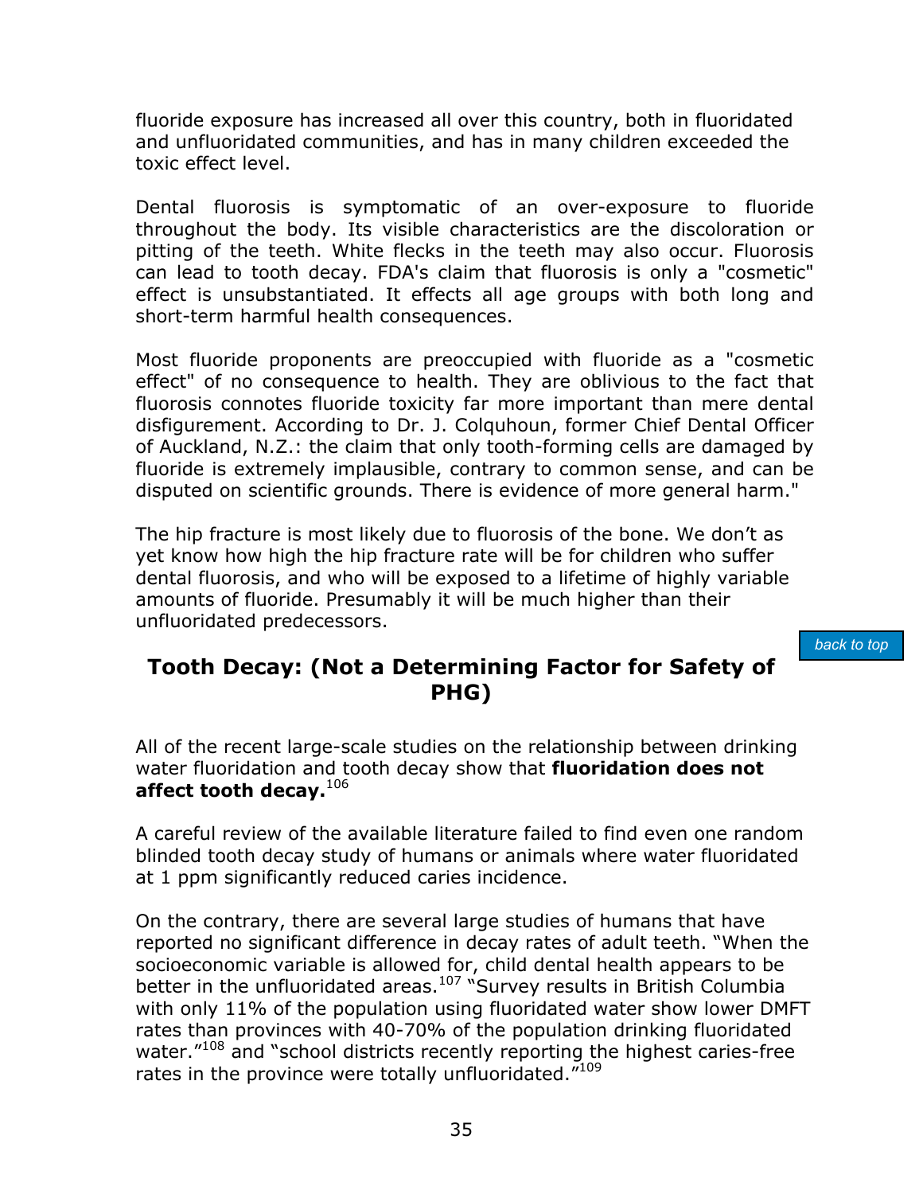fluoride exposure has increased all over this country, both in fluoridated and unfluoridated communities, and has in many children exceeded the toxic effect level.

Dental fluorosis is symptomatic of an over-exposure to fluoride throughout the body. Its visible characteristics are the discoloration or pitting of the teeth. White flecks in the teeth may also occur. Fluorosis can lead to tooth decay. FDA's claim that fluorosis is only a "cosmetic" effect is unsubstantiated. It effects all age groups with both long and short-term harmful health consequences.

Most fluoride proponents are preoccupied with fluoride as a "cosmetic effect" of no consequence to health. They are oblivious to the fact that fluorosis connotes fluoride toxicity far more important than mere dental disfigurement. According to Dr. J. Colquhoun, former Chief Dental Officer of Auckland, N.Z.: the claim that only tooth-forming cells are damaged by fluoride is extremely implausible, contrary to common sense, and can be disputed on scientific grounds. There is evidence of more general harm."

The hip fracture is most likely due to fluorosis of the bone. We don't as yet know how high the hip fracture rate will be for children who suffer dental fluorosis, and who will be exposed to a lifetime of highly variable amounts of fluoride. Presumably it will be much higher than their unfluoridated predecessors.

back to top

## Tooth Decay: (Not a Determining Factor for Safety of PHG)

All of the recent large-scale studies on the relationship between drinking water fluoridation and tooth decay show that **fluoridation does not affect tooth decay.**[106]

A careful review of the available literature failed to find even one random blinded tooth decay study of humans or animals where water fluoridated at 1 ppm significantly reduced caries incidence.

On the contrary, there are several large studies of humans that have reported no significant difference in decay rates of adult teeth. "When the socioeconomic variable is allowed for, child dental health appears to be better in the unfluoridated areas.[107] "Survey results in British Columbia with only 11% of the population using fluoridated water show lower DMFT rates than provinces with 40-70% of the population drinking fluoridated water."[108] and "school districts recently reporting the highest caries-free rates in the province were totally unfluoridated."[109]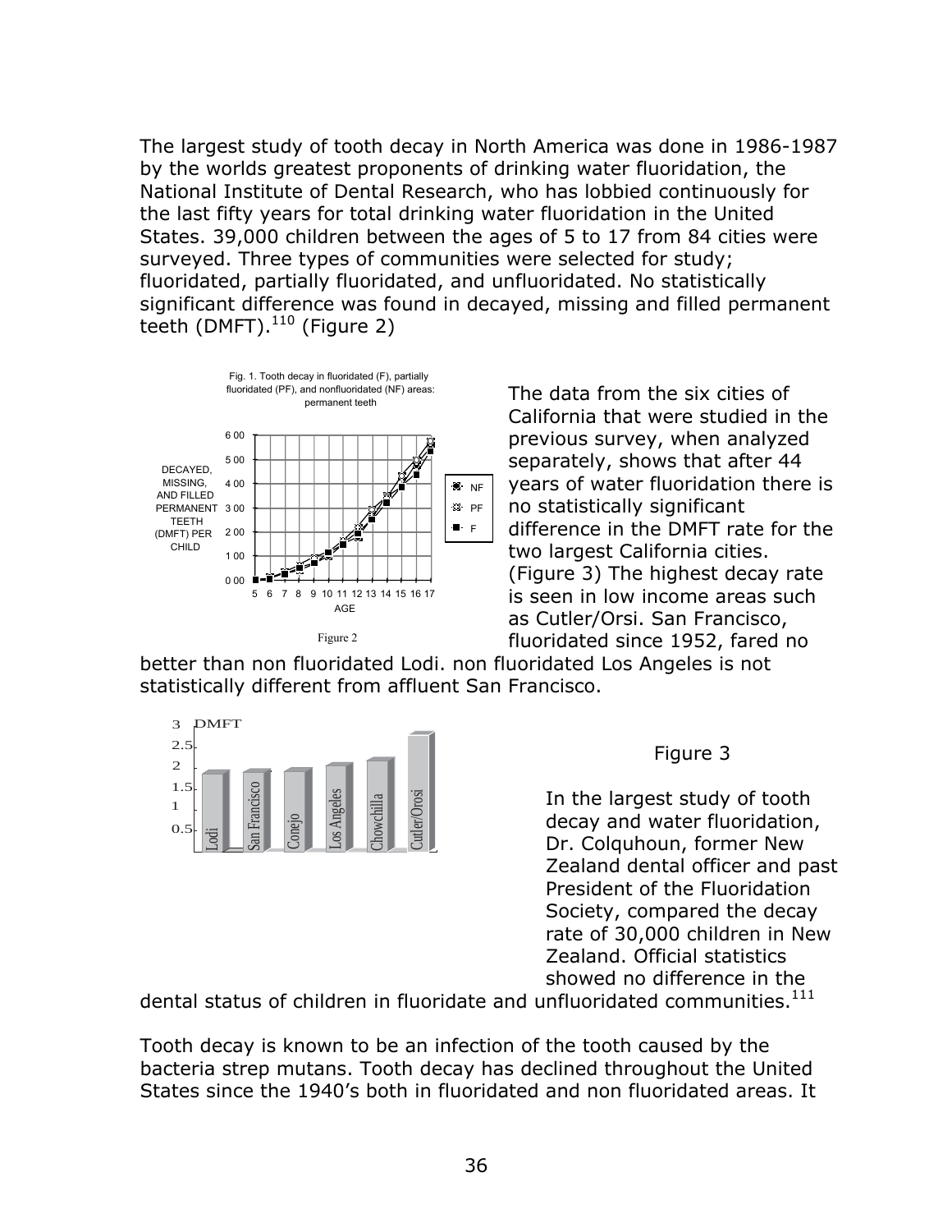The largest study of tooth decay in North America was done in 1986-1987 by the worlds greatest proponents of drinking water fluoridation, the National Institute of Dental Research, who has lobbied continuously for the last fifty years for total drinking water fluoridation in the United States. 39,000 children between the ages of 5 to 17 from 84 cities were surveyed. Three types of communities were selected for study; fluoridated, partially fluoridated, and unfluoridated. No statistically significant difference was found in decayed, missing and filled permanent teeth (DMFT).[110] (Figure 2)

Fig. 1. Tooth decay in fluoridated (F), partially fluoridated (PF), and nonfluoridated (NF) areas: permanent teeth

Figure 2

The data from the six cities of California that were studied in the previous survey, when analyzed separately, shows that after 44 years of water fluoridation there is no statistically significant difference in the DMFT rate for the two largest California cities. (Figure 3) The highest decay rate is seen in low income areas such as Cutler/Orsi. San Francisco, fluoridated since 1952, fared no better than non fluoridated Lodi. non fluoridated Los Angeles is not statistically different from affluent San Francisco.

Figure 3

In the largest study of tooth decay and water fluoridation, Dr. Colquhoun, former New Zealand dental officer and past President of the Fluoridation Society, compared the decay rate of 30,000 children in New Zealand. Official statistics showed no difference in the dental status of children in fluoridate and unfluoridated communities.[111]

Tooth decay is known to be an infection of the tooth caused by the bacteria strep mutans. Tooth decay has declined throughout the United States since the 1940's both in fluoridated and non fluoridated areas. It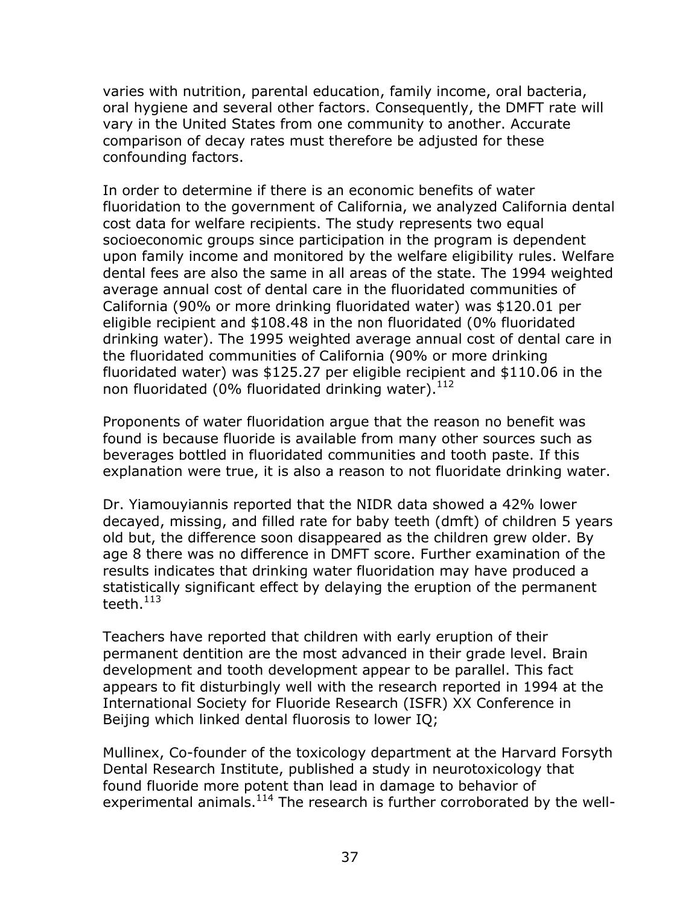varies with nutrition, parental education, family income, oral bacteria, oral hygiene and several other factors. Consequently, the DMFT rate will vary in the United States from one community to another. Accurate comparison of decay rates must therefore be adjusted for these confounding factors.

In order to determine if there is an economic benefits of water fluoridation to the government of California, we analyzed California dental cost data for welfare recipients. The study represents two equal socioeconomic groups since participation in the program is dependent upon family income and monitored by the welfare eligibility rules. Welfare dental fees are also the same in all areas of the state. The 1994 weighted average annual cost of dental care in the fluoridated communities of California (90% or more drinking fluoridated water) was $120.01 per eligible recipient and $108.48 in the non fluoridated (0% fluoridated drinking water). The 1995 weighted average annual cost of dental care in the fluoridated communities of California (90% or more drinking fluoridated water) was $125.27 per eligible recipient and $110.06 in the non fluoridated (0% fluoridated drinking water).[112]

Proponents of water fluoridation argue that the reason no benefit was found is because fluoride is available from many other sources such as beverages bottled in fluoridated communities and tooth paste. If this explanation were true, it is also a reason to not fluoridate drinking water.

Dr. Yiamouyiannis reported that the NIDR data showed a 42% lower decayed, missing, and filled rate for baby teeth (dmft) of children 5 years old but, the difference soon disappeared as the children grew older. By age 8 there was no difference in DMFT score. Further examination of the results indicates that drinking water fluoridation may have produced a statistically significant effect by delaying the eruption of the permanent teeth.[113]

Teachers have reported that children with early eruption of their permanent dentition are the most advanced in their grade level. Brain development and tooth development appear to be parallel. This fact appears to fit disturbingly well with the research reported in 1994 at the International Society for Fluoride Research (ISFR) XX Conference in Beijing which linked dental fluorosis to lower IQ;

Mullinex, Co-founder of the toxicology department at the Harvard Forsyth Dental Research Institute, published a study in neurotoxicology that found fluoride more potent than lead in damage to behavior of experimental animals.[114] The research is further corroborated by the well-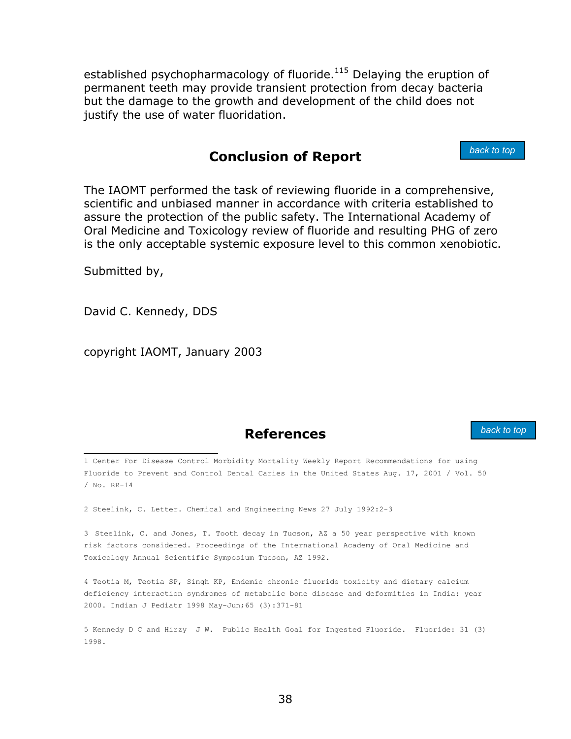established psychopharmacology of fluoride.[115] Delaying the eruption of permanent teeth may provide transient protection from decay bacteria but the damage to the growth and development of the child does not justify the use of water fluoridation.

## Conclusion of Report

The IAOMT performed the task of reviewing fluoride in a comprehensive, scientific and unbiased manner in accordance with criteria established to assure the protection of the public safety. The International Academy of Oral Medicine and Toxicology review of fluoride and resulting PHG of zero is the only acceptable systemic exposure level to this common xenobiotic.

Submitted by,

David C. Kennedy, DDS

copyright IAOMT, January 2003

## References

1 Center For Disease Control Morbidity Mortality Weekly Report Recommendations for using Fluoride to Prevent and Control Dental Caries in the United States Aug. 17, 2001 / Vol. 50 / No. RR-14

2 Steelink, C. Letter. Chemical and Engineering News 27 July 1992:2-3

3 Steelink, C. and Jones, T. Tooth decay in Tucson, AZ a 50 year perspective with known risk factors considered. Proceedings of the International Academy of Oral Medicine and Toxicology Annual Scientific Symposium Tucson, AZ 1992.

4 Teotia M, Teotia SP, Singh KP, Endemic chronic fluoride toxicity and dietary calcium deficiency interaction syndromes of metabolic bone disease and deformities in India: year 2000. Indian J Pediatr 1998 May-Jun;65 (3):371-81

5 Kennedy D C and Hirzy J W. Public Health Goal for Ingested Fluoride. Fluoride: 31 (3) 1998.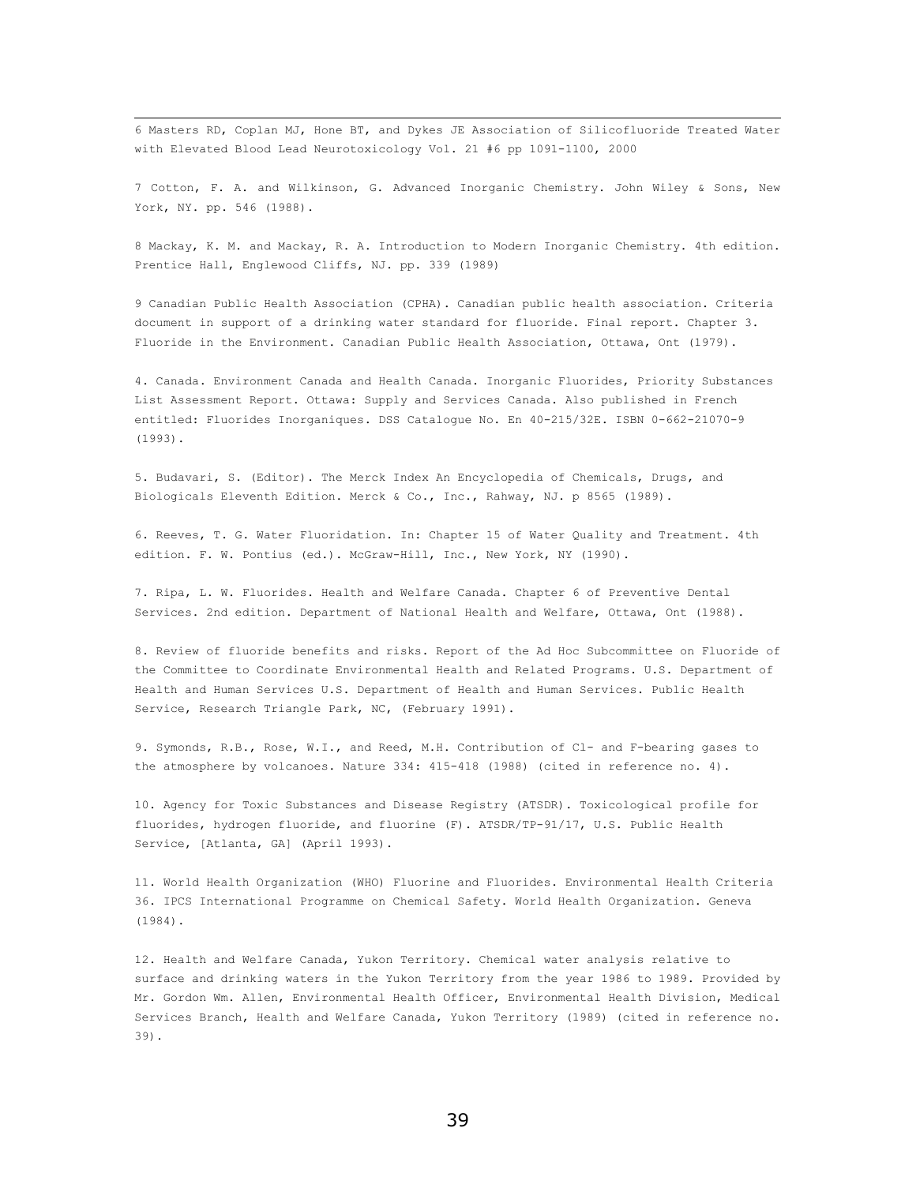6 Masters RD, Coplan MJ, Hone BT, and Dykes JE Association of Silicofluoride Treated Water with Elevated Blood Lead Neurotoxicology Vol. 21 #6 pp 1091-1100, 2000

7 Cotton, F. A. and Wilkinson, G. Advanced Inorganic Chemistry. John Wiley & Sons, New York, NY. pp. 546 (1988).

8 Mackay, K. M. and Mackay, R. A. Introduction to Modern Inorganic Chemistry. 4th edition. Prentice Hall, Englewood Cliffs, NJ. pp. 339 (1989)

9 Canadian Public Health Association (CPHA). Canadian public health association. Criteria document in support of a drinking water standard for fluoride. Final report. Chapter 3. Fluoride in the Environment. Canadian Public Health Association, Ottawa, Ont (1979).

4. Canada. Environment Canada and Health Canada. Inorganic Fluorides, Priority Substances List Assessment Report. Ottawa: Supply and Services Canada. Also published in French entitled: Fluorides Inorganiques. DSS Catalogue No. En 40-215/32E. ISBN 0-662-21070-9 (1993).

5. Budavari, S. (Editor). The Merck Index An Encyclopedia of Chemicals, Drugs, and Biologicals Eleventh Edition. Merck & Co., Inc., Rahway, NJ. p 8565 (1989).

6. Reeves, T. G. Water Fluoridation. In: Chapter 15 of Water Quality and Treatment. 4th edition. F. W. Pontius (ed.). McGraw-Hill, Inc., New York, NY (1990).

7. Ripa, L. W. Fluorides. Health and Welfare Canada. Chapter 6 of Preventive Dental Services. 2nd edition. Department of National Health and Welfare, Ottawa, Ont (1988).

8. Review of fluoride benefits and risks. Report of the Ad Hoc Subcommittee on Fluoride of the Committee to Coordinate Environmental Health and Related Programs. U.S. Department of Health and Human Services U.S. Department of Health and Human Services. Public Health Service, Research Triangle Park, NC, (February 1991).

9. Symonds, R.B., Rose, W.I., and Reed, M.H. Contribution of Cl- and F-bearing gases to the atmosphere by volcanoes. Nature 334: 415-418 (1988) (cited in reference no. 4).

10. Agency for Toxic Substances and Disease Registry (ATSDR). Toxicological profile for fluorides, hydrogen fluoride, and fluorine (F). ATSDR/TP-91/17, U.S. Public Health Service, [Atlanta, GA] (April 1993).

11. World Health Organization (WHO) Fluorine and Fluorides. Environmental Health Criteria 36. IPCS International Programme on Chemical Safety. World Health Organization. Geneva (1984).

12. Health and Welfare Canada, Yukon Territory. Chemical water analysis relative to surface and drinking waters in the Yukon Territory from the year 1986 to 1989. Provided by Mr. Gordon Wm. Allen, Environmental Health Officer, Environmental Health Division, Medical Services Branch, Health and Welfare Canada, Yukon Territory (1989) (cited in reference no. 39).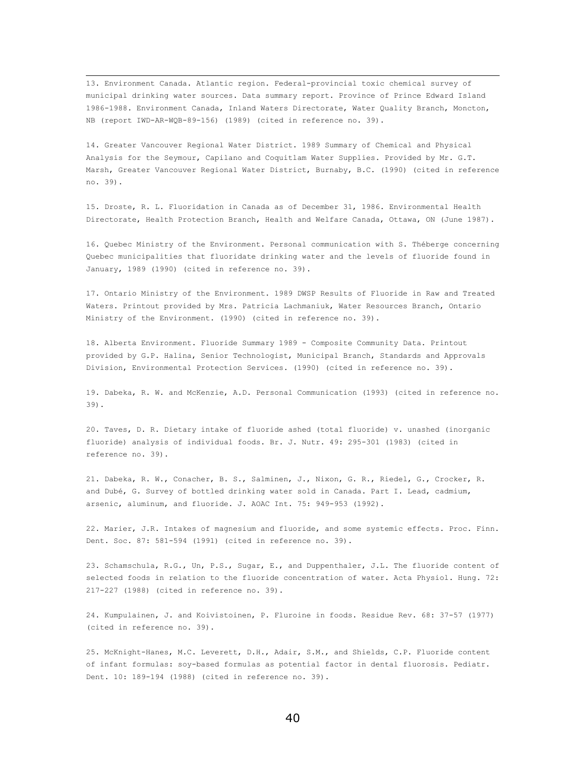13. Environment Canada. Atlantic region. Federal-provincial toxic chemical survey of municipal drinking water sources. Data summary report. Province of Prince Edward Island 1986-1988. Environment Canada, Inland Waters Directorate, Water Quality Branch, Moncton, NB (report IWD-AR-WQB-89-156) (1989) (cited in reference no. 39).

14. Greater Vancouver Regional Water District. 1989 Summary of Chemical and Physical Analysis for the Seymour, Capilano and Coquitlam Water Supplies. Provided by Mr. G.T. Marsh, Greater Vancouver Regional Water District, Burnaby, B.C. (1990) (cited in reference no. 39).

15. Droste, R. L. Fluoridation in Canada as of December 31, 1986. Environmental Health Directorate, Health Protection Branch, Health and Welfare Canada, Ottawa, ON (June 1987).

16. Quebec Ministry of the Environment. Personal communication with S. Théberge concerning Quebec municipalities that fluoridate drinking water and the levels of fluoride found in January, 1989 (1990) (cited in reference no. 39).

17. Ontario Ministry of the Environment. 1989 DWSP Results of Fluoride in Raw and Treated Waters. Printout provided by Mrs. Patricia Lachmaniuk, Water Resources Branch, Ontario Ministry of the Environment. (1990) (cited in reference no. 39).

18. Alberta Environment. Fluoride Summary 1989 - Composite Community Data. Printout provided by G.P. Halina, Senior Technologist, Municipal Branch, Standards and Approvals Division, Environmental Protection Services. (1990) (cited in reference no. 39).

19. Dabeka, R. W. and McKenzie, A.D. Personal Communication (1993) (cited in reference no. 39).

20. Taves, D. R. Dietary intake of fluoride ashed (total fluoride) v. unashed (inorganic fluoride) analysis of individual foods. Br. J. Nutr. 49: 295-301 (1983) (cited in reference no. 39).

21. Dabeka, R. W., Conacher, B. S., Salminen, J., Nixon, G. R., Riedel, G., Crocker, R. and Dubé, G. Survey of bottled drinking water sold in Canada. Part I. Lead, cadmium, arsenic, aluminum, and fluoride. J. AOAC Int. 75: 949-953 (1992).

22. Marier, J.R. Intakes of magnesium and fluoride, and some systemic effects. Proc. Finn. Dent. Soc. 87: 581-594 (1991) (cited in reference no. 39).

23. Schamschula, R.G., Un, P.S., Sugar, E., and Duppenthaler, J.L. The fluoride content of selected foods in relation to the fluoride concentration of water. Acta Physiol. Hung. 72: 217-227 (1988) (cited in reference no. 39).

24. Kumpulainen, J. and Koivistoinen, P. Fluroine in foods. Residue Rev. 68: 37-57 (1977) (cited in reference no. 39).

25. McKnight-Hanes, M.C. Leverett, D.H., Adair, S.M., and Shields, C.P. Fluoride content of infant formulas: soy-based formulas as potential factor in dental fluorosis. Pediatr. Dent. 10: 189-194 (1988) (cited in reference no. 39).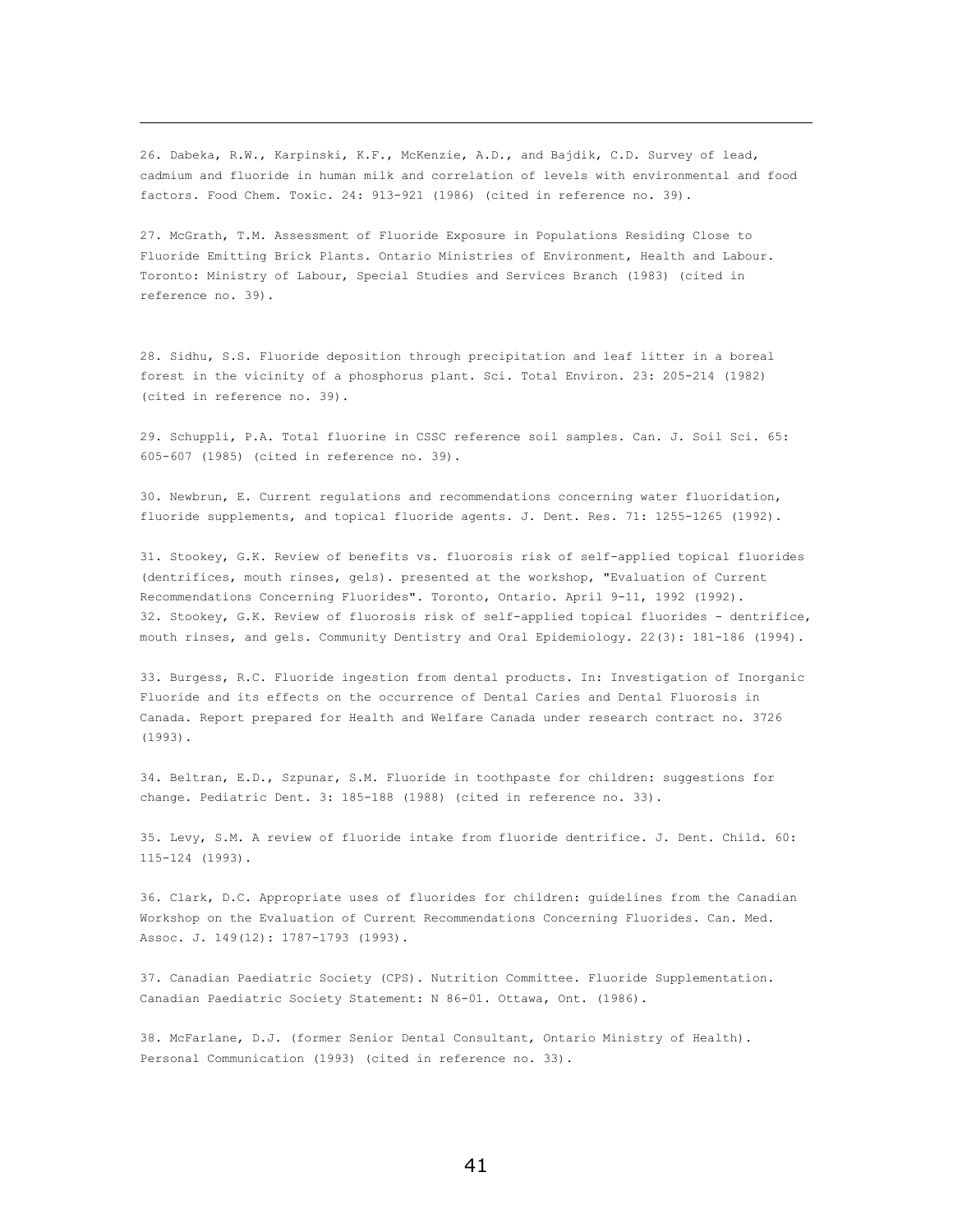26. Dabeka, R.W., Karpinski, K.F., McKenzie, A.D., and Bajdik, C.D. Survey of lead, cadmium and fluoride in human milk and correlation of levels with environmental and food factors. Food Chem. Toxic. 24: 913-921 (1986) (cited in reference no. 39).

27. McGrath, T.M. Assessment of Fluoride Exposure in Populations Residing Close to Fluoride Emitting Brick Plants. Ontario Ministries of Environment, Health and Labour. Toronto: Ministry of Labour, Special Studies and Services Branch (1983) (cited in reference no. 39).

28. Sidhu, S.S. Fluoride deposition through precipitation and leaf litter in a boreal forest in the vicinity of a phosphorus plant. Sci. Total Environ. 23: 205-214 (1982) (cited in reference no. 39).

29. Schuppli, P.A. Total fluorine in CSSC reference soil samples. Can. J. Soil Sci. 65: 605-607 (1985) (cited in reference no. 39).

30. Newbrun, E. Current regulations and recommendations concerning water fluoridation, fluoride supplements, and topical fluoride agents. J. Dent. Res. 71: 1255-1265 (1992).

31. Stookey, G.K. Review of benefits vs. fluorosis risk of self-applied topical fluorides (dentrifices, mouth rinses, gels). presented at the workshop, "Evaluation of Current Recommendations Concerning Fluorides". Toronto, Ontario. April 9-11, 1992 (1992).

32. Stookey, G.K. Review of fluorosis risk of self-applied topical fluorides - dentrifice, mouth rinses, and gels. Community Dentistry and Oral Epidemiology. 22(3): 181-186 (1994).

33. Burgess, R.C. Fluoride ingestion from dental products. In: Investigation of Inorganic Fluoride and its effects on the occurrence of Dental Caries and Dental Fluorosis in Canada. Report prepared for Health and Welfare Canada under research contract no. 3726 (1993).

34. Beltran, E.D., Szpunar, S.M. Fluoride in toothpaste for children: suggestions for change. Pediatric Dent. 3: 185-188 (1988) (cited in reference no. 33).

35. Levy, S.M. A review of fluoride intake from fluoride dentrifice. J. Dent. Child. 60: 115-124 (1993).

36. Clark, D.C. Appropriate uses of fluorides for children: guidelines from the Canadian Workshop on the Evaluation of Current Recommendations Concerning Fluorides. Can. Med. Assoc. J. 149(12): 1787-1793 (1993).

37. Canadian Paediatric Society (CPS). Nutrition Committee. Fluoride Supplementation. Canadian Paediatric Society Statement: N 86-01. Ottawa, Ont. (1986).

38. McFarlane, D.J. (former Senior Dental Consultant, Ontario Ministry of Health). Personal Communication (1993) (cited in reference no. 33).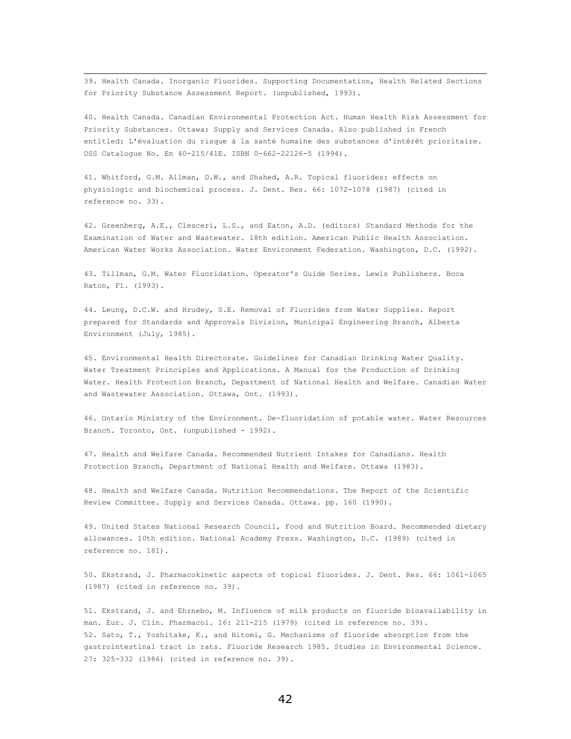39. Health Canada. Inorganic Fluorides. Supporting Documentation, Health Related Sections for Priority Substance Assessment Report. (unpublished, 1993).

40. Health Canada. Canadian Environmental Protection Act. Human Health Risk Assessment for Priority Substances. Ottawa: Supply and Services Canada. Also published in French entitled: L'évaluation du risque à la santé humaine des substances d'intérêt prioritaire. DSS Catalogue No. En 40-215/41E. ISBN 0-662-22126-5 (1994).

41. Whitford, G.M. Allman, D.W., and Shahed, A.R. Topical fluorides: effects on physiologic and biochemical process. J. Dent. Res. 66: 1072-1078 (1987) (cited in reference no. 33).

42. Greenberg, A.E., Clesceri, L.S., and Eaton, A.D. (editors) Standard Methods for the Examination of Water and Wastewater. 18th edition. American Public Health Association. American Water Works Association. Water Environment Federation. Washington, D.C. (1992).

43. Tillman, G.M. Water Fluoridation. Operator's Guide Series. Lewis Publishers. Boca Raton, Fl. (1993).

44. Leung, D.C.W. and Hrudey, S.E. Removal of Fluorides from Water Supplies. Report prepared for Standards and Approvals Division, Municipal Engineering Branch, Alberta Environment (July, 1985).

45. Environmental Health Directorate. Guidelines for Canadian Drinking Water Quality. Water Treatment Principles and Applications. A Manual for the Production of Drinking Water. Health Protection Branch, Department of National Health and Welfare. Canadian Water and Wastewater Association. Ottawa, Ont. (1993).

46. Ontario Ministry of the Environment. De-fluoridation of potable water. Water Resources Branch. Toronto, Ont. (unpublished - 1992).

47. Health and Welfare Canada. Recommended Nutrient Intakes for Canadians. Health Protection Branch, Department of National Health and Welfare. Ottawa (1983).

48. Health and Welfare Canada. Nutrition Recommendations. The Report of the Scientific Review Committee. Supply and Services Canada. Ottawa. pp. 160 (1990).

49. United States National Research Council, Food and Nutrition Board. Recommended dietary allowances. 10th edition. National Academy Press. Washington, D.C. (1989) (cited in reference no. 181).

50. Ekstrand, J. Pharmacokinetic aspects of topical fluorides. J. Dent. Res. 66: 1061-1065 (1987) (cited in reference no. 39).

51. Ekstrand, J. and Ehrnebo, M. Influence of milk products on fluoride bioavailability in man. Eur. J. Clin. Pharmacol. 16: 211-215 (1979) (cited in reference no. 39).

52. Sato, T., Yoshitake, K., and Hitomi, G. Mechanisms of fluoride absorption from the gastrointestinal tract in rats. Fluoride Research 1985. Studies in Environmental Science. 27: 325-332 (1986) (cited in reference no. 39).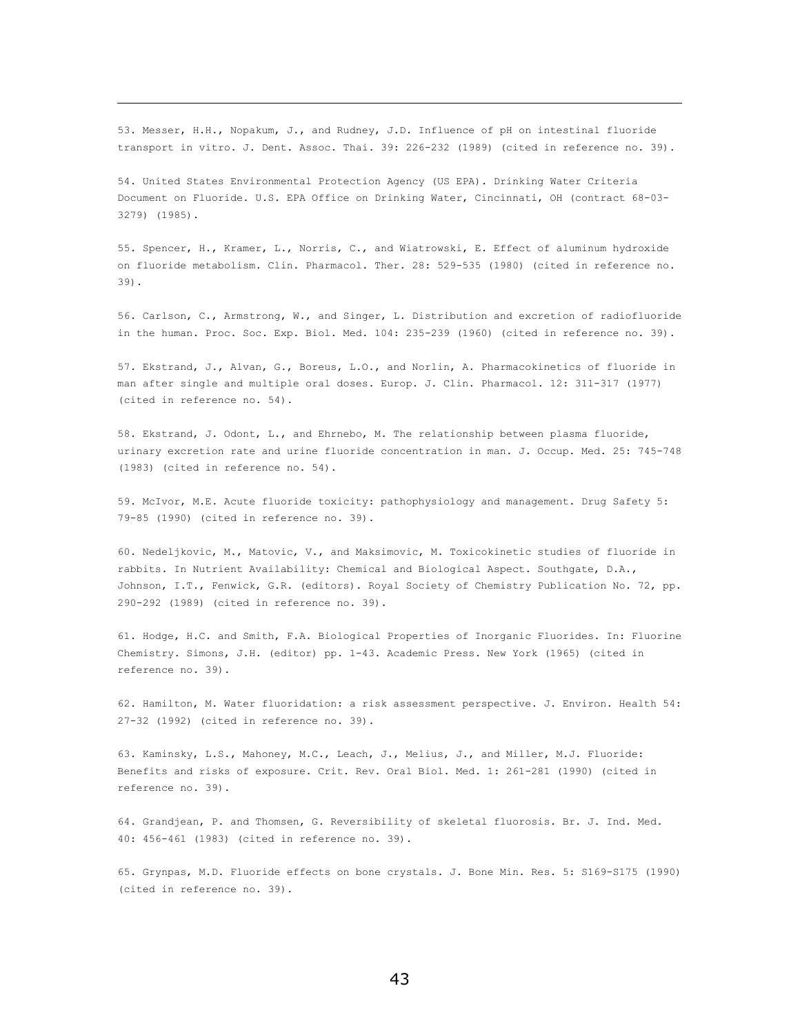53. Messer, H.H., Nopakum, J., and Rudney, J.D. Influence of pH on intestinal fluoride transport in vitro. J. Dent. Assoc. Thai. 39: 226-232 (1989) (cited in reference no. 39).

54. United States Environmental Protection Agency (US EPA). Drinking Water Criteria Document on Fluoride. U.S. EPA Office on Drinking Water, Cincinnati, OH (contract 68-03-3279) (1985).

55. Spencer, H., Kramer, L., Norris, C., and Wiatrowski, E. Effect of aluminum hydroxide on fluoride metabolism. Clin. Pharmacol. Ther. 28: 529-535 (1980) (cited in reference no. 39).

56. Carlson, C., Armstrong, W., and Singer, L. Distribution and excretion of radiofluoride in the human. Proc. Soc. Exp. Biol. Med. 104: 235-239 (1960) (cited in reference no. 39).

57. Ekstrand, J., Alvan, G., Boreus, L.O., and Norlin, A. Pharmacokinetics of fluoride in man after single and multiple oral doses. Europ. J. Clin. Pharmacol. 12: 311-317 (1977) (cited in reference no. 54).

58. Ekstrand, J. Odont, L., and Ehrnebo, M. The relationship between plasma fluoride, urinary excretion rate and urine fluoride concentration in man. J. Occup. Med. 25: 745-748 (1983) (cited in reference no. 54).

59. McIvor, M.E. Acute fluoride toxicity: pathophysiology and management. Drug Safety 5: 79-85 (1990) (cited in reference no. 39).

60. Nedeljkovic, M., Matovic, V., and Maksimovic, M. Toxicokinetic studies of fluoride in rabbits. In Nutrient Availability: Chemical and Biological Aspect. Southgate, D.A., Johnson, I.T., Fenwick, G.R. (editors). Royal Society of Chemistry Publication No. 72, pp. 290-292 (1989) (cited in reference no. 39).

61. Hodge, H.C. and Smith, F.A. Biological Properties of Inorganic Fluorides. In: Fluorine Chemistry. Simons, J.H. (editor) pp. 1-43. Academic Press. New York (1965) (cited in reference no. 39).

62. Hamilton, M. Water fluoridation: a risk assessment perspective. J. Environ. Health 54: 27-32 (1992) (cited in reference no. 39).

63. Kaminsky, L.S., Mahoney, M.C., Leach, J., Melius, J., and Miller, M.J. Fluoride: Benefits and risks of exposure. Crit. Rev. Oral Biol. Med. 1: 261-281 (1990) (cited in reference no. 39).

64. Grandjean, P. and Thomsen, G. Reversibility of skeletal fluorosis. Br. J. Ind. Med. 40: 456-461 (1983) (cited in reference no. 39).

65. Grynpas, M.D. Fluoride effects on bone crystals. J. Bone Min. Res. 5: S169-S175 (1990) (cited in reference no. 39).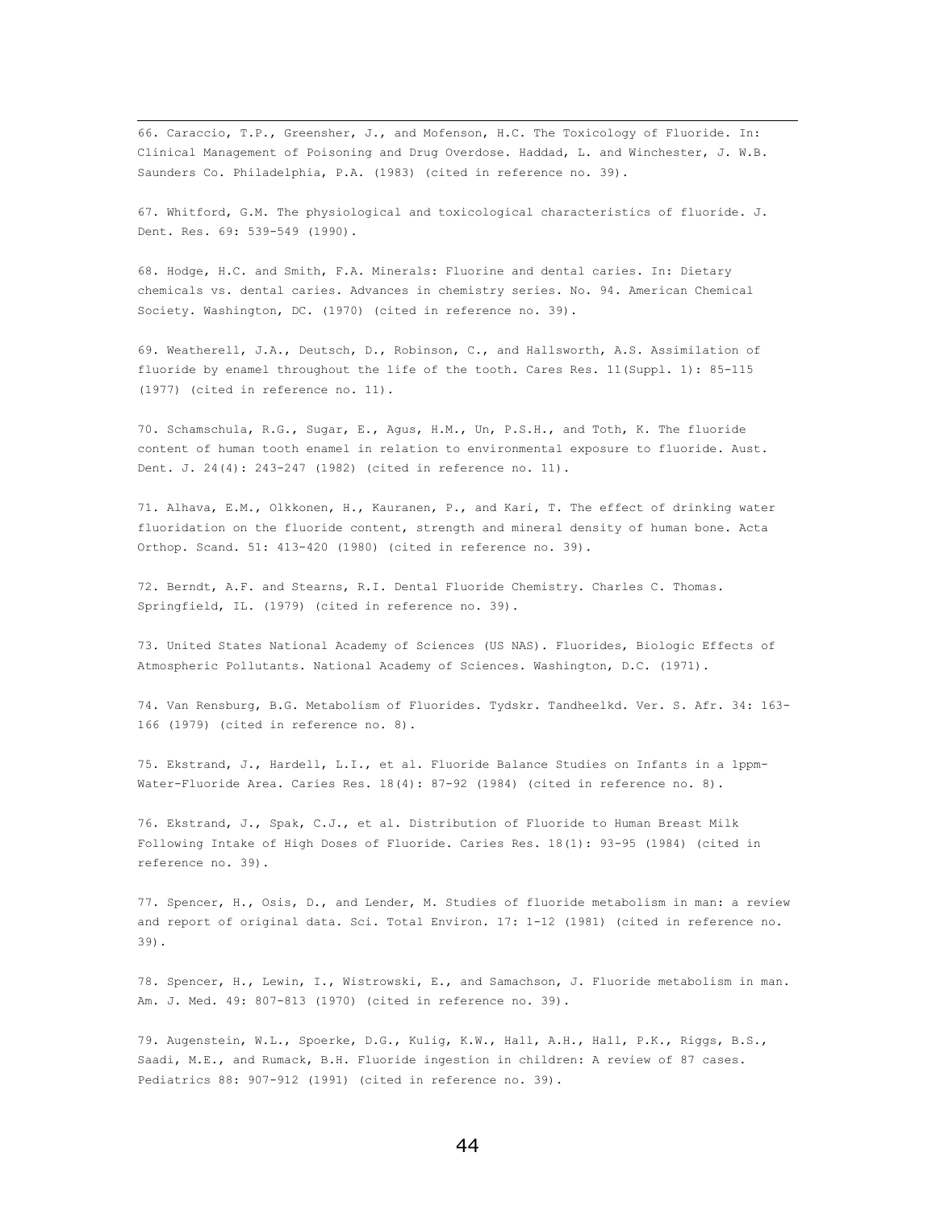66. Caraccio, T.P., Greensher, J., and Mofenson, H.C. The Toxicology of Fluoride. In: Clinical Management of Poisoning and Drug Overdose. Haddad, L. and Winchester, J. W.B. Saunders Co. Philadelphia, P.A. (1983) (cited in reference no. 39).

67. Whitford, G.M. The physiological and toxicological characteristics of fluoride. J. Dent. Res. 69: 539-549 (1990).

68. Hodge, H.C. and Smith, F.A. Minerals: Fluorine and dental caries. In: Dietary chemicals vs. dental caries. Advances in chemistry series. No. 94. American Chemical Society. Washington, DC. (1970) (cited in reference no. 39).

69. Weatherell, J.A., Deutsch, D., Robinson, C., and Hallsworth, A.S. Assimilation of fluoride by enamel throughout the life of the tooth. Cares Res. 11(Suppl. 1): 85-115 (1977) (cited in reference no. 11).

70. Schamschula, R.G., Sugar, E., Agus, H.M., Un, P.S.H., and Toth, K. The fluoride content of human tooth enamel in relation to environmental exposure to fluoride. Aust. Dent. J. 24(4): 243-247 (1982) (cited in reference no. 11).

71. Alhava, E.M., Olkkonen, H., Kauranen, P., and Kari, T. The effect of drinking water fluoridation on the fluoride content, strength and mineral density of human bone. Acta Orthop. Scand. 51: 413-420 (1980) (cited in reference no. 39).

72. Berndt, A.F. and Stearns, R.I. Dental Fluoride Chemistry. Charles C. Thomas. Springfield, IL. (1979) (cited in reference no. 39).

73. United States National Academy of Sciences (US NAS). Fluorides, Biologic Effects of Atmospheric Pollutants. National Academy of Sciences. Washington, D.C. (1971).

74. Van Rensburg, B.G. Metabolism of Fluorides. Tydskr. Tandheelkd. Ver. S. Afr. 34: 163-166 (1979) (cited in reference no. 8).

75. Ekstrand, J., Hardell, L.I., et al. Fluoride Balance Studies on Infants in a 1ppm-Water-Fluoride Area. Caries Res. 18(4): 87-92 (1984) (cited in reference no. 8).

76. Ekstrand, J., Spak, C.J., et al. Distribution of Fluoride to Human Breast Milk Following Intake of High Doses of Fluoride. Caries Res. 18(1): 93-95 (1984) (cited in reference no. 39).

77. Spencer, H., Osis, D., and Lender, M. Studies of fluoride metabolism in man: a review and report of original data. Sci. Total Environ. 17: 1-12 (1981) (cited in reference no. 39).

78. Spencer, H., Lewin, I., Wistrowski, E., and Samachson, J. Fluoride metabolism in man. Am. J. Med. 49: 807-813 (1970) (cited in reference no. 39).

79. Augenstein, W.L., Spoerke, D.G., Kulig, K.W., Hall, A.H., Hall, P.K., Riggs, B.S., Saadi, M.E., and Rumack, B.H. Fluoride ingestion in children: A review of 87 cases. Pediatrics 88: 907-912 (1991) (cited in reference no. 39).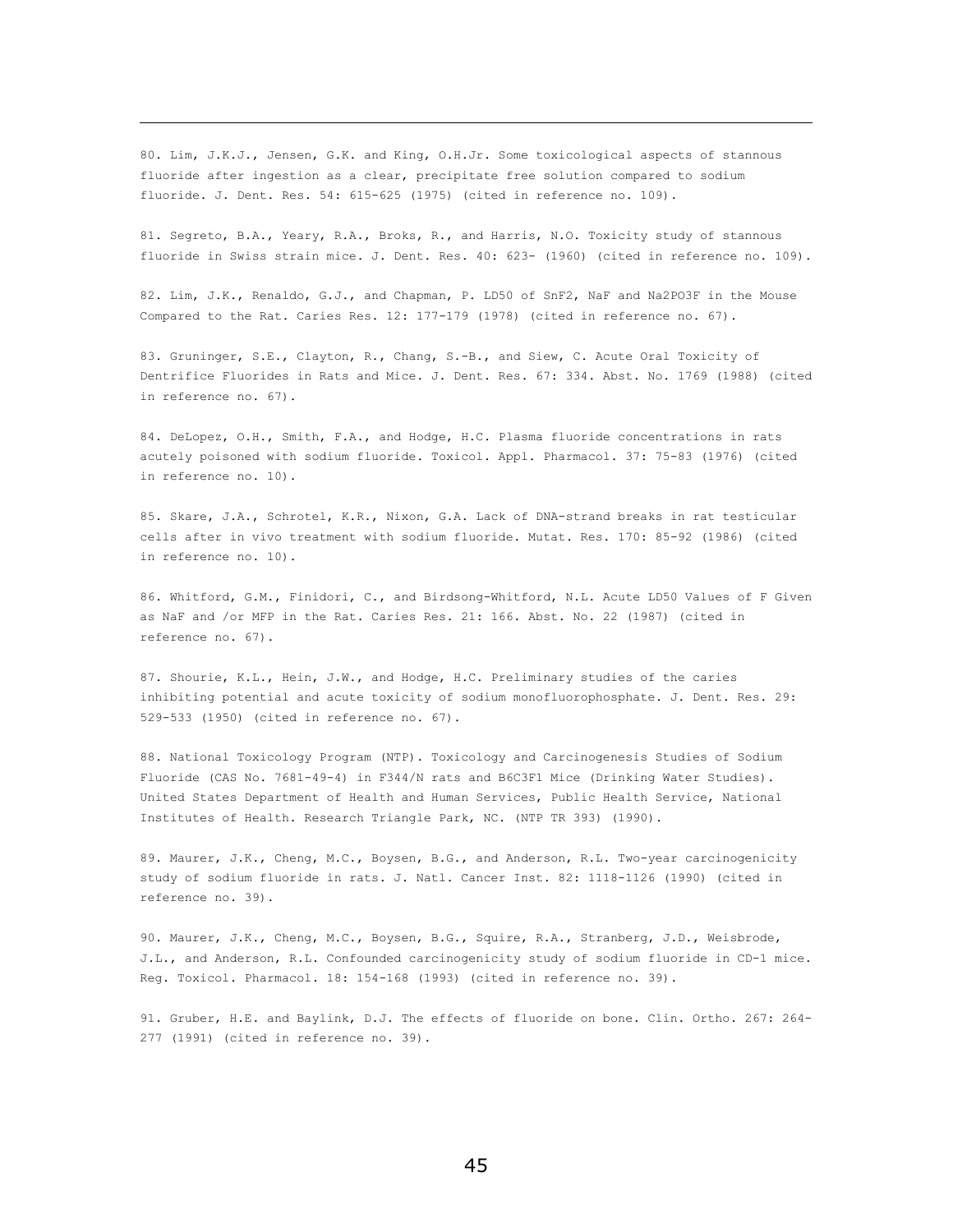80. Lim, J.K.J., Jensen, G.K. and King, O.H.Jr. Some toxicological aspects of stannous fluoride after ingestion as a clear, precipitate free solution compared to sodium fluoride. J. Dent. Res. 54: 615-625 (1975) (cited in reference no. 109).

81. Segreto, B.A., Yeary, R.A., Broks, R., and Harris, N.O. Toxicity study of stannous fluoride in Swiss strain mice. J. Dent. Res. 40: 623- (1960) (cited in reference no. 109).

82. Lim, J.K., Renaldo, G.J., and Chapman, P. LD50 of SnF2, NaF and Na2PO3F in the Mouse Compared to the Rat. Caries Res. 12: 177-179 (1978) (cited in reference no. 67).

83. Gruninger, S.E., Clayton, R., Chang, S.-B., and Siew, C. Acute Oral Toxicity of Dentrifice Fluorides in Rats and Mice. J. Dent. Res. 67: 334. Abst. No. 1769 (1988) (cited in reference no. 67).

84. DeLopez, O.H., Smith, F.A., and Hodge, H.C. Plasma fluoride concentrations in rats acutely poisoned with sodium fluoride. Toxicol. Appl. Pharmacol. 37: 75-83 (1976) (cited in reference no. 10).

85. Skare, J.A., Schrotel, K.R., Nixon, G.A. Lack of DNA-strand breaks in rat testicular cells after in vivo treatment with sodium fluoride. Mutat. Res. 170: 85-92 (1986) (cited in reference no. 10).

86. Whitford, G.M., Finidori, C., and Birdsong-Whitford, N.L. Acute LD50 Values of F Given as NaF and /or MFP in the Rat. Caries Res. 21: 166. Abst. No. 22 (1987) (cited in reference no. 67).

87. Shourie, K.L., Hein, J.W., and Hodge, H.C. Preliminary studies of the caries inhibiting potential and acute toxicity of sodium monofluorophosphate. J. Dent. Res. 29: 529-533 (1950) (cited in reference no. 67).

88. National Toxicology Program (NTP). Toxicology and Carcinogenesis Studies of Sodium Fluoride (CAS No. 7681-49-4) in F344/N rats and B6C3F1 Mice (Drinking Water Studies). United States Department of Health and Human Services, Public Health Service, National Institutes of Health. Research Triangle Park, NC. (NTP TR 393) (1990).

89. Maurer, J.K., Cheng, M.C., Boysen, B.G., and Anderson, R.L. Two-year carcinogenicity study of sodium fluoride in rats. J. Natl. Cancer Inst. 82: 1118-1126 (1990) (cited in reference no. 39).

90. Maurer, J.K., Cheng, M.C., Boysen, B.G., Squire, R.A., Stranberg, J.D., Weisbrode, J.L., and Anderson, R.L. Confounded carcinogenicity study of sodium fluoride in CD-1 mice. Reg. Toxicol. Pharmacol. 18: 154-168 (1993) (cited in reference no. 39).

91. Gruber, H.E. and Baylink, D.J. The effects of fluoride on bone. Clin. Ortho. 267: 264-277 (1991) (cited in reference no. 39).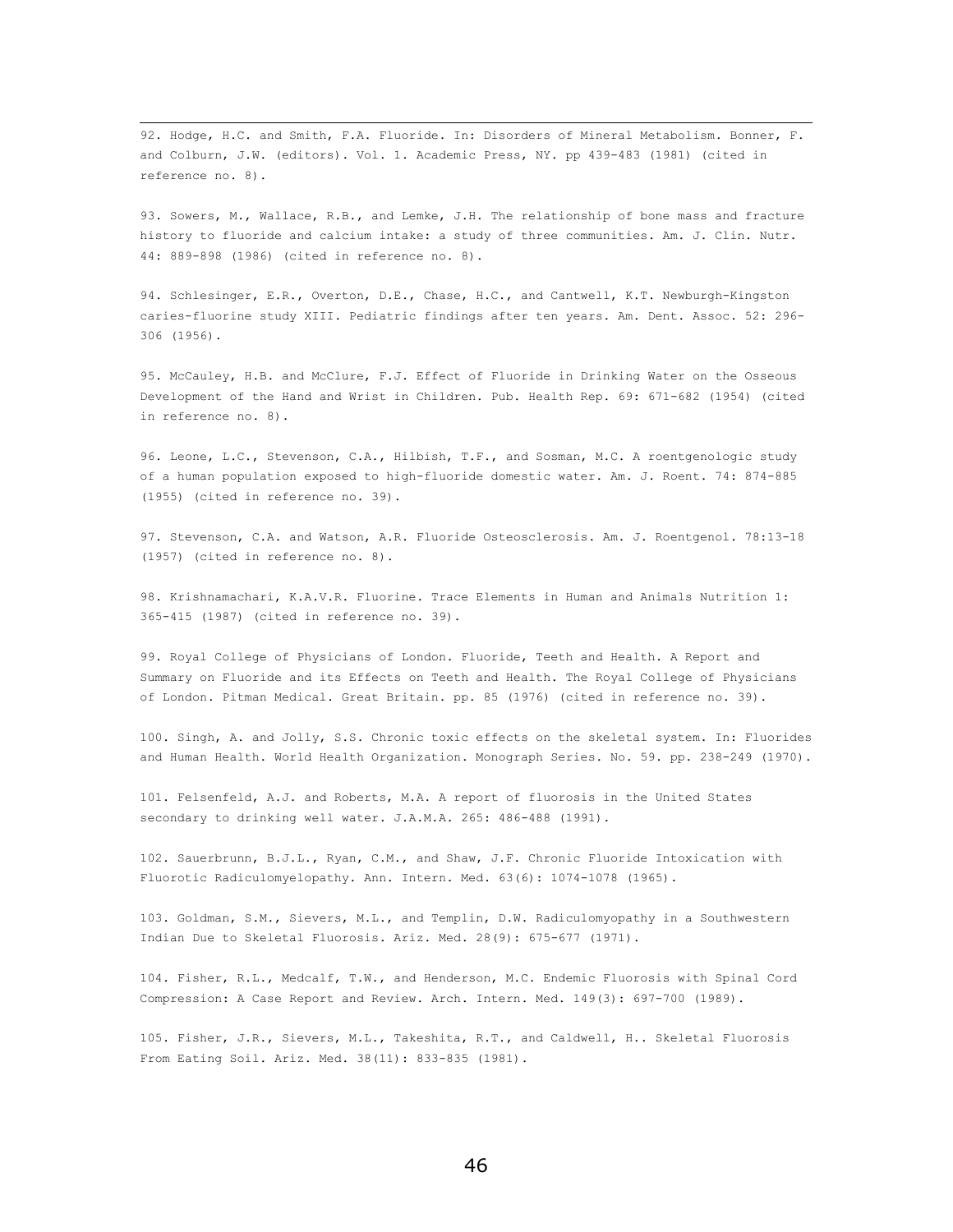92. Hodge, H.C. and Smith, F.A. Fluoride. In: Disorders of Mineral Metabolism. Bonner, F. and Colburn, J.W. (editors). Vol. 1. Academic Press, NY. pp 439-483 (1981) (cited in reference no. 8).

93. Sowers, M., Wallace, R.B., and Lemke, J.H. The relationship of bone mass and fracture history to fluoride and calcium intake: a study of three communities. Am. J. Clin. Nutr. 44: 889-898 (1986) (cited in reference no. 8).

94. Schlesinger, E.R., Overton, D.E., Chase, H.C., and Cantwell, K.T. Newburgh-Kingston caries-fluorine study XIII. Pediatric findings after ten years. Am. Dent. Assoc. 52: 296-306 (1956).

95. McCauley, H.B. and McClure, F.J. Effect of Fluoride in Drinking Water on the Osseous Development of the Hand and Wrist in Children. Pub. Health Rep. 69: 671-682 (1954) (cited in reference no. 8).

96. Leone, L.C., Stevenson, C.A., Hilbish, T.F., and Sosman, M.C. A roentgenologic study of a human population exposed to high-fluoride domestic water. Am. J. Roent. 74: 874-885 (1955) (cited in reference no. 39).

97. Stevenson, C.A. and Watson, A.R. Fluoride Osteosclerosis. Am. J. Roentgenol. 78:13-18 (1957) (cited in reference no. 8).

98. Krishnamachari, K.A.V.R. Fluorine. Trace Elements in Human and Animals Nutrition 1: 365-415 (1987) (cited in reference no. 39).

99. Royal College of Physicians of London. Fluoride, Teeth and Health. A Report and Summary on Fluoride and its Effects on Teeth and Health. The Royal College of Physicians of London. Pitman Medical. Great Britain. pp. 85 (1976) (cited in reference no. 39).

100. Singh, A. and Jolly, S.S. Chronic toxic effects on the skeletal system. In: Fluorides and Human Health. World Health Organization. Monograph Series. No. 59. pp. 238-249 (1970).

101. Felsenfeld, A.J. and Roberts, M.A. A report of fluorosis in the United States secondary to drinking well water. J.A.M.A. 265: 486-488 (1991).

102. Sauerbrunn, B.J.L., Ryan, C.M., and Shaw, J.F. Chronic Fluoride Intoxication with Fluorotic Radiculomyelopathy. Ann. Intern. Med. 63(6): 1074-1078 (1965).

103. Goldman, S.M., Sievers, M.L., and Templin, D.W. Radiculomyopathy in a Southwestern Indian Due to Skeletal Fluorosis. Ariz. Med. 28(9): 675-677 (1971).

104. Fisher, R.L., Medcalf, T.W., and Henderson, M.C. Endemic Fluorosis with Spinal Cord Compression: A Case Report and Review. Arch. Intern. Med. 149(3): 697-700 (1989).

105. Fisher, J.R., Sievers, M.L., Takeshita, R.T., and Caldwell, H.. Skeletal Fluorosis From Eating Soil. Ariz. Med. 38(11): 833-835 (1981).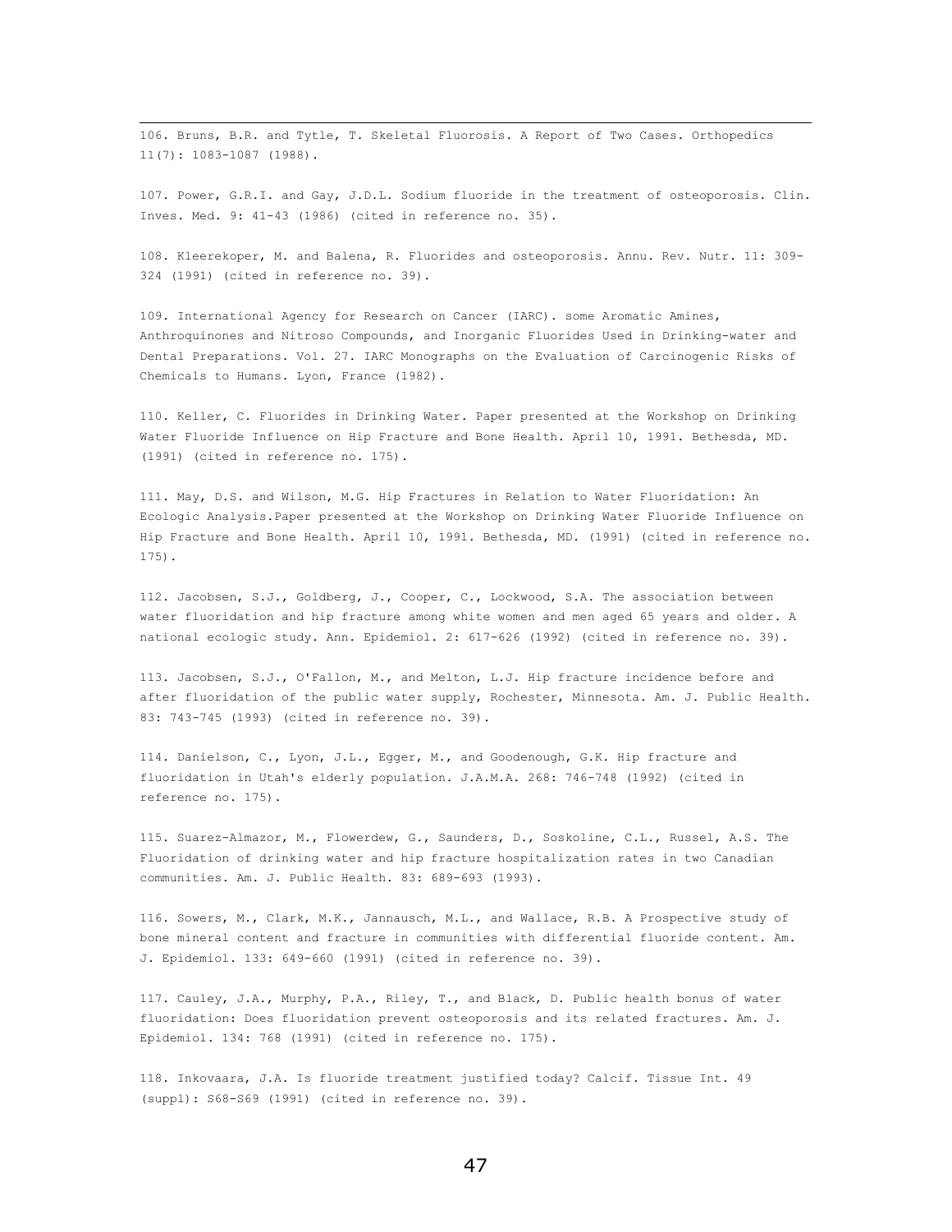106. Bruns, B.R. and Tytle, T. Skeletal Fluorosis. A Report of Two Cases. Orthopedics 11(7): 1083-1087 (1988).

107. Power, G.R.I. and Gay, J.D.L. Sodium fluoride in the treatment of osteoporosis. Clin. Inves. Med. 9: 41-43 (1986) (cited in reference no. 35).

108. Kleerekoper, M. and Balena, R. Fluorides and osteoporosis. Annu. Rev. Nutr. 11: 309-324 (1991) (cited in reference no. 39).

109. International Agency for Research on Cancer (IARC). some Aromatic Amines, Anthroquinones and Nitroso Compounds, and Inorganic Fluorides Used in Drinking-water and Dental Preparations. Vol. 27. IARC Monographs on the Evaluation of Carcinogenic Risks of Chemicals to Humans. Lyon, France (1982).

110. Keller, C. Fluorides in Drinking Water. Paper presented at the Workshop on Drinking Water Fluoride Influence on Hip Fracture and Bone Health. April 10, 1991. Bethesda, MD. (1991) (cited in reference no. 175).

111. May, D.S. and Wilson, M.G. Hip Fractures in Relation to Water Fluoridation: An Ecologic Analysis.Paper presented at the Workshop on Drinking Water Fluoride Influence on Hip Fracture and Bone Health. April 10, 1991. Bethesda, MD. (1991) (cited in reference no. 175).

112. Jacobsen, S.J., Goldberg, J., Cooper, C., Lockwood, S.A. The association between water fluoridation and hip fracture among white women and men aged 65 years and older. A national ecologic study. Ann. Epidemiol. 2: 617-626 (1992) (cited in reference no. 39).

113. Jacobsen, S.J., O'Fallon, M., and Melton, L.J. Hip fracture incidence before and after fluoridation of the public water supply, Rochester, Minnesota. Am. J. Public Health. 83: 743-745 (1993) (cited in reference no. 39).

114. Danielson, C., Lyon, J.L., Egger, M., and Goodenough, G.K. Hip fracture and fluoridation in Utah's elderly population. J.A.M.A. 268: 746-748 (1992) (cited in reference no. 175).

115. Suarez-Almazor, M., Flowerdew, G., Saunders, D., Soskoline, C.L., Russel, A.S. The Fluoridation of drinking water and hip fracture hospitalization rates in two Canadian communities. Am. J. Public Health. 83: 689-693 (1993).

116. Sowers, M., Clark, M.K., Jannausch, M.L., and Wallace, R.B. A Prospective study of bone mineral content and fracture in communities with differential fluoride content. Am. J. Epidemiol. 133: 649-660 (1991) (cited in reference no. 39).

117. Cauley, J.A., Murphy, P.A., Riley, T., and Black, D. Public health bonus of water fluoridation: Does fluoridation prevent osteoporosis and its related fractures. Am. J. Epidemiol. 134: 768 (1991) (cited in reference no. 175).

118. Inkovaara, J.A. Is fluoride treatment justified today? Calcif. Tissue Int. 49 (suppl): S68-S69 (1991) (cited in reference no. 39).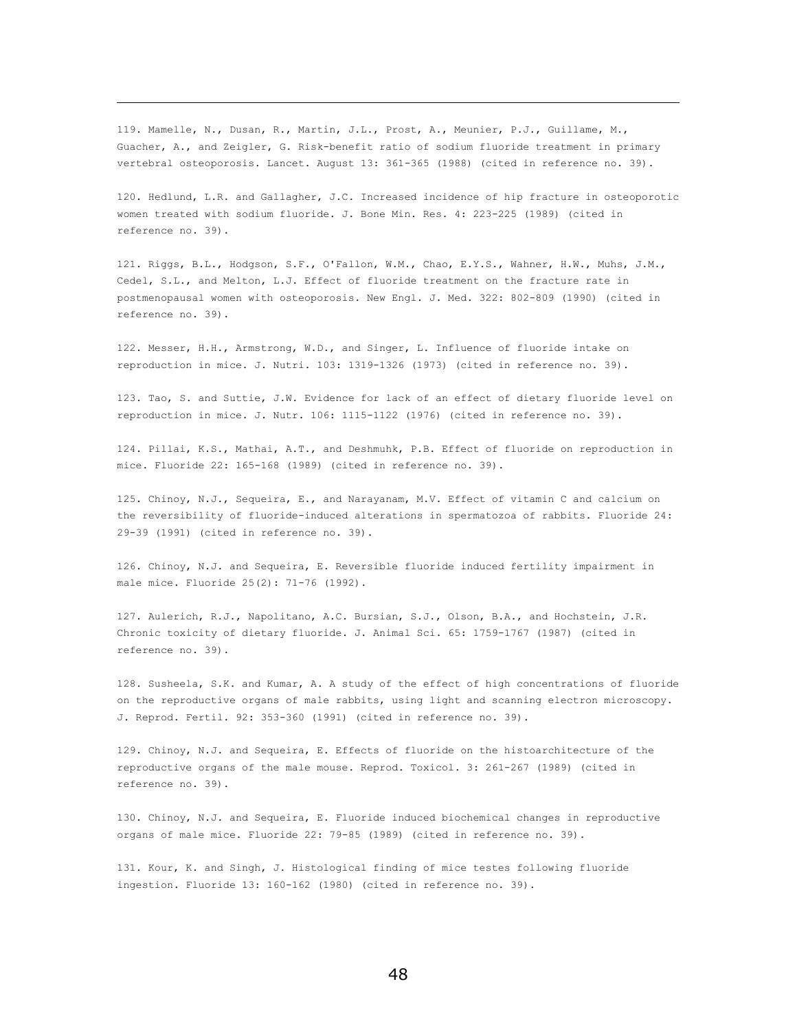119. Mamelle, N., Dusan, R., Martin, J.L., Prost, A., Meunier, P.J., Guillame, M., Guacher, A., and Zeigler, G. Risk-benefit ratio of sodium fluoride treatment in primary vertebral osteoporosis. Lancet. August 13: 361-365 (1988) (cited in reference no. 39).

120. Hedlund, L.R. and Gallagher, J.C. Increased incidence of hip fracture in osteoporotic women treated with sodium fluoride. J. Bone Min. Res. 4: 223-225 (1989) (cited in reference no. 39).

121. Riggs, B.L., Hodgson, S.F., O'Fallon, W.M., Chao, E.Y.S., Wahner, H.W., Muhs, J.M., Cedel, S.L., and Melton, L.J. Effect of fluoride treatment on the fracture rate in postmenopausal women with osteoporosis. New Engl. J. Med. 322: 802-809 (1990) (cited in reference no. 39).

122. Messer, H.H., Armstrong, W.D., and Singer, L. Influence of fluoride intake on reproduction in mice. J. Nutri. 103: 1319-1326 (1973) (cited in reference no. 39).

123. Tao, S. and Suttie, J.W. Evidence for lack of an effect of dietary fluoride level on reproduction in mice. J. Nutr. 106: 1115-1122 (1976) (cited in reference no. 39).

124. Pillai, K.S., Mathai, A.T., and Deshmuhk, P.B. Effect of fluoride on reproduction in mice. Fluoride 22: 165-168 (1989) (cited in reference no. 39).

125. Chinoy, N.J., Sequeira, E., and Narayanam, M.V. Effect of vitamin C and calcium on the reversibility of fluoride-induced alterations in spermatozoa of rabbits. Fluoride 24: 29-39 (1991) (cited in reference no. 39).

126. Chinoy, N.J. and Sequeira, E. Reversible fluoride induced fertility impairment in male mice. Fluoride 25(2): 71-76 (1992).

127. Aulerich, R.J., Napolitano, A.C. Bursian, S.J., Olson, B.A., and Hochstein, J.R. Chronic toxicity of dietary fluoride. J. Animal Sci. 65: 1759-1767 (1987) (cited in reference no. 39).

128. Susheela, S.K. and Kumar, A. A study of the effect of high concentrations of fluoride on the reproductive organs of male rabbits, using light and scanning electron microscopy. J. Reprod. Fertil. 92: 353-360 (1991) (cited in reference no. 39).

129. Chinoy, N.J. and Sequeira, E. Effects of fluoride on the histoarchitecture of the reproductive organs of the male mouse. Reprod. Toxicol. 3: 261-267 (1989) (cited in reference no. 39).

130. Chinoy, N.J. and Sequeira, E. Fluoride induced biochemical changes in reproductive organs of male mice. Fluoride 22: 79-85 (1989) (cited in reference no. 39).

131. Kour, K. and Singh, J. Histological finding of mice testes following fluoride ingestion. Fluoride 13: 160-162 (1980) (cited in reference no. 39).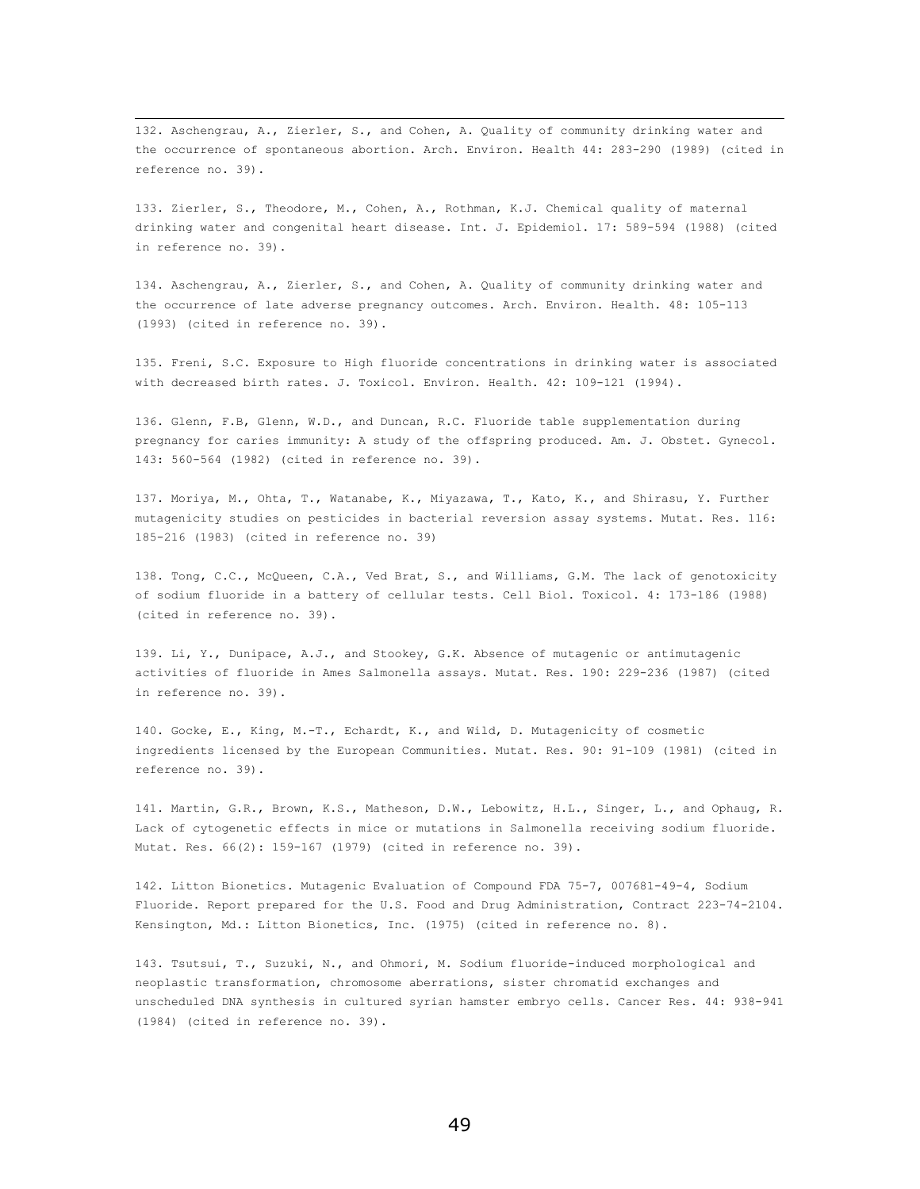132. Aschengrau, A., Zierler, S., and Cohen, A. Quality of community drinking water and the occurrence of spontaneous abortion. Arch. Environ. Health 44: 283-290 (1989) (cited in reference no. 39).

133. Zierler, S., Theodore, M., Cohen, A., Rothman, K.J. Chemical quality of maternal drinking water and congenital heart disease. Int. J. Epidemiol. 17: 589-594 (1988) (cited in reference no. 39).

134. Aschengrau, A., Zierler, S., and Cohen, A. Quality of community drinking water and the occurrence of late adverse pregnancy outcomes. Arch. Environ. Health. 48: 105-113 (1993) (cited in reference no. 39).

135. Freni, S.C. Exposure to High fluoride concentrations in drinking water is associated with decreased birth rates. J. Toxicol. Environ. Health. 42: 109-121 (1994).

136. Glenn, F.B, Glenn, W.D., and Duncan, R.C. Fluoride table supplementation during pregnancy for caries immunity: A study of the offspring produced. Am. J. Obstet. Gynecol. 143: 560-564 (1982) (cited in reference no. 39).

137. Moriya, M., Ohta, T., Watanabe, K., Miyazawa, T., Kato, K., and Shirasu, Y. Further mutagenicity studies on pesticides in bacterial reversion assay systems. Mutat. Res. 116: 185-216 (1983) (cited in reference no. 39)

138. Tong, C.C., McQueen, C.A., Ved Brat, S., and Williams, G.M. The lack of genotoxicity of sodium fluoride in a battery of cellular tests. Cell Biol. Toxicol. 4: 173-186 (1988) (cited in reference no. 39).

139. Li, Y., Dunipace, A.J., and Stookey, G.K. Absence of mutagenic or antimutagenic activities of fluoride in Ames Salmonella assays. Mutat. Res. 190: 229-236 (1987) (cited in reference no. 39).

140. Gocke, E., King, M.-T., Echardt, K., and Wild, D. Mutagenicity of cosmetic ingredients licensed by the European Communities. Mutat. Res. 90: 91-109 (1981) (cited in reference no. 39).

141. Martin, G.R., Brown, K.S., Matheson, D.W., Lebowitz, H.L., Singer, L., and Ophaug, R. Lack of cytogenetic effects in mice or mutations in Salmonella receiving sodium fluoride. Mutat. Res. 66(2): 159-167 (1979) (cited in reference no. 39).

142. Litton Bionetics. Mutagenic Evaluation of Compound FDA 75-7, 007681-49-4, Sodium Fluoride. Report prepared for the U.S. Food and Drug Administration, Contract 223-74-2104. Kensington, Md.: Litton Bionetics, Inc. (1975) (cited in reference no. 8).

143. Tsutsui, T., Suzuki, N., and Ohmori, M. Sodium fluoride-induced morphological and neoplastic transformation, chromosome aberrations, sister chromatid exchanges and unscheduled DNA synthesis in cultured syrian hamster embryo cells. Cancer Res. 44: 938-941 (1984) (cited in reference no. 39).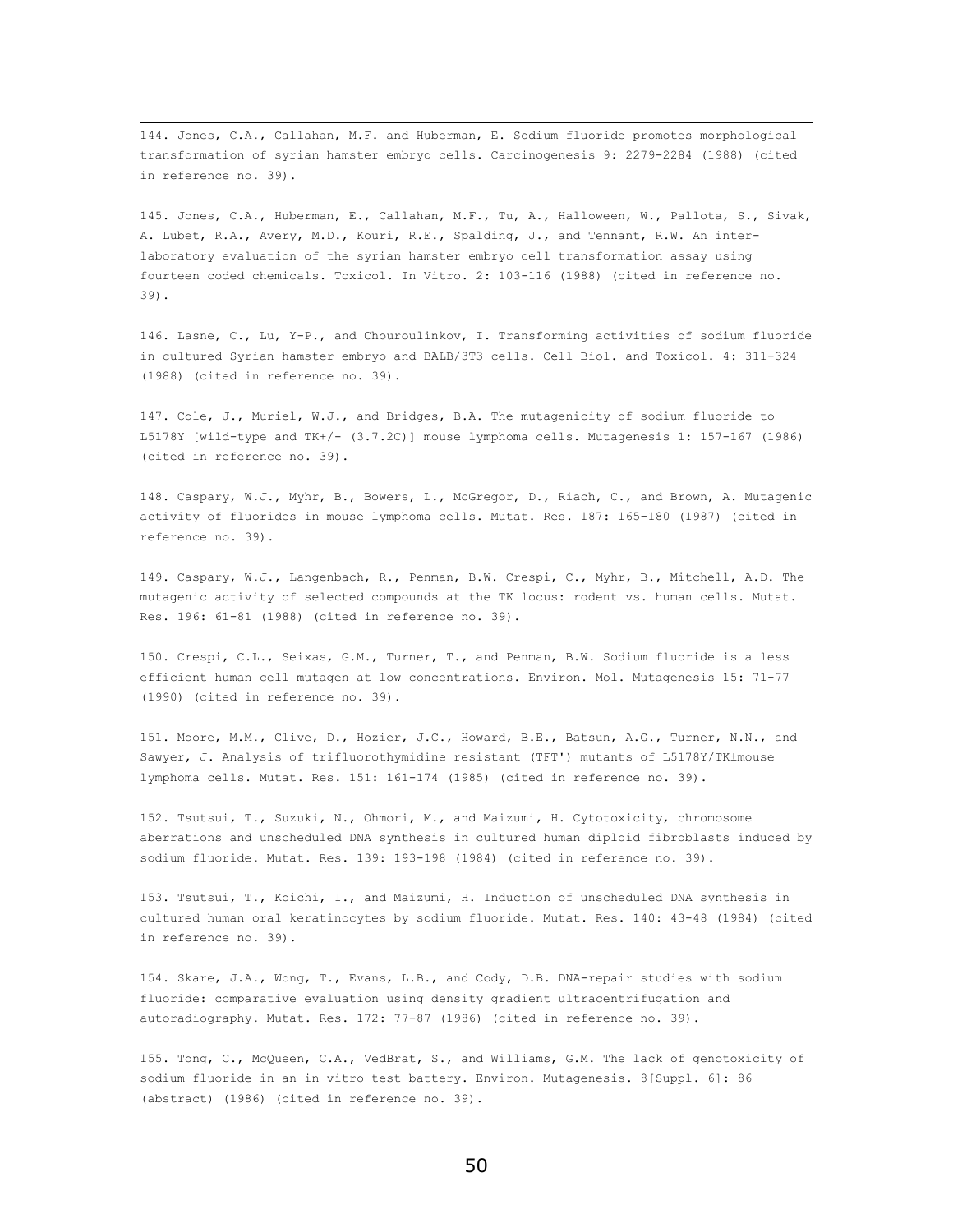144. Jones, C.A., Callahan, M.F. and Huberman, E. Sodium fluoride promotes morphological transformation of syrian hamster embryo cells. Carcinogenesis 9: 2279-2284 (1988) (cited in reference no. 39).

145. Jones, C.A., Huberman, E., Callahan, M.F., Tu, A., Halloween, W., Pallota, S., Sivak, A. Lubet, R.A., Avery, M.D., Kouri, R.E., Spalding, J., and Tennant, R.W. An inter-laboratory evaluation of the syrian hamster embryo cell transformation assay using fourteen coded chemicals. Toxicol. In Vitro. 2: 103-116 (1988) (cited in reference no. 39).

146. Lasne, C., Lu, Y-P., and Chouroulinkov, I. Transforming activities of sodium fluoride in cultured Syrian hamster embryo and BALB/3T3 cells. Cell Biol. and Toxicol. 4: 311-324 (1988) (cited in reference no. 39).

147. Cole, J., Muriel, W.J., and Bridges, B.A. The mutagenicity of sodium fluoride to L5178Y [wild-type and TK+/- (3.7.2C)] mouse lymphoma cells. Mutagenesis 1: 157-167 (1986) (cited in reference no. 39).

148. Caspary, W.J., Myhr, B., Bowers, L., McGregor, D., Riach, C., and Brown, A. Mutagenic activity of fluorides in mouse lymphoma cells. Mutat. Res. 187: 165-180 (1987) (cited in reference no. 39).

149. Caspary, W.J., Langenbach, R., Penman, B.W. Crespi, C., Myhr, B., Mitchell, A.D. The mutagenic activity of selected compounds at the TK locus: rodent vs. human cells. Mutat. Res. 196: 61-81 (1988) (cited in reference no. 39).

150. Crespi, C.L., Seixas, G.M., Turner, T., and Penman, B.W. Sodium fluoride is a less efficient human cell mutagen at low concentrations. Environ. Mol. Mutagenesis 15: 71-77 (1990) (cited in reference no. 39).

151. Moore, M.M., Clive, D., Hozier, J.C., Howard, B.E., Batsun, A.G., Turner, N.N., and Sawyer, J. Analysis of trifluorothymidine resistant (TFT') mutants of L5178Y/TK±mouse lymphoma cells. Mutat. Res. 151: 161-174 (1985) (cited in reference no. 39).

152. Tsutsui, T., Suzuki, N., Ohmori, M., and Maizumi, H. Cytotoxicity, chromosome aberrations and unscheduled DNA synthesis in cultured human diploid fibroblasts induced by sodium fluoride. Mutat. Res. 139: 193-198 (1984) (cited in reference no. 39).

153. Tsutsui, T., Koichi, I., and Maizumi, H. Induction of unscheduled DNA synthesis in cultured human oral keratinocytes by sodium fluoride. Mutat. Res. 140: 43-48 (1984) (cited in reference no. 39).

154. Skare, J.A., Wong, T., Evans, L.B., and Cody, D.B. DNA-repair studies with sodium fluoride: comparative evaluation using density gradient ultracentrifugation and autoradiography. Mutat. Res. 172: 77-87 (1986) (cited in reference no. 39).

155. Tong, C., McQueen, C.A., VedBrat, S., and Williams, G.M. The lack of genotoxicity of sodium fluoride in an in vitro test battery. Environ. Mutagenesis. 8[Suppl. 6]: 86 (abstract) (1986) (cited in reference no. 39).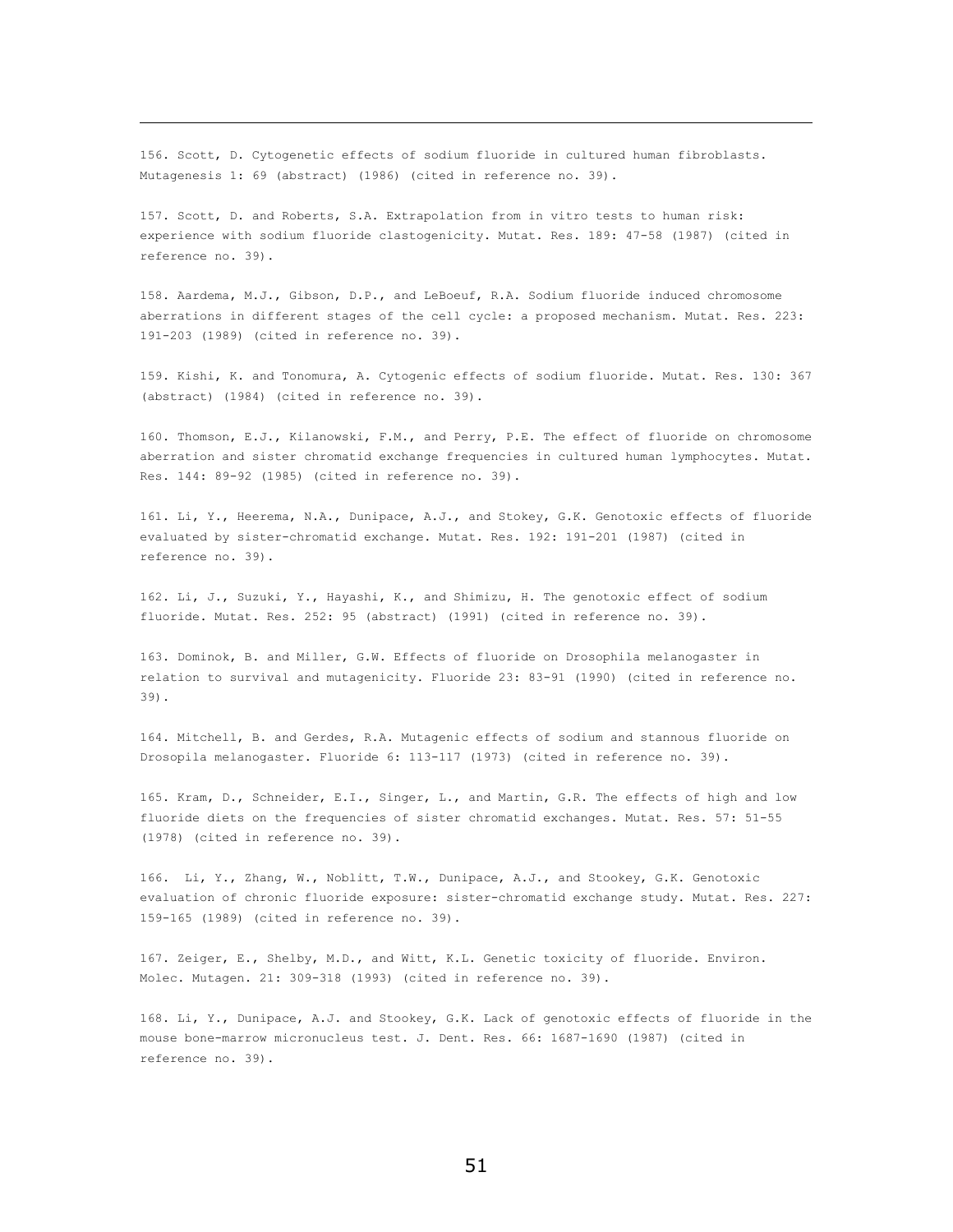156. Scott, D. Cytogenetic effects of sodium fluoride in cultured human fibroblasts. Mutagenesis 1: 69 (abstract) (1986) (cited in reference no. 39).

157. Scott, D. and Roberts, S.A. Extrapolation from in vitro tests to human risk: experience with sodium fluoride clastogenicity. Mutat. Res. 189: 47-58 (1987) (cited in reference no. 39).

158. Aardema, M.J., Gibson, D.P., and LeBoeuf, R.A. Sodium fluoride induced chromosome aberrations in different stages of the cell cycle: a proposed mechanism. Mutat. Res. 223: 191-203 (1989) (cited in reference no. 39).

159. Kishi, K. and Tonomura, A. Cytogenic effects of sodium fluoride. Mutat. Res. 130: 367 (abstract) (1984) (cited in reference no. 39).

160. Thomson, E.J., Kilanowski, F.M., and Perry, P.E. The effect of fluoride on chromosome aberration and sister chromatid exchange frequencies in cultured human lymphocytes. Mutat. Res. 144: 89-92 (1985) (cited in reference no. 39).

161. Li, Y., Heerema, N.A., Dunipace, A.J., and Stokey, G.K. Genotoxic effects of fluoride evaluated by sister-chromatid exchange. Mutat. Res. 192: 191-201 (1987) (cited in reference no. 39).

162. Li, J., Suzuki, Y., Hayashi, K., and Shimizu, H. The genotoxic effect of sodium fluoride. Mutat. Res. 252: 95 (abstract) (1991) (cited in reference no. 39).

163. Dominok, B. and Miller, G.W. Effects of fluoride on Drosophila melanogaster in relation to survival and mutagenicity. Fluoride 23: 83-91 (1990) (cited in reference no. 39).

164. Mitchell, B. and Gerdes, R.A. Mutagenic effects of sodium and stannous fluoride on Drosopila melanogaster. Fluoride 6: 113-117 (1973) (cited in reference no. 39).

165. Kram, D., Schneider, E.I., Singer, L., and Martin, G.R. The effects of high and low fluoride diets on the frequencies of sister chromatid exchanges. Mutat. Res. 57: 51-55 (1978) (cited in reference no. 39).

166. Li, Y., Zhang, W., Noblitt, T.W., Dunipace, A.J., and Stookey, G.K. Genotoxic evaluation of chronic fluoride exposure: sister-chromatid exchange study. Mutat. Res. 227: 159-165 (1989) (cited in reference no. 39).

167. Zeiger, E., Shelby, M.D., and Witt, K.L. Genetic toxicity of fluoride. Environ. Molec. Mutagen. 21: 309-318 (1993) (cited in reference no. 39).

168. Li, Y., Dunipace, A.J. and Stookey, G.K. Lack of genotoxic effects of fluoride in the mouse bone-marrow micronucleus test. J. Dent. Res. 66: 1687-1690 (1987) (cited in reference no. 39).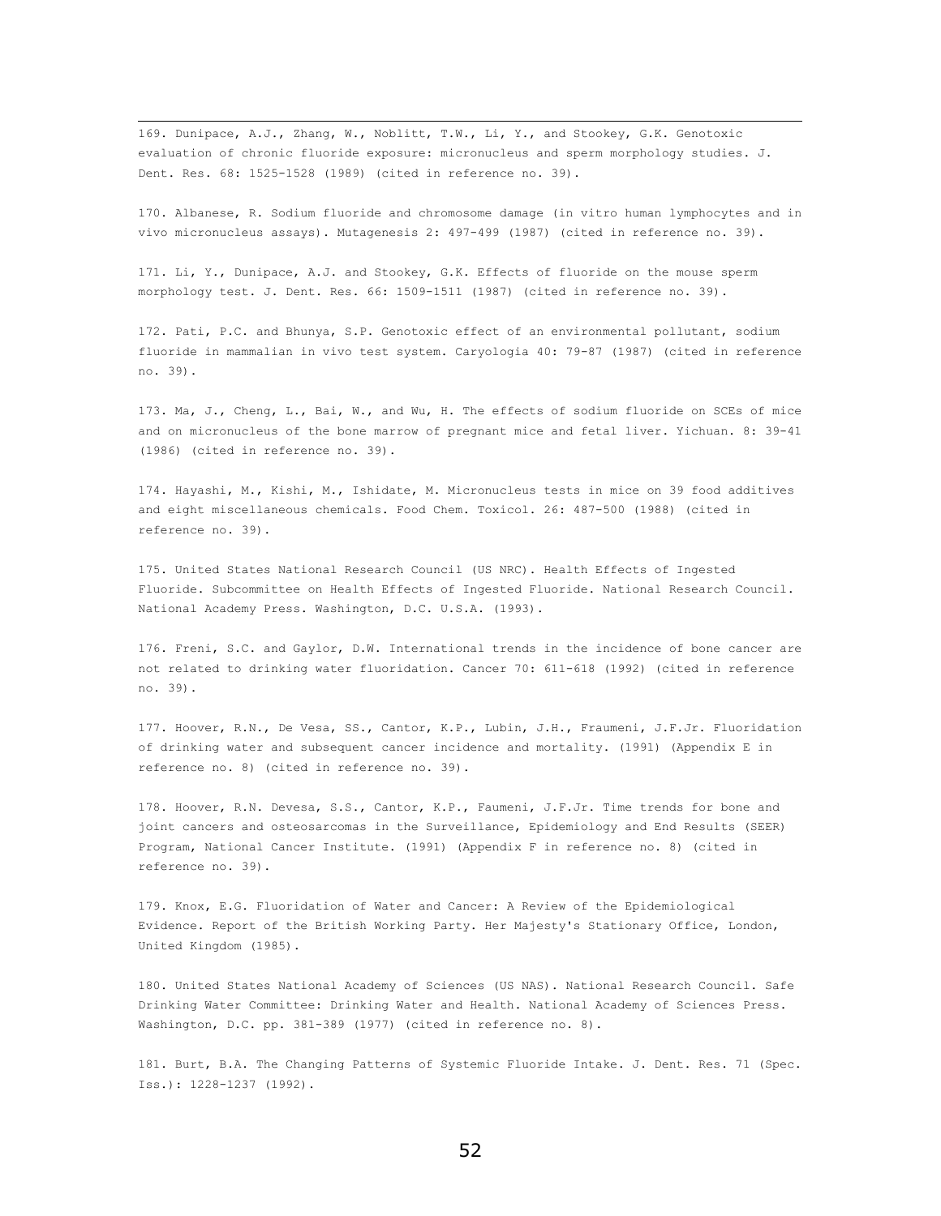169. Dunipace, A.J., Zhang, W., Noblitt, T.W., Li, Y., and Stookey, G.K. Genotoxic evaluation of chronic fluoride exposure: micronucleus and sperm morphology studies. J. Dent. Res. 68: 1525-1528 (1989) (cited in reference no. 39).

170. Albanese, R. Sodium fluoride and chromosome damage (in vitro human lymphocytes and in vivo micronucleus assays). Mutagenesis 2: 497-499 (1987) (cited in reference no. 39).

171. Li, Y., Dunipace, A.J. and Stookey, G.K. Effects of fluoride on the mouse sperm morphology test. J. Dent. Res. 66: 1509-1511 (1987) (cited in reference no. 39).

172. Pati, P.C. and Bhunya, S.P. Genotoxic effect of an environmental pollutant, sodium fluoride in mammalian in vivo test system. Caryologia 40: 79-87 (1987) (cited in reference no. 39).

173. Ma, J., Cheng, L., Bai, W., and Wu, H. The effects of sodium fluoride on SCEs of mice and on micronucleus of the bone marrow of pregnant mice and fetal liver. Yichuan. 8: 39-41 (1986) (cited in reference no. 39).

174. Hayashi, M., Kishi, M., Ishidate, M. Micronucleus tests in mice on 39 food additives and eight miscellaneous chemicals. Food Chem. Toxicol. 26: 487-500 (1988) (cited in reference no. 39).

175. United States National Research Council (US NRC). Health Effects of Ingested Fluoride. Subcommittee on Health Effects of Ingested Fluoride. National Research Council. National Academy Press. Washington, D.C. U.S.A. (1993).

176. Freni, S.C. and Gaylor, D.W. International trends in the incidence of bone cancer are not related to drinking water fluoridation. Cancer 70: 611-618 (1992) (cited in reference no. 39).

177. Hoover, R.N., De Vesa, SS., Cantor, K.P., Lubin, J.H., Fraumeni, J.F.Jr. Fluoridation of drinking water and subsequent cancer incidence and mortality. (1991) (Appendix E in reference no. 8) (cited in reference no. 39).

178. Hoover, R.N. Devesa, S.S., Cantor, K.P., Faumeni, J.F.Jr. Time trends for bone and joint cancers and osteosarcomas in the Surveillance, Epidemiology and End Results (SEER) Program, National Cancer Institute. (1991) (Appendix F in reference no. 8) (cited in reference no. 39).

179. Knox, E.G. Fluoridation of Water and Cancer: A Review of the Epidemiological Evidence. Report of the British Working Party. Her Majesty's Stationary Office, London, United Kingdom (1985).

180. United States National Academy of Sciences (US NAS). National Research Council. Safe Drinking Water Committee: Drinking Water and Health. National Academy of Sciences Press. Washington, D.C. pp. 381-389 (1977) (cited in reference no. 8).

181. Burt, B.A. The Changing Patterns of Systemic Fluoride Intake. J. Dent. Res. 71 (Spec. Iss.): 1228-1237 (1992).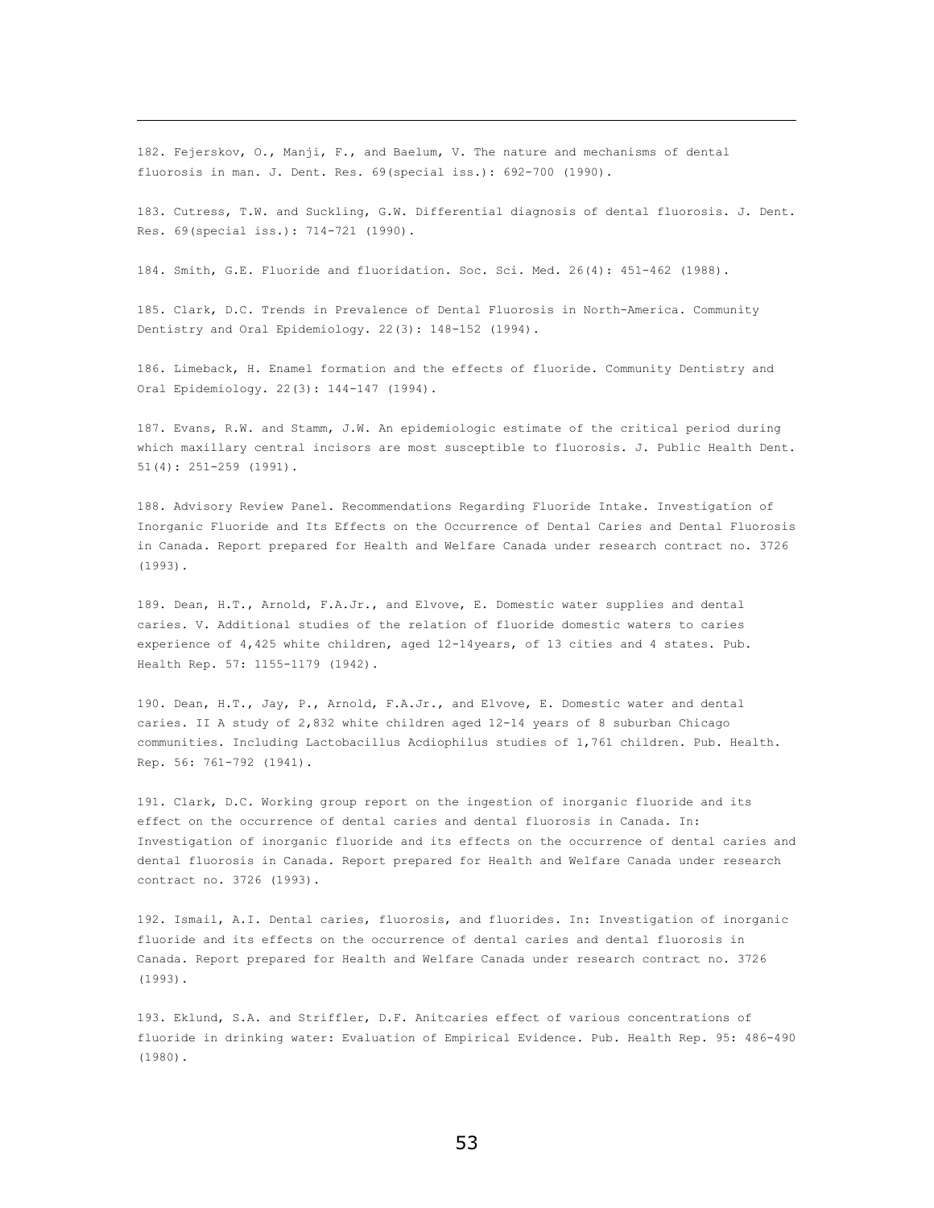182. Fejerskov, O., Manji, F., and Baelum, V. The nature and mechanisms of dental fluorosis in man. J. Dent. Res. 69(special iss.): 692-700 (1990).

183. Cutress, T.W. and Suckling, G.W. Differential diagnosis of dental fluorosis. J. Dent. Res. 69(special iss.): 714-721 (1990).

184. Smith, G.E. Fluoride and fluoridation. Soc. Sci. Med. 26(4): 451-462 (1988).

185. Clark, D.C. Trends in Prevalence of Dental Fluorosis in North-America. Community Dentistry and Oral Epidemiology. 22(3): 148-152 (1994).

186. Limeback, H. Enamel formation and the effects of fluoride. Community Dentistry and Oral Epidemiology. 22(3): 144-147 (1994).

187. Evans, R.W. and Stamm, J.W. An epidemiologic estimate of the critical period during which maxillary central incisors are most susceptible to fluorosis. J. Public Health Dent. 51(4): 251-259 (1991).

188. Advisory Review Panel. Recommendations Regarding Fluoride Intake. Investigation of Inorganic Fluoride and Its Effects on the Occurrence of Dental Caries and Dental Fluorosis in Canada. Report prepared for Health and Welfare Canada under research contract no. 3726 (1993).

189. Dean, H.T., Arnold, F.A.Jr., and Elvove, E. Domestic water supplies and dental caries. V. Additional studies of the relation of fluoride domestic waters to caries experience of 4,425 white children, aged 12-14years, of 13 cities and 4 states. Pub. Health Rep. 57: 1155-1179 (1942).

190. Dean, H.T., Jay, P., Arnold, F.A.Jr., and Elvove, E. Domestic water and dental caries. II A study of 2,832 white children aged 12-14 years of 8 suburban Chicago communities. Including Lactobacillus Acdiophilus studies of 1,761 children. Pub. Health. Rep. 56: 761-792 (1941).

191. Clark, D.C. Working group report on the ingestion of inorganic fluoride and its effect on the occurrence of dental caries and dental fluorosis in Canada. In: Investigation of inorganic fluoride and its effects on the occurrence of dental caries and dental fluorosis in Canada. Report prepared for Health and Welfare Canada under research contract no. 3726 (1993).

192. Ismail, A.I. Dental caries, fluorosis, and fluorides. In: Investigation of inorganic fluoride and its effects on the occurrence of dental caries and dental fluorosis in Canada. Report prepared for Health and Welfare Canada under research contract no. 3726 (1993).

193. Eklund, S.A. and Striffler, D.F. Anitcaries effect of various concentrations of fluoride in drinking water: Evaluation of Empirical Evidence. Pub. Health Rep. 95: 486-490 (1980).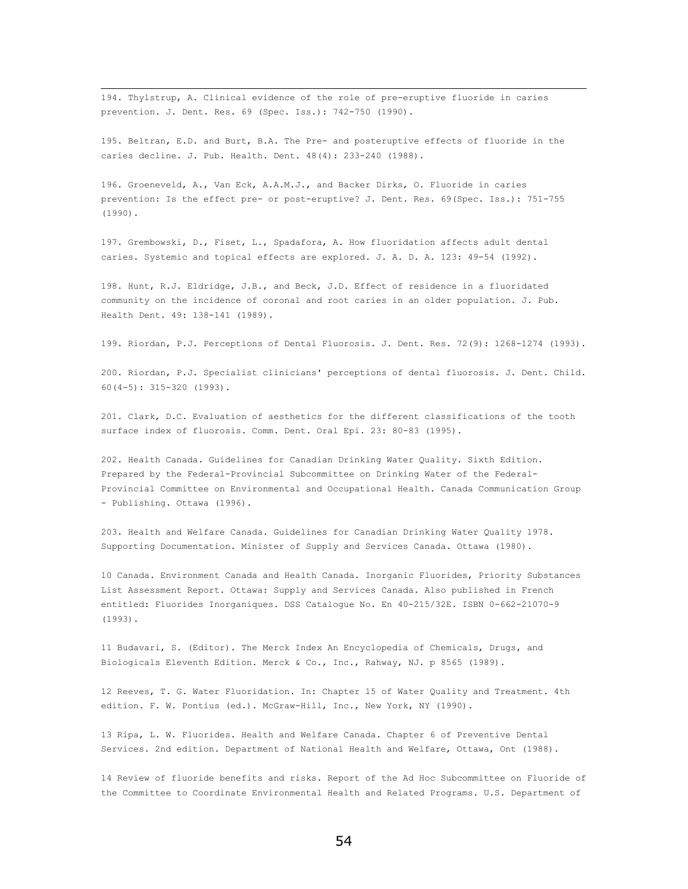194. Thylstrup, A. Clinical evidence of the role of pre-eruptive fluoride in caries prevention. J. Dent. Res. 69 (Spec. Iss.): 742-750 (1990).

195. Beltran, E.D. and Burt, B.A. The Pre- and posteruptive effects of fluoride in the caries decline. J. Pub. Health. Dent. 48(4): 233-240 (1988).

196. Groeneveld, A., Van Eck, A.A.M.J., and Backer Dirks, O. Fluoride in caries prevention: Is the effect pre- or post-eruptive? J. Dent. Res. 69(Spec. Iss.): 751-755 (1990).

197. Grembowski, D., Fiset, L., Spadafora, A. How fluoridation affects adult dental caries. Systemic and topical effects are explored. J. A. D. A. 123: 49-54 (1992).

198. Hunt, R.J. Eldridge, J.B., and Beck, J.D. Effect of residence in a fluoridated community on the incidence of coronal and root caries in an older population. J. Pub. Health Dent. 49: 138-141 (1989).

199. Riordan, P.J. Perceptions of Dental Fluorosis. J. Dent. Res. 72(9): 1268-1274 (1993).

200. Riordan, P.J. Specialist clinicians' perceptions of dental fluorosis. J. Dent. Child. 60(4-5): 315-320 (1993).

201. Clark, D.C. Evaluation of aesthetics for the different classifications of the tooth surface index of fluorosis. Comm. Dent. Oral Epi. 23: 80-83 (1995).

202. Health Canada. Guidelines for Canadian Drinking Water Quality. Sixth Edition. Prepared by the Federal-Provincial Subcommittee on Drinking Water of the Federal-Provincial Committee on Environmental and Occupational Health. Canada Communication Group - Publishing. Ottawa (1996).

203. Health and Welfare Canada. Guidelines for Canadian Drinking Water Quality 1978. Supporting Documentation. Minister of Supply and Services Canada. Ottawa (1980).

10 Canada. Environment Canada and Health Canada. Inorganic Fluorides, Priority Substances List Assessment Report. Ottawa: Supply and Services Canada. Also published in French entitled: Fluorides Inorganiques. DSS Catalogue No. En 40-215/32E. ISBN 0-662-21070-9 (1993).

11 Budavari, S. (Editor). The Merck Index An Encyclopedia of Chemicals, Drugs, and Biologicals Eleventh Edition. Merck & Co., Inc., Rahway, NJ. p 8565 (1989).

12 Reeves, T. G. Water Fluoridation. In: Chapter 15 of Water Quality and Treatment. 4th edition. F. W. Pontius (ed.). McGraw-Hill, Inc., New York, NY (1990).

13 Ripa, L. W. Fluorides. Health and Welfare Canada. Chapter 6 of Preventive Dental Services. 2nd edition. Department of National Health and Welfare, Ottawa, Ont (1988).

14 Review of fluoride benefits and risks. Report of the Ad Hoc Subcommittee on Fluoride of the Committee to Coordinate Environmental Health and Related Programs. U.S. Department of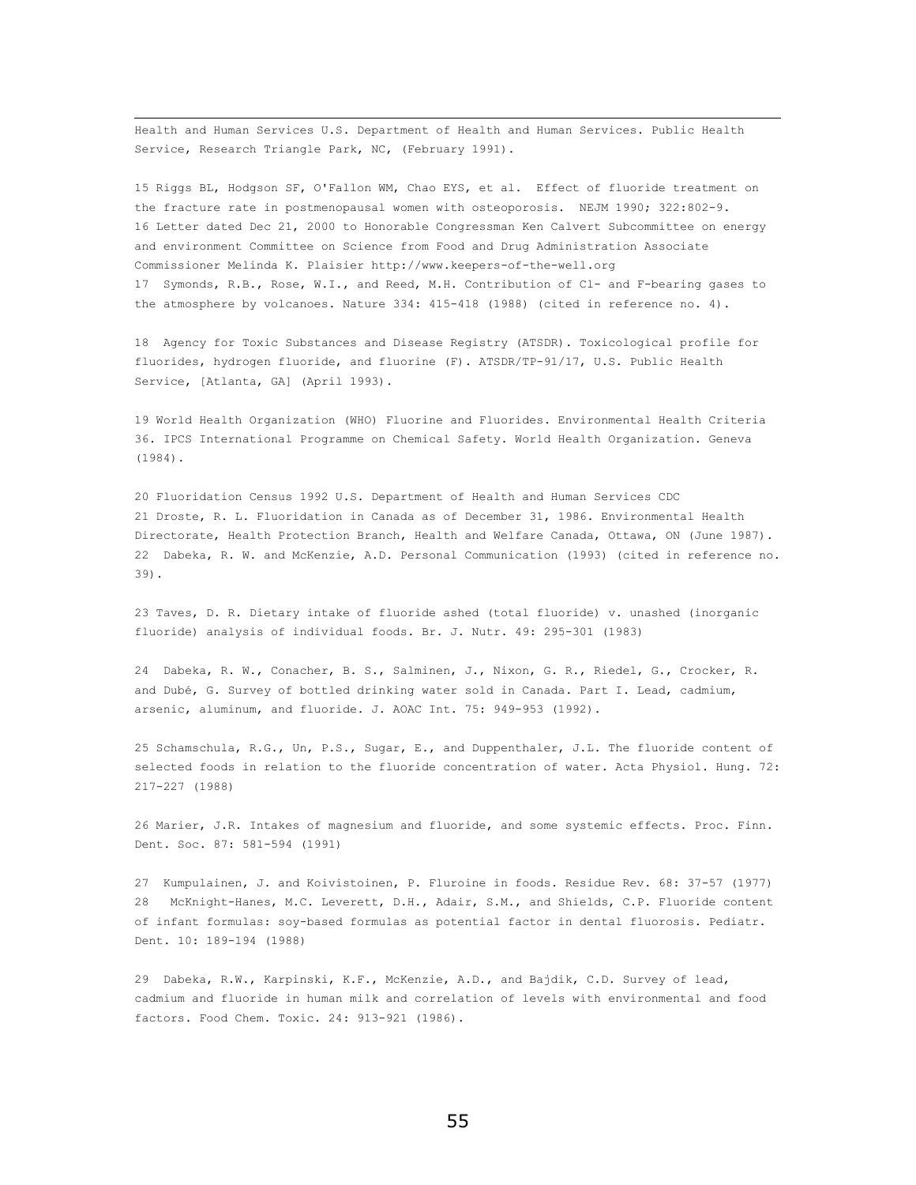Health and Human Services U.S. Department of Health and Human Services. Public Health Service, Research Triangle Park, NC, (February 1991).

15 Riggs BL, Hodgson SF, O'Fallon WM, Chao EYS, et al. Effect of fluoride treatment on the fracture rate in postmenopausal women with osteoporosis. NEJM 1990; 322:802-9.
16 Letter dated Dec 21, 2000 to Honorable Congressman Ken Calvert Subcommittee on energy and environment Committee on Science from Food and Drug Administration Associate Commissioner Melinda K. Plaisier http://www.keepers-of-the-well.org
17 Symonds, R.B., Rose, W.I., and Reed, M.H. Contribution of Cl- and F-bearing gases to the atmosphere by volcanoes. Nature 334: 415-418 (1988) (cited in reference no. 4).

18 Agency for Toxic Substances and Disease Registry (ATSDR). Toxicological profile for fluorides, hydrogen fluoride, and fluorine (F). ATSDR/TP-91/17, U.S. Public Health Service, [Atlanta, GA] (April 1993).

19 World Health Organization (WHO) Fluorine and Fluorides. Environmental Health Criteria 36. IPCS International Programme on Chemical Safety. World Health Organization. Geneva (1984).

20 Fluoridation Census 1992 U.S. Department of Health and Human Services CDC
21 Droste, R. L. Fluoridation in Canada as of December 31, 1986. Environmental Health Directorate, Health Protection Branch, Health and Welfare Canada, Ottawa, ON (June 1987).
22 Dabeka, R. W. and McKenzie, A.D. Personal Communication (1993) (cited in reference no. 39).

23 Taves, D. R. Dietary intake of fluoride ashed (total fluoride) v. unashed (inorganic fluoride) analysis of individual foods. Br. J. Nutr. 49: 295-301 (1983)

24 Dabeka, R. W., Conacher, B. S., Salminen, J., Nixon, G. R., Riedel, G., Crocker, R. and Dubé, G. Survey of bottled drinking water sold in Canada. Part I. Lead, cadmium, arsenic, aluminum, and fluoride. J. AOAC Int. 75: 949-953 (1992).

25 Schamschula, R.G., Un, P.S., Sugar, E., and Duppenthaler, J.L. The fluoride content of selected foods in relation to the fluoride concentration of water. Acta Physiol. Hung. 72: 217-227 (1988)

26 Marier, J.R. Intakes of magnesium and fluoride, and some systemic effects. Proc. Finn. Dent. Soc. 87: 581-594 (1991)

27 Kumpulainen, J. and Koivistoinen, P. Fluroine in foods. Residue Rev. 68: 37-57 (1977)
28 McKnight-Hanes, M.C. Leverett, D.H., Adair, S.M., and Shields, C.P. Fluoride content of infant formulas: soy-based formulas as potential factor in dental fluorosis. Pediatr. Dent. 10: 189-194 (1988)

29 Dabeka, R.W., Karpinski, K.F., McKenzie, A.D., and Bajdik, C.D. Survey of lead, cadmium and fluoride in human milk and correlation of levels with environmental and food factors. Food Chem. Toxic. 24: 913-921 (1986).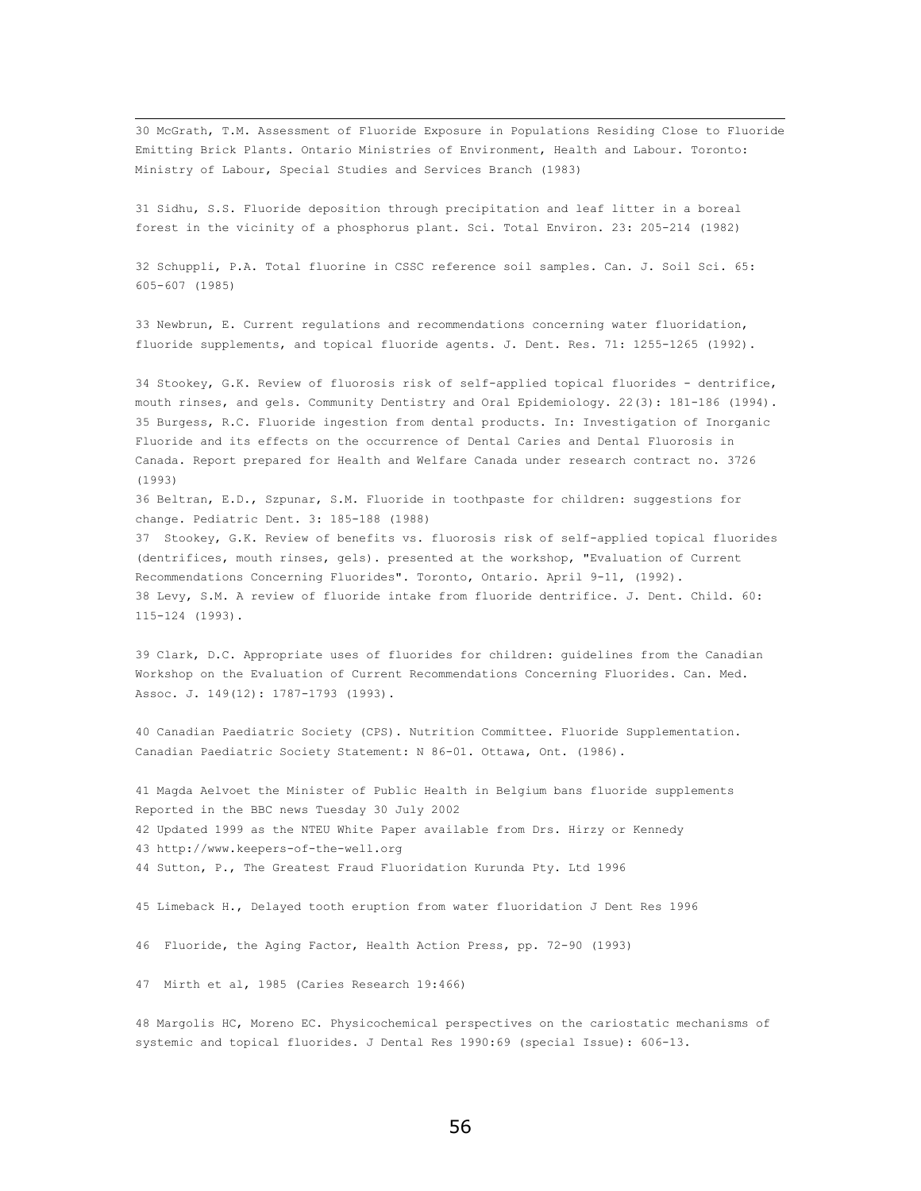30 McGrath, T.M. Assessment of Fluoride Exposure in Populations Residing Close to Fluoride Emitting Brick Plants. Ontario Ministries of Environment, Health and Labour. Toronto: Ministry of Labour, Special Studies and Services Branch (1983)

31 Sidhu, S.S. Fluoride deposition through precipitation and leaf litter in a boreal forest in the vicinity of a phosphorus plant. Sci. Total Environ. 23: 205-214 (1982)

32 Schuppli, P.A. Total fluorine in CSSC reference soil samples. Can. J. Soil Sci. 65: 605-607 (1985)

33 Newbrun, E. Current regulations and recommendations concerning water fluoridation, fluoride supplements, and topical fluoride agents. J. Dent. Res. 71: 1255-1265 (1992).

34 Stookey, G.K. Review of fluorosis risk of self-applied topical fluorides - dentrifice, mouth rinses, and gels. Community Dentistry and Oral Epidemiology. 22(3): 181-186 (1994).

35 Burgess, R.C. Fluoride ingestion from dental products. In: Investigation of Inorganic Fluoride and its effects on the occurrence of Dental Caries and Dental Fluorosis in Canada. Report prepared for Health and Welfare Canada under research contract no. 3726 (1993)

36 Beltran, E.D., Szpunar, S.M. Fluoride in toothpaste for children: suggestions for change. Pediatric Dent. 3: 185-188 (1988)

37 Stookey, G.K. Review of benefits vs. fluorosis risk of self-applied topical fluorides (dentrifices, mouth rinses, gels). presented at the workshop, "Evaluation of Current Recommendations Concerning Fluorides". Toronto, Ontario. April 9-11, (1992).

38 Levy, S.M. A review of fluoride intake from fluoride dentrifice. J. Dent. Child. 60: 115-124 (1993).

39 Clark, D.C. Appropriate uses of fluorides for children: guidelines from the Canadian Workshop on the Evaluation of Current Recommendations Concerning Fluorides. Can. Med. Assoc. J. 149(12): 1787-1793 (1993).

40 Canadian Paediatric Society (CPS). Nutrition Committee. Fluoride Supplementation. Canadian Paediatric Society Statement: N 86-01. Ottawa, Ont. (1986).

41 Magda Aelvoet the Minister of Public Health in Belgium bans fluoride supplements Reported in the BBC news Tuesday 30 July 2002

42 Updated 1999 as the NTEU White Paper available from Drs. Hirzy or Kennedy

43 http://www.keepers-of-the-well.org

44 Sutton, P., The Greatest Fraud Fluoridation Kurunda Pty. Ltd 1996

45 Limeback H., Delayed tooth eruption from water fluoridation J Dent Res 1996

46 Fluoride, the Aging Factor, Health Action Press, pp. 72-90 (1993)

47 Mirth et al, 1985 (Caries Research 19:466)

48 Margolis HC, Moreno EC. Physicochemical perspectives on the cariostatic mechanisms of systemic and topical fluorides. J Dental Res 1990:69 (special Issue): 606-13.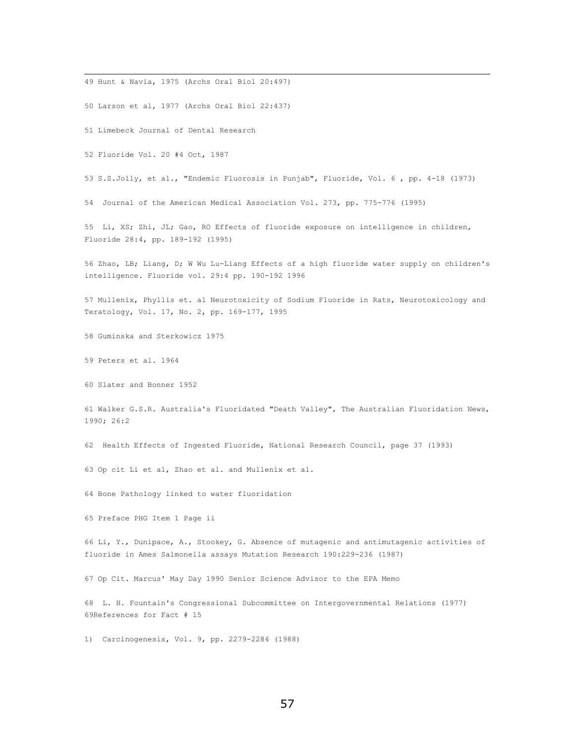49 Hunt & Navia, 1975 (Archs Oral Biol 20:497)

50 Larson et al, 1977 (Archs Oral Biol 22:437)

51 Limebeck Journal of Dental Research

52 Fluoride Vol. 20 #4 Oct, 1987

53 S.S.Jolly, et al., "Endemic Fluorosis in Punjab", Fluoride, Vol. 6 , pp. 4-18 (1973)

54 Journal of the American Medical Association Vol. 273, pp. 775-776 (1995)

55 Li, XS; Zhi, JL; Gao, RO Effects of fluoride exposure on intelligence in children, Fluoride 28:4, pp. 189-192 (1995)

56 Zhao, LB; Liang, D; W Wu Lu-Liang Effects of a high fluoride water supply on children's intelligence. Fluoride vol. 29:4 pp. 190-192 1996

57 Mullenix, Phyllis et. al Neurotoxicity of Sodium Fluoride in Rats, Neurotoxicology and Teratology, Vol. 17, No. 2, pp. 169-177, 1995

58 Guminska and Sterkowicz 1975

59 Peters et al. 1964

60 Slater and Bonner 1952

61 Walker G.S.R. Australia's Fluoridated "Death Valley", The Australian Fluoridation News, 1990; 26:2

62 Health Effects of Ingested Fluoride, National Research Council, page 37 (1993)

63 Op cit Li et al, Zhao et al. and Mullenix et al.

64 Bone Pathology linked to water fluoridation

65 Preface PHG Item 1 Page ii

66 Li, Y., Dunipace, A., Stookey, G. Absence of mutagenic and antimutagenic activities of fluoride in Ames Salmonella assays Mutation Research 190:229-236 (1987)

67 Op Cit. Marcus' May Day 1990 Senior Science Advisor to the EPA Memo

68 L. H. Fountain's Congressional Subcommittee on Intergovernmental Relations (1977)
69References for Fact # 15

1) Carcinogenesis, Vol. 9, pp. 2279-2284 (1988)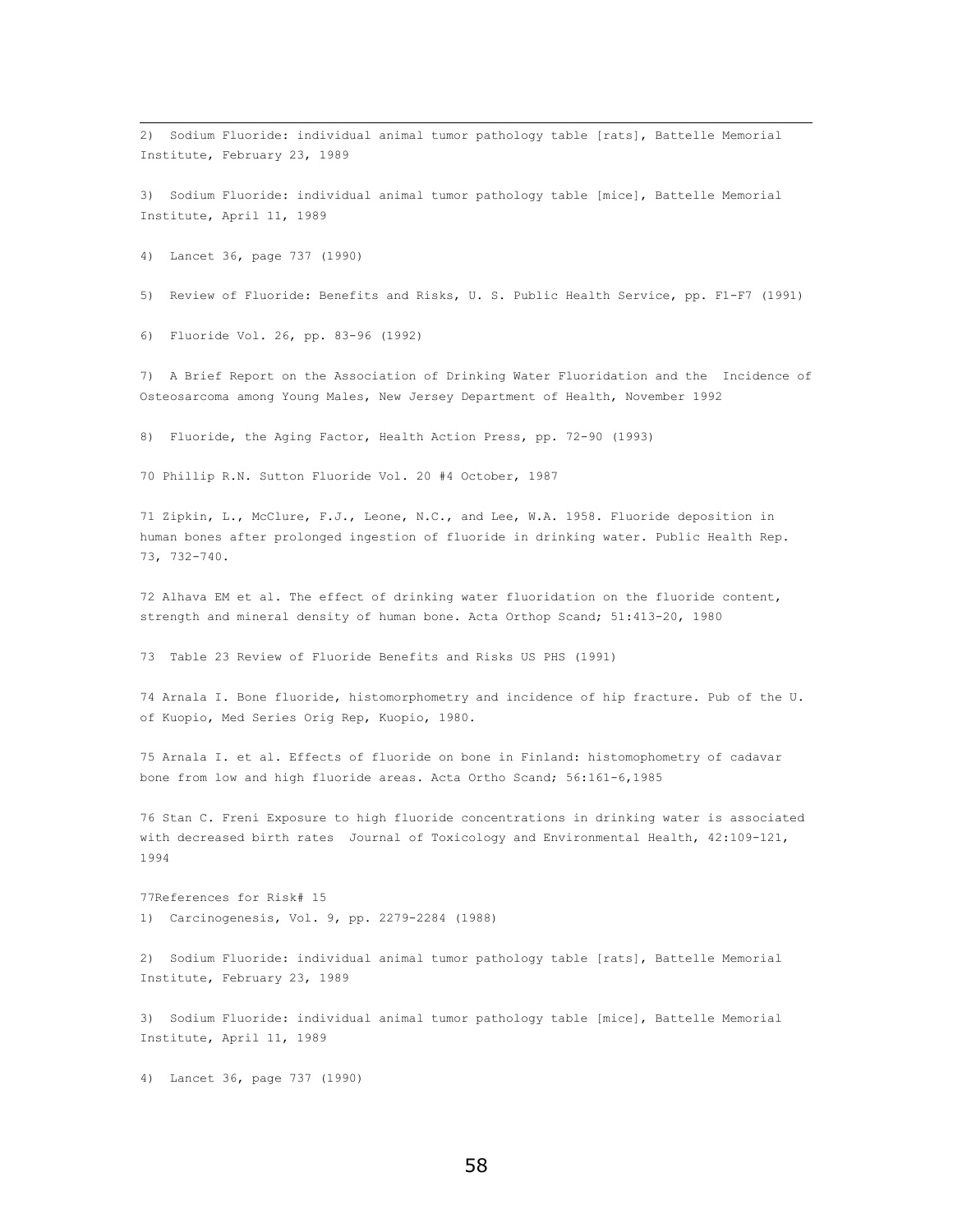2) Sodium Fluoride: individual animal tumor pathology table [rats], Battelle Memorial Institute, February 23, 1989

3) Sodium Fluoride: individual animal tumor pathology table [mice], Battelle Memorial Institute, April 11, 1989

4) Lancet 36, page 737 (1990)

5) Review of Fluoride: Benefits and Risks, U. S. Public Health Service, pp. F1-F7 (1991)

6) Fluoride Vol. 26, pp. 83-96 (1992)

7) A Brief Report on the Association of Drinking Water Fluoridation and the Incidence of Osteosarcoma among Young Males, New Jersey Department of Health, November 1992

8) Fluoride, the Aging Factor, Health Action Press, pp. 72-90 (1993)

70 Phillip R.N. Sutton Fluoride Vol. 20 #4 October, 1987

71 Zipkin, L., McClure, F.J., Leone, N.C., and Lee, W.A. 1958. Fluoride deposition in human bones after prolonged ingestion of fluoride in drinking water. Public Health Rep. 73, 732-740.

72 Alhava EM et al. The effect of drinking water fluoridation on the fluoride content, strength and mineral density of human bone. Acta Orthop Scand; 51:413-20, 1980

73 Table 23 Review of Fluoride Benefits and Risks US PHS (1991)

74 Arnala I. Bone fluoride, histomorphometry and incidence of hip fracture. Pub of the U. of Kuopio, Med Series Orig Rep, Kuopio, 1980.

75 Arnala I. et al. Effects of fluoride on bone in Finland: histomophometry of cadavar bone from low and high fluoride areas. Acta Ortho Scand; 56:161-6,1985

76 Stan C. Freni Exposure to high fluoride concentrations in drinking water is associated with decreased birth rates Journal of Toxicology and Environmental Health, 42:109-121, 1994

77References for Risk# 15

1) Carcinogenesis, Vol. 9, pp. 2279-2284 (1988)

2) Sodium Fluoride: individual animal tumor pathology table [rats], Battelle Memorial Institute, February 23, 1989

3) Sodium Fluoride: individual animal tumor pathology table [mice], Battelle Memorial Institute, April 11, 1989

4) Lancet 36, page 737 (1990)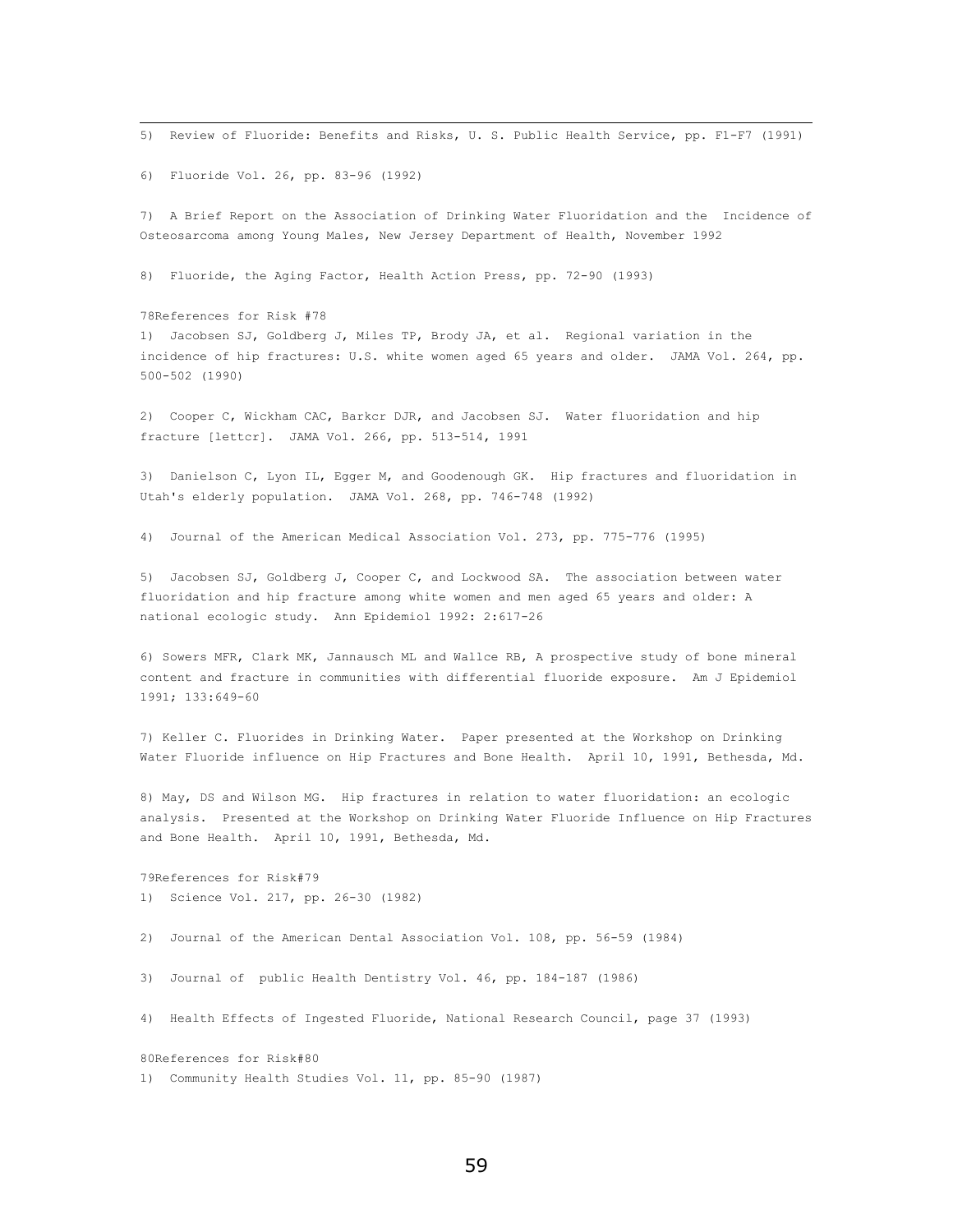5) Review of Fluoride: Benefits and Risks, U. S. Public Health Service, pp. F1-F7 (1991)

6) Fluoride Vol. 26, pp. 83-96 (1992)

7) A Brief Report on the Association of Drinking Water Fluoridation and the Incidence of Osteosarcoma among Young Males, New Jersey Department of Health, November 1992

8) Fluoride, the Aging Factor, Health Action Press, pp. 72-90 (1993)

78References for Risk #78

1) Jacobsen SJ, Goldberg J, Miles TP, Brody JA, et al. Regional variation in the incidence of hip fractures: U.S. white women aged 65 years and older. JAMA Vol. 264, pp. 500-502 (1990)

2) Cooper C, Wickham CAC, Barkcr DJR, and Jacobsen SJ. Water fluoridation and hip fracture [lettcr]. JAMA Vol. 266, pp. 513-514, 1991

3) Danielson C, Lyon IL, Egger M, and Goodenough GK. Hip fractures and fluoridation in Utah's elderly population. JAMA Vol. 268, pp. 746-748 (1992)

4) Journal of the American Medical Association Vol. 273, pp. 775-776 (1995)

5) Jacobsen SJ, Goldberg J, Cooper C, and Lockwood SA. The association between water fluoridation and hip fracture among white women and men aged 65 years and older: A national ecologic study. Ann Epidemiol 1992: 2:617-26

6) Sowers MFR, Clark MK, Jannausch ML and Wallce RB, A prospective study of bone mineral content and fracture in communities with differential fluoride exposure. Am J Epidemiol 1991; 133:649-60

7) Keller C. Fluorides in Drinking Water. Paper presented at the Workshop on Drinking Water Fluoride influence on Hip Fractures and Bone Health. April 10, 1991, Bethesda, Md.

8) May, DS and Wilson MG. Hip fractures in relation to water fluoridation: an ecologic analysis. Presented at the Workshop on Drinking Water Fluoride Influence on Hip Fractures and Bone Health. April 10, 1991, Bethesda, Md.

79References for Risk#79

1) Science Vol. 217, pp. 26-30 (1982)

2) Journal of the American Dental Association Vol. 108, pp. 56-59 (1984)

3) Journal of public Health Dentistry Vol. 46, pp. 184-187 (1986)

4) Health Effects of Ingested Fluoride, National Research Council, page 37 (1993)

80References for Risk#80

1) Community Health Studies Vol. 11, pp. 85-90 (1987)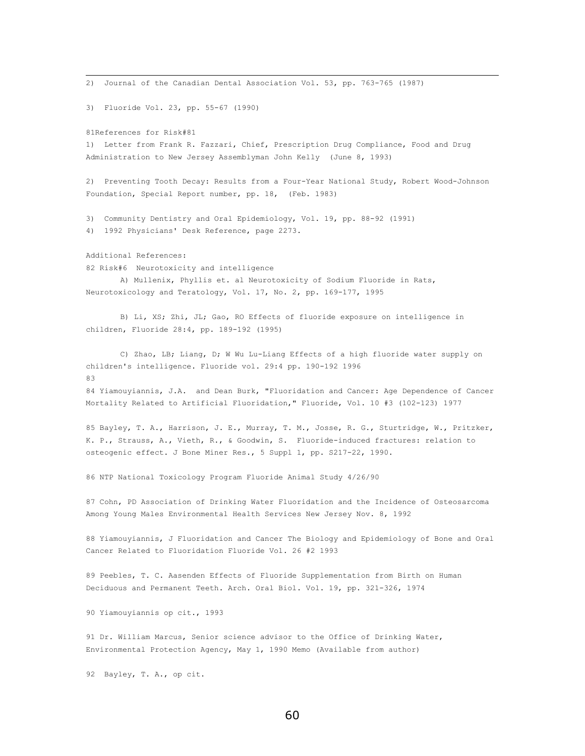2) Journal of the Canadian Dental Association Vol. 53, pp. 763-765 (1987)

3) Fluoride Vol. 23, pp. 55-67 (1990)

81References for Risk#81

1) Letter from Frank R. Fazzari, Chief, Prescription Drug Compliance, Food and Drug Administration to New Jersey Assemblyman John Kelly (June 8, 1993)

2) Preventing Tooth Decay: Results from a Four-Year National Study, Robert Wood-Johnson Foundation, Special Report number, pp. 18, (Feb. 1983)

3) Community Dentistry and Oral Epidemiology, Vol. 19, pp. 88-92 (1991)

4) 1992 Physicians' Desk Reference, page 2273.

Additional References:

82 Risk#6 Neurotoxicity and intelligence

A) Mullenix, Phyllis et. al Neurotoxicity of Sodium Fluoride in Rats, Neurotoxicology and Teratology, Vol. 17, No. 2, pp. 169-177, 1995

B) Li, XS; Zhi, JL; Gao, RO Effects of fluoride exposure on intelligence in children, Fluoride 28:4, pp. 189-192 (1995)

C) Zhao, LB; Liang, D; W Wu Lu-Liang Effects of a high fluoride water supply on children's intelligence. Fluoride vol. 29:4 pp. 190-192 1996

83

84 Yiamouyiannis, J.A. and Dean Burk, "Fluoridation and Cancer: Age Dependence of Cancer Mortality Related to Artificial Fluoridation," Fluoride, Vol. 10 #3 (102-123) 1977

85 Bayley, T. A., Harrison, J. E., Murray, T. M., Josse, R. G., Sturtridge, W., Pritzker, K. P., Strauss, A., Vieth, R., & Goodwin, S. Fluoride-induced fractures: relation to osteogenic effect. J Bone Miner Res., 5 Suppl 1, pp. S217-22, 1990.

86 NTP National Toxicology Program Fluoride Animal Study 4/26/90

87 Cohn, PD Association of Drinking Water Fluoridation and the Incidence of Osteosarcoma Among Young Males Environmental Health Services New Jersey Nov. 8, 1992

88 Yiamouyiannis, J Fluoridation and Cancer The Biology and Epidemiology of Bone and Oral Cancer Related to Fluoridation Fluoride Vol. 26 #2 1993

89 Peebles, T. C. Aasenden Effects of Fluoride Supplementation from Birth on Human Deciduous and Permanent Teeth. Arch. Oral Biol. Vol. 19, pp. 321-326, 1974

90 Yiamouyiannis op cit., 1993

91 Dr. William Marcus, Senior science advisor to the Office of Drinking Water, Environmental Protection Agency, May 1, 1990 Memo (Available from author)

92 Bayley, T. A., op cit.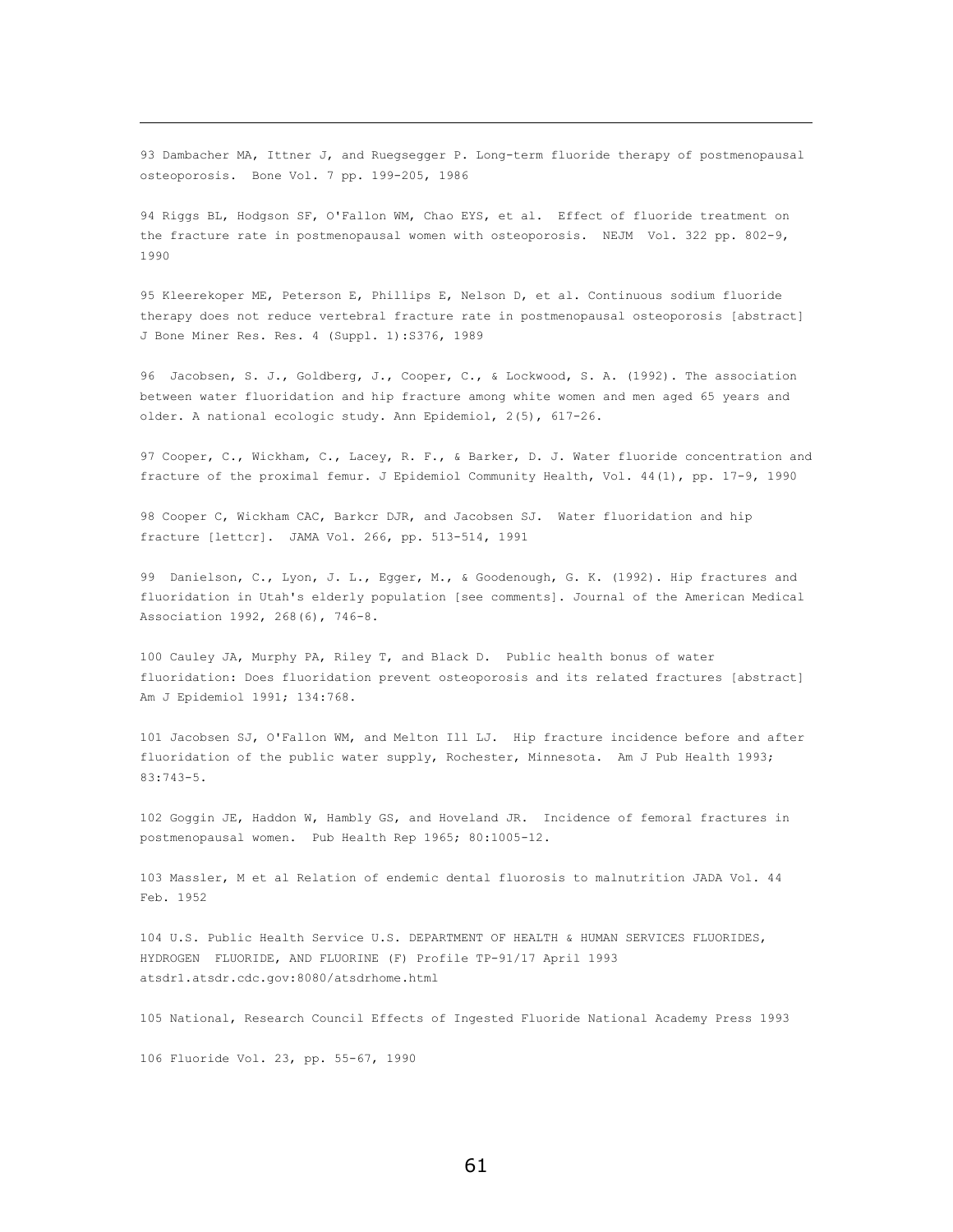93 Dambacher MA, Ittner J, and Ruegsegger P. Long-term fluoride therapy of postmenopausal osteoporosis. Bone Vol. 7 pp. 199-205, 1986

94 Riggs BL, Hodgson SF, O'Fallon WM, Chao EYS, et al. Effect of fluoride treatment on the fracture rate in postmenopausal women with osteoporosis. NEJM Vol. 322 pp. 802-9, 1990

95 Kleerekoper ME, Peterson E, Phillips E, Nelson D, et al. Continuous sodium fluoride therapy does not reduce vertebral fracture rate in postmenopausal osteoporosis [abstract] J Bone Miner Res. Res. 4 (Suppl. 1):S376, 1989

96 Jacobsen, S. J., Goldberg, J., Cooper, C., & Lockwood, S. A. (1992). The association between water fluoridation and hip fracture among white women and men aged 65 years and older. A national ecologic study. Ann Epidemiol, 2(5), 617-26.

97 Cooper, C., Wickham, C., Lacey, R. F., & Barker, D. J. Water fluoride concentration and fracture of the proximal femur. J Epidemiol Community Health, Vol. 44(1), pp. 17-9, 1990

98 Cooper C, Wickham CAC, Barkcr DJR, and Jacobsen SJ. Water fluoridation and hip fracture [lettcr]. JAMA Vol. 266, pp. 513-514, 1991

99 Danielson, C., Lyon, J. L., Egger, M., & Goodenough, G. K. (1992). Hip fractures and fluoridation in Utah's elderly population [see comments]. Journal of the American Medical Association 1992, 268(6), 746-8.

100 Cauley JA, Murphy PA, Riley T, and Black D. Public health bonus of water fluoridation: Does fluoridation prevent osteoporosis and its related fractures [abstract] Am J Epidemiol 1991; 134:768.

101 Jacobsen SJ, O'Fallon WM, and Melton Ill LJ. Hip fracture incidence before and after fluoridation of the public water supply, Rochester, Minnesota. Am J Pub Health 1993; 83:743-5.

102 Goggin JE, Haddon W, Hambly GS, and Hoveland JR. Incidence of femoral fractures in postmenopausal women. Pub Health Rep 1965; 80:1005-12.

103 Massler, M et al Relation of endemic dental fluorosis to malnutrition JADA Vol. 44 Feb. 1952

104 U.S. Public Health Service U.S. DEPARTMENT OF HEALTH & HUMAN SERVICES FLUORIDES, HYDROGEN FLUORIDE, AND FLUORINE (F) Profile TP-91/17 April 1993 atsdr1.atsdr.cdc.gov:8080/atsdrhome.html

105 National, Research Council Effects of Ingested Fluoride National Academy Press 1993

106 Fluoride Vol. 23, pp. 55-67, 1990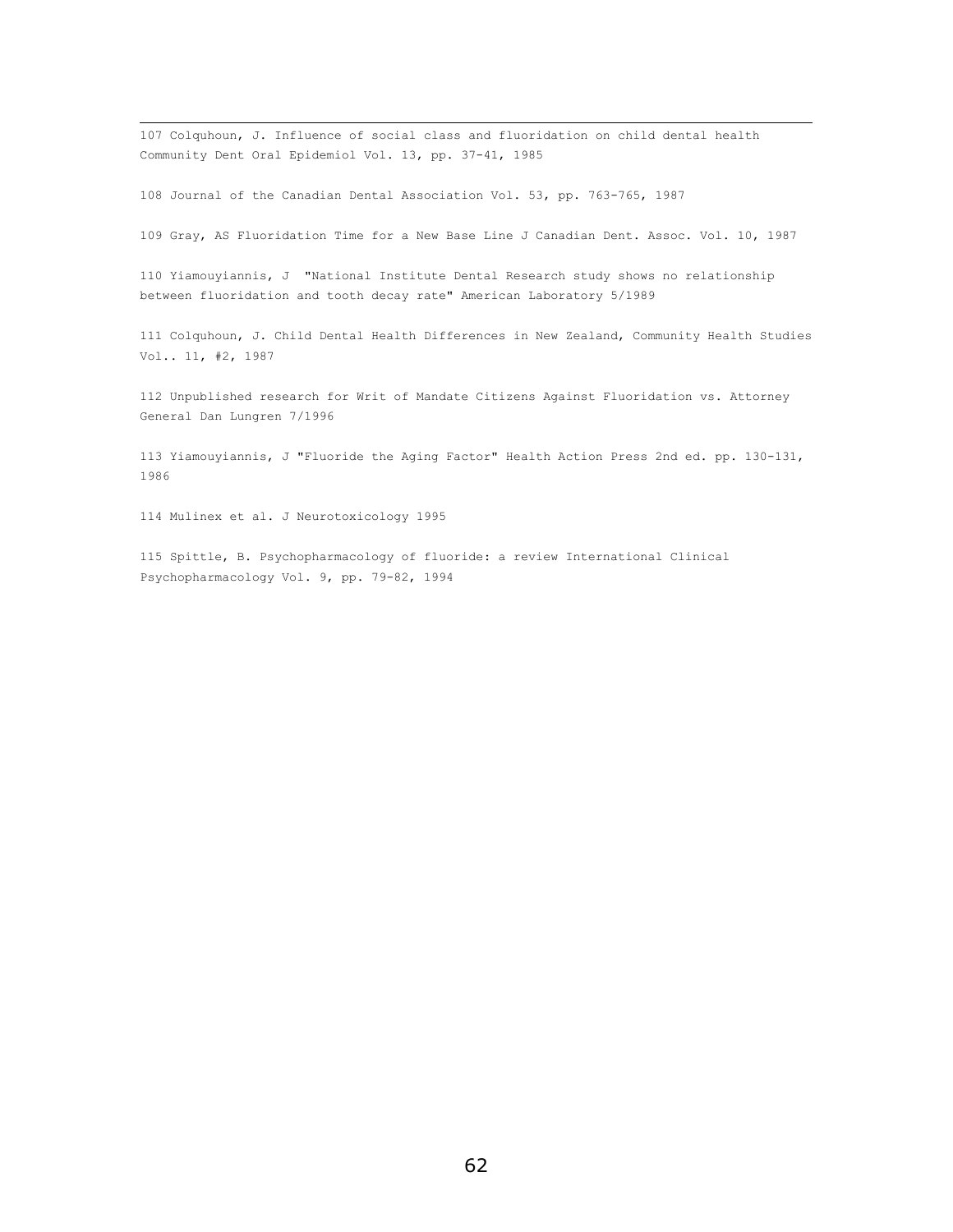107 Colquhoun, J. Influence of social class and fluoridation on child dental health Community Dent Oral Epidemiol Vol. 13, pp. 37-41, 1985

108 Journal of the Canadian Dental Association Vol. 53, pp. 763-765, 1987

109 Gray, AS Fluoridation Time for a New Base Line J Canadian Dent. Assoc. Vol. 10, 1987

110 Yiamouyiannis, J "National Institute Dental Research study shows no relationship between fluoridation and tooth decay rate" American Laboratory 5/1989

111 Colquhoun, J. Child Dental Health Differences in New Zealand, Community Health Studies Vol.. 11, #2, 1987

112 Unpublished research for Writ of Mandate Citizens Against Fluoridation vs. Attorney General Dan Lungren 7/1996

113 Yiamouyiannis, J "Fluoride the Aging Factor" Health Action Press 2nd ed. pp. 130-131, 1986

114 Mulinex et al. J Neurotoxicology 1995

115 Spittle, B. Psychopharmacology of fluoride: a review International Clinical Psychopharmacology Vol. 9, pp. 79-82, 1994